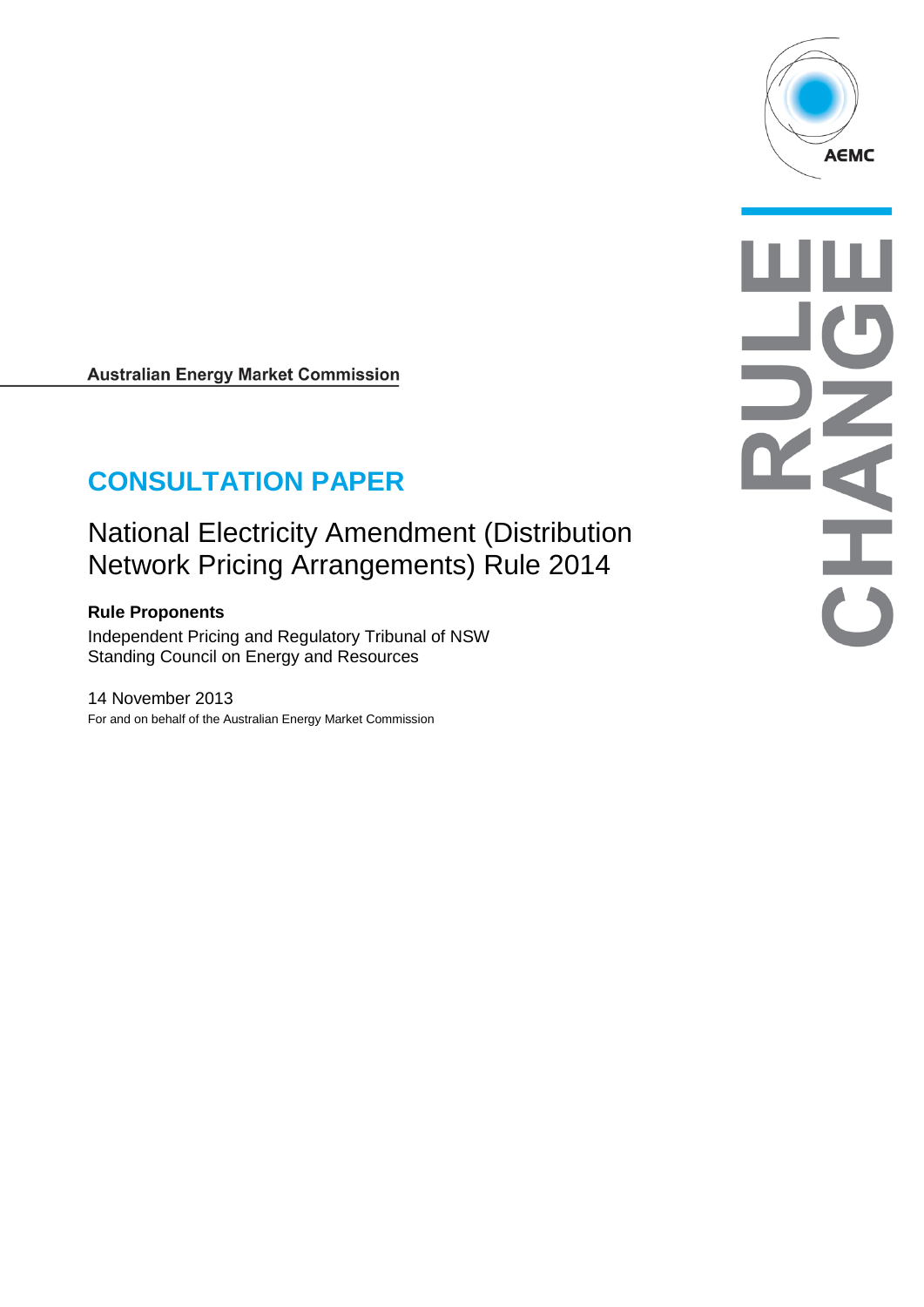Australian Energy Market Commission

# CONSULTATION PAPER

## National Electricity Amendment (Distribution Network Pricing Arrangements) Rule 2014

**Rule Proponents**

Independent Pricing and Regulatory Tribunal of NSW
Standing Council on Energy and Resources

14 November 2013

For and on behalf of the Australian Energy Market Commission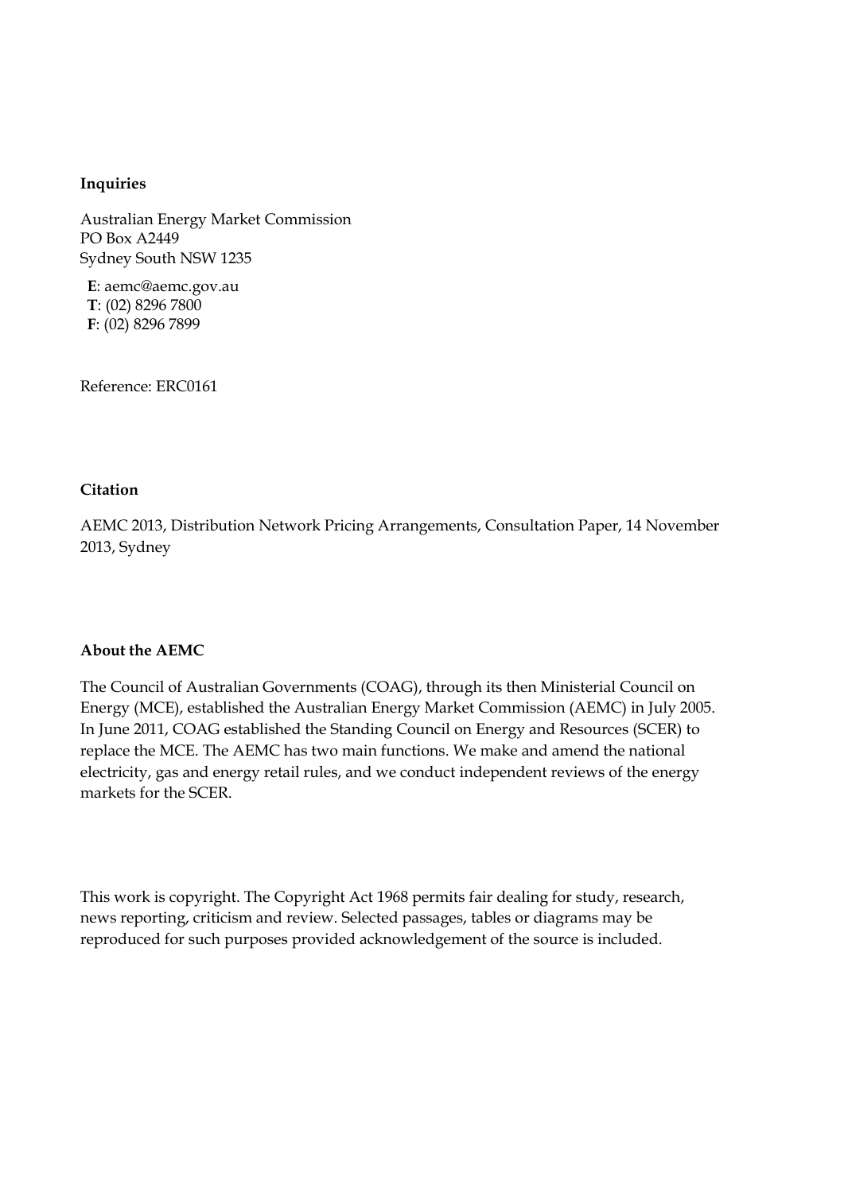**Inquiries**

Australian Energy Market Commission
PO Box A2449
Sydney South NSW 1235

**E**: aemc@aemc.gov.au
**T**: (02) 8296 7800
**F**: (02) 8296 7899

Reference: ERC0161

**Citation**

AEMC 2013, Distribution Network Pricing Arrangements, Consultation Paper, 14 November 2013, Sydney

**About the AEMC**

The Council of Australian Governments (COAG), through its then Ministerial Council on Energy (MCE), established the Australian Energy Market Commission (AEMC) in July 2005. In June 2011, COAG established the Standing Council on Energy and Resources (SCER) to replace the MCE. The AEMC has two main functions. We make and amend the national electricity, gas and energy retail rules, and we conduct independent reviews of the energy markets for the SCER.

This work is copyright. The Copyright Act 1968 permits fair dealing for study, research, news reporting, criticism and review. Selected passages, tables or diagrams may be reproduced for such purposes provided acknowledgement of the source is included.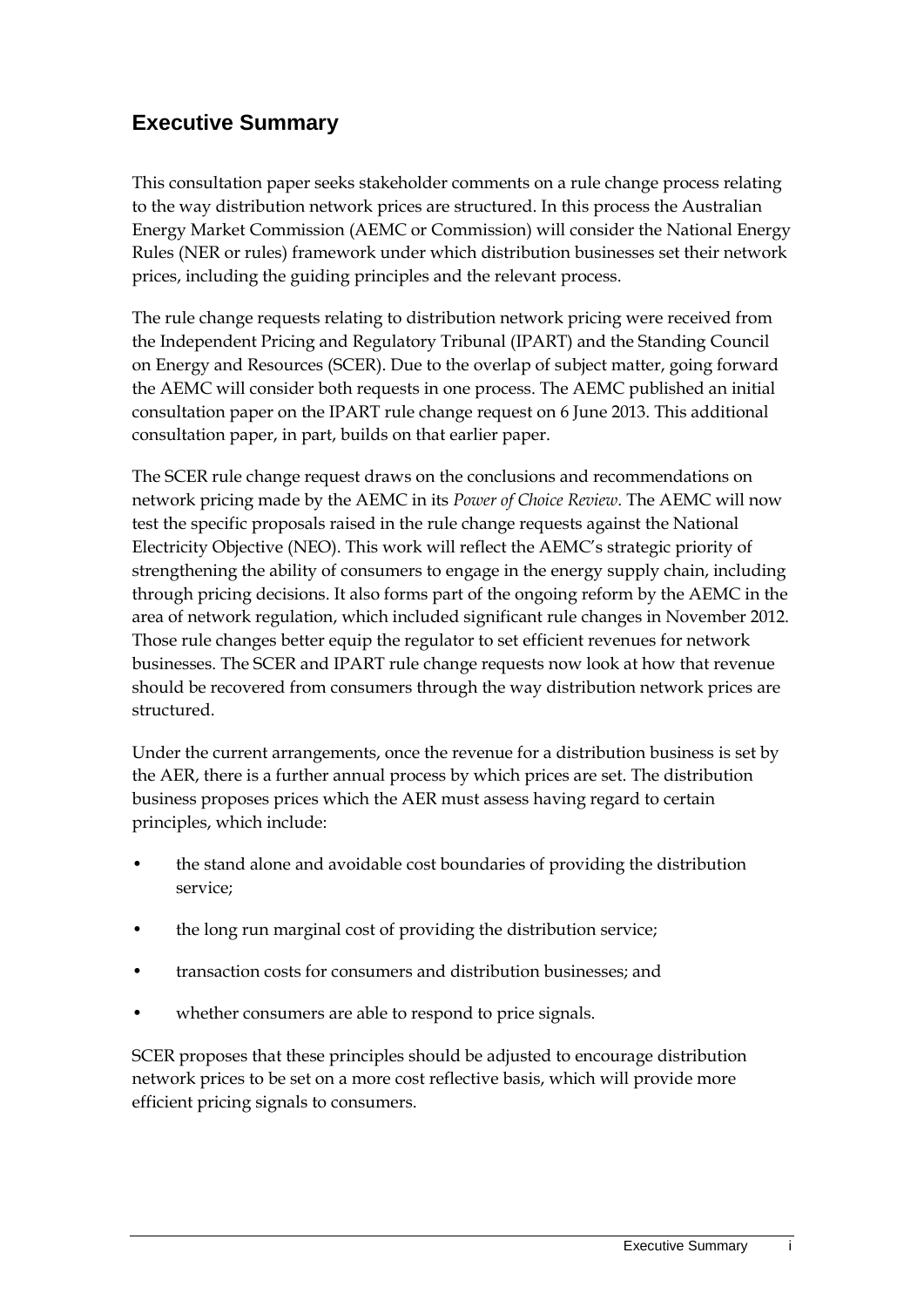## Executive Summary

This consultation paper seeks stakeholder comments on a rule change process relating to the way distribution network prices are structured. In this process the Australian Energy Market Commission (AEMC or Commission) will consider the National Energy Rules (NER or rules) framework under which distribution businesses set their network prices, including the guiding principles and the relevant process.

The rule change requests relating to distribution network pricing were received from the Independent Pricing and Regulatory Tribunal (IPART) and the Standing Council on Energy and Resources (SCER). Due to the overlap of subject matter, going forward the AEMC will consider both requests in one process. The AEMC published an initial consultation paper on the IPART rule change request on 6 June 2013. This additional consultation paper, in part, builds on that earlier paper.

The SCER rule change request draws on the conclusions and recommendations on network pricing made by the AEMC in its *Power of Choice Review*. The AEMC will now test the specific proposals raised in the rule change requests against the National Electricity Objective (NEO). This work will reflect the AEMC's strategic priority of strengthening the ability of consumers to engage in the energy supply chain, including through pricing decisions. It also forms part of the ongoing reform by the AEMC in the area of network regulation, which included significant rule changes in November 2012. Those rule changes better equip the regulator to set efficient revenues for network businesses. The SCER and IPART rule change requests now look at how that revenue should be recovered from consumers through the way distribution network prices are structured.

Under the current arrangements, once the revenue for a distribution business is set by the AER, there is a further annual process by which prices are set. The distribution business proposes prices which the AER must assess having regard to certain principles, which include:

- the stand alone and avoidable cost boundaries of providing the distribution service;
- the long run marginal cost of providing the distribution service;
- transaction costs for consumers and distribution businesses; and
- whether consumers are able to respond to price signals.

SCER proposes that these principles should be adjusted to encourage distribution network prices to be set on a more cost reflective basis, which will provide more efficient pricing signals to consumers.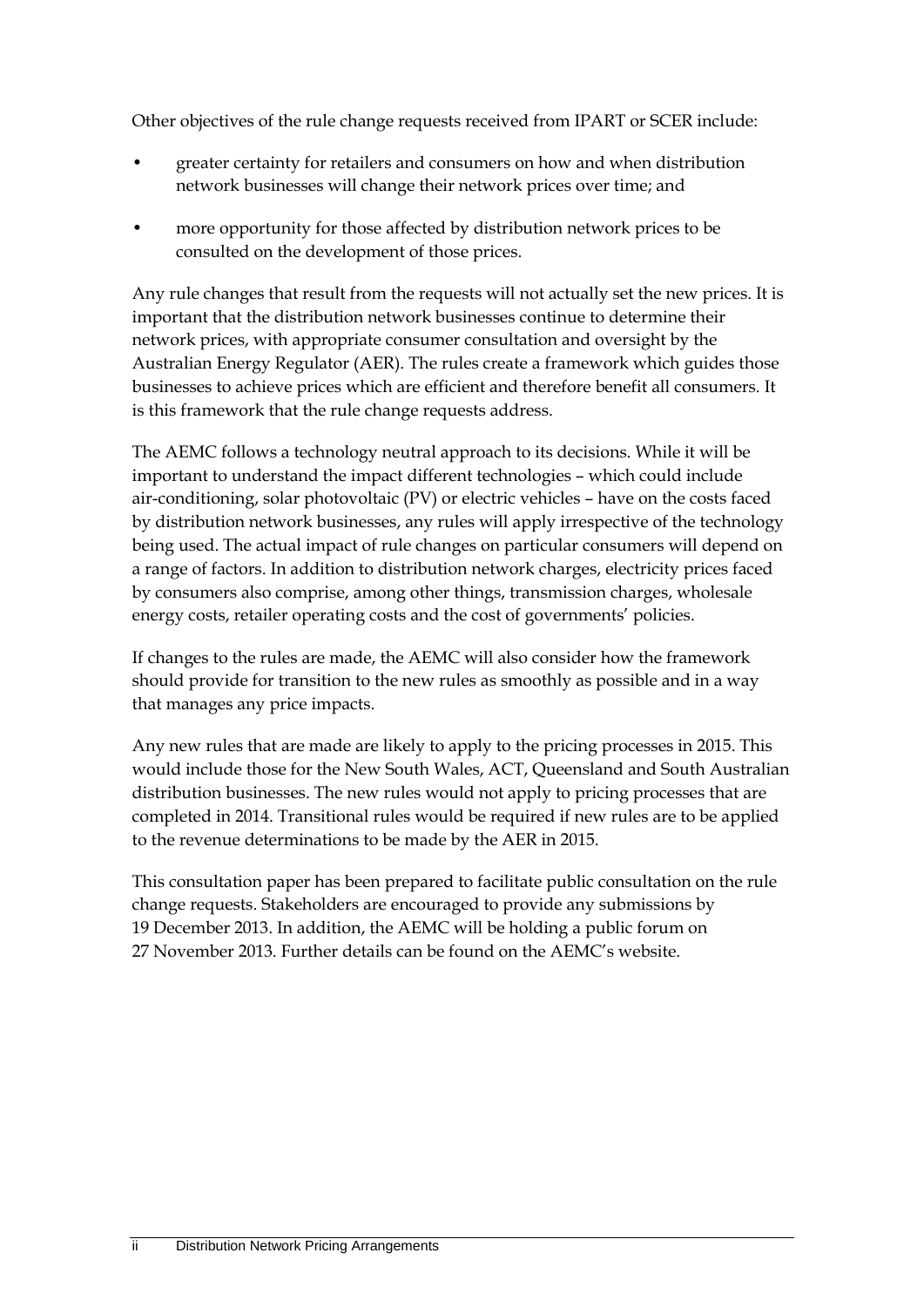Other objectives of the rule change requests received from IPART or SCER include:

- greater certainty for retailers and consumers on how and when distribution network businesses will change their network prices over time; and
- more opportunity for those affected by distribution network prices to be consulted on the development of those prices.

Any rule changes that result from the requests will not actually set the new prices. It is important that the distribution network businesses continue to determine their network prices, with appropriate consumer consultation and oversight by the Australian Energy Regulator (AER). The rules create a framework which guides those businesses to achieve prices which are efficient and therefore benefit all consumers. It is this framework that the rule change requests address.

The AEMC follows a technology neutral approach to its decisions. While it will be important to understand the impact different technologies – which could include air-conditioning, solar photovoltaic (PV) or electric vehicles – have on the costs faced by distribution network businesses, any rules will apply irrespective of the technology being used. The actual impact of rule changes on particular consumers will depend on a range of factors. In addition to distribution network charges, electricity prices faced by consumers also comprise, among other things, transmission charges, wholesale energy costs, retailer operating costs and the cost of governments' policies.

If changes to the rules are made, the AEMC will also consider how the framework should provide for transition to the new rules as smoothly as possible and in a way that manages any price impacts.

Any new rules that are made are likely to apply to the pricing processes in 2015. This would include those for the New South Wales, ACT, Queensland and South Australian distribution businesses. The new rules would not apply to pricing processes that are completed in 2014. Transitional rules would be required if new rules are to be applied to the revenue determinations to be made by the AER in 2015.

This consultation paper has been prepared to facilitate public consultation on the rule change requests. Stakeholders are encouraged to provide any submissions by 19 December 2013. In addition, the AEMC will be holding a public forum on 27 November 2013. Further details can be found on the AEMC's website.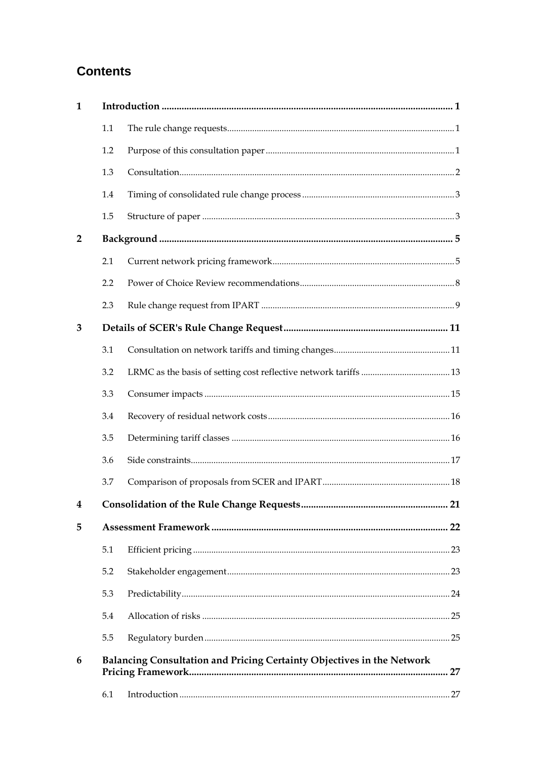# Contents

| | | | |
|---|---|---|---|
| **1** | **Introduction** | | **1** |
| | 1.1 | The rule change requests | 1 |
| | 1.2 | Purpose of this consultation paper | 1 |
| | 1.3 | Consultation | 2 |
| | 1.4 | Timing of consolidated rule change process | 3 |
| | 1.5 | Structure of paper | 3 |
| **2** | **Background** | | **5** |
| | 2.1 | Current network pricing framework | 5 |
| | 2.2 | Power of Choice Review recommendations | 8 |
| | 2.3 | Rule change request from IPART | 9 |
| **3** | **Details of SCER's Rule Change Request** | | **11** |
| | 3.1 | Consultation on network tariffs and timing changes | 11 |
| | 3.2 | LRMC as the basis of setting cost reflective network tariffs | 13 |
| | 3.3 | Consumer impacts | 15 |
| | 3.4 | Recovery of residual network costs | 16 |
| | 3.5 | Determining tariff classes | 16 |
| | 3.6 | Side constraints | 17 |
| | 3.7 | Comparison of proposals from SCER and IPART | 18 |
| **4** | **Consolidation of the Rule Change Requests** | | **21** |
| **5** | **Assessment Framework** | | **22** |
| | 5.1 | Efficient pricing | 23 |
| | 5.2 | Stakeholder engagement | 23 |
| | 5.3 | Predictability | 24 |
| | 5.4 | Allocation of risks | 25 |
| | 5.5 | Regulatory burden | 25 |
| **6** | **Balancing Consultation and Pricing Certainty Objectives in the Network Pricing Framework** | | **27** |
| | 6.1 | Introduction | 27 |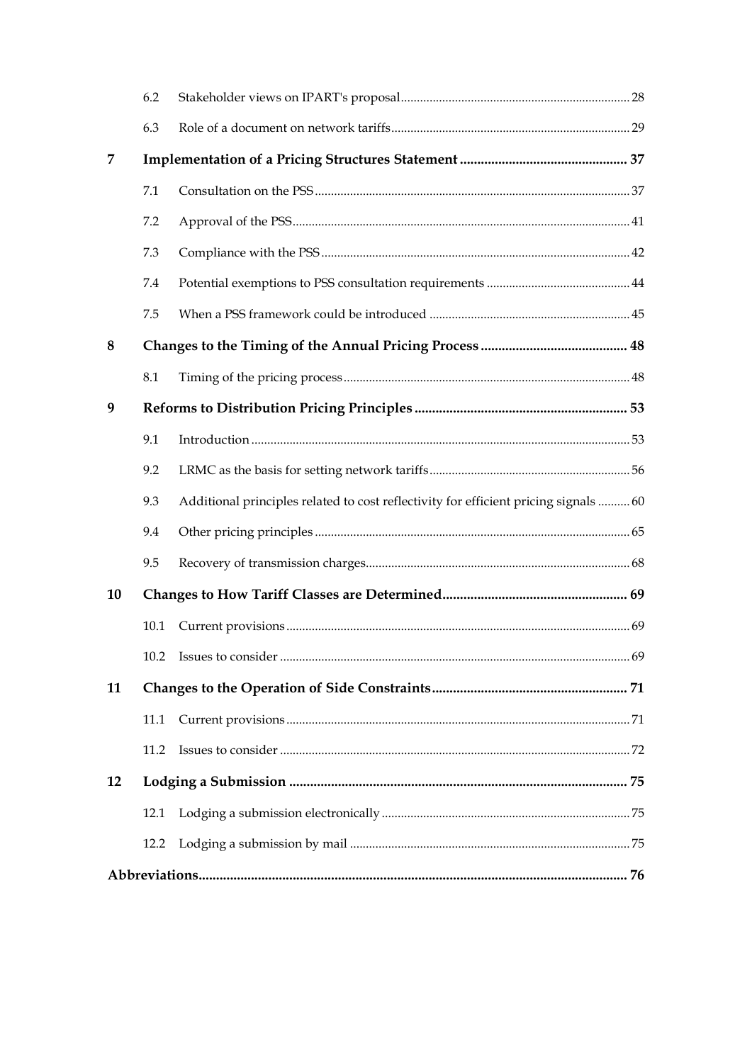| | | | |
|---|---|---|---|
| | 6.2 | Stakeholder views on IPART's proposal | 28 |
| | 6.3 | Role of a document on network tariffs | 29 |
| **7** | **Implementation of a Pricing Structures Statement** | | **37** |
| | 7.1 | Consultation on the PSS | 37 |
| | 7.2 | Approval of the PSS | 41 |
| | 7.3 | Compliance with the PSS | 42 |
| | 7.4 | Potential exemptions to PSS consultation requirements | 44 |
| | 7.5 | When a PSS framework could be introduced | 45 |
| **8** | **Changes to the Timing of the Annual Pricing Process** | | **48** |
| | 8.1 | Timing of the pricing process | 48 |
| **9** | **Reforms to Distribution Pricing Principles** | | **53** |
| | 9.1 | Introduction | 53 |
| | 9.2 | LRMC as the basis for setting network tariffs | 56 |
| | 9.3 | Additional principles related to cost reflectivity for efficient pricing signals | 60 |
| | 9.4 | Other pricing principles | 65 |
| | 9.5 | Recovery of transmission charges | 68 |
| **10** | **Changes to How Tariff Classes are Determined** | | **69** |
| | 10.1 | Current provisions | 69 |
| | 10.2 | Issues to consider | 69 |
| **11** | **Changes to the Operation of Side Constraints** | | **71** |
| | 11.1 | Current provisions | 71 |
| | 11.2 | Issues to consider | 72 |
| **12** | **Lodging a Submission** | | **75** |
| | 12.1 | Lodging a submission electronically | 75 |
| | 12.2 | Lodging a submission by mail | 75 |
| **Abbreviations** | | | **76** |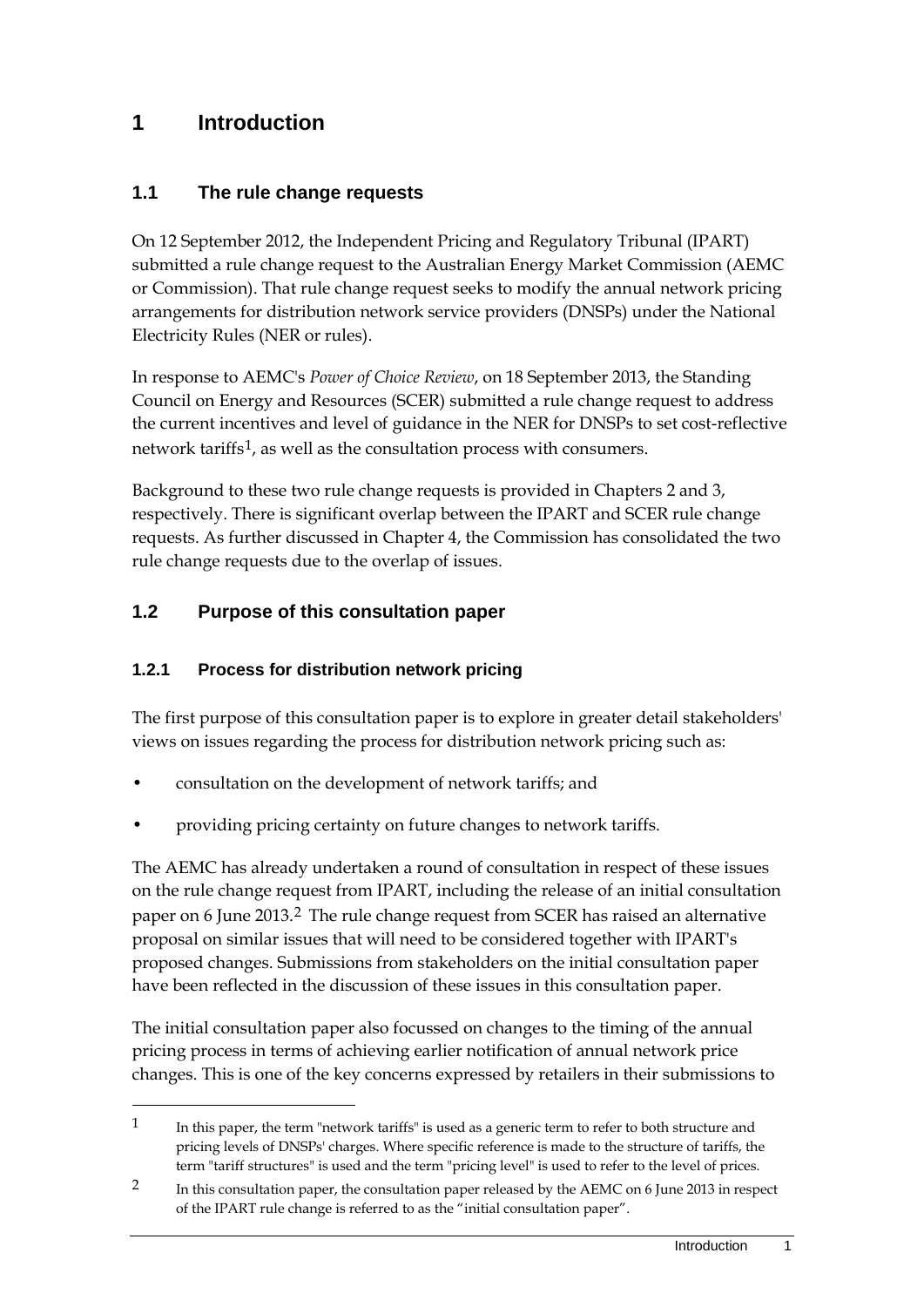# 1 Introduction

## 1.1 The rule change requests

On 12 September 2012, the Independent Pricing and Regulatory Tribunal (IPART) submitted a rule change request to the Australian Energy Market Commission (AEMC or Commission). That rule change request seeks to modify the annual network pricing arrangements for distribution network service providers (DNSPs) under the National Electricity Rules (NER or rules).

In response to AEMC's *Power of Choice Review*, on 18 September 2013, the Standing Council on Energy and Resources (SCER) submitted a rule change request to address the current incentives and level of guidance in the NER for DNSPs to set cost-reflective network tariffs[1], as well as the consultation process with consumers.

Background to these two rule change requests is provided in Chapters 2 and 3, respectively. There is significant overlap between the IPART and SCER rule change requests. As further discussed in Chapter 4, the Commission has consolidated the two rule change requests due to the overlap of issues.

## 1.2 Purpose of this consultation paper

### 1.2.1 Process for distribution network pricing

The first purpose of this consultation paper is to explore in greater detail stakeholders' views on issues regarding the process for distribution network pricing such as:

- consultation on the development of network tariffs; and
- providing pricing certainty on future changes to network tariffs.

The AEMC has already undertaken a round of consultation in respect of these issues on the rule change request from IPART, including the release of an initial consultation paper on 6 June 2013.[2] The rule change request from SCER has raised an alternative proposal on similar issues that will need to be considered together with IPART's proposed changes. Submissions from stakeholders on the initial consultation paper have been reflected in the discussion of these issues in this consultation paper.

The initial consultation paper also focussed on changes to the timing of the annual pricing process in terms of achieving earlier notification of annual network price changes. This is one of the key concerns expressed by retailers in their submissions to

---

[1] In this paper, the term "network tariffs" is used as a generic term to refer to both structure and pricing levels of DNSPs' charges. Where specific reference is made to the structure of tariffs, the term "tariff structures" is used and the term "pricing level" is used to refer to the level of prices.

[2] In this consultation paper, the consultation paper released by the AEMC on 6 June 2013 in respect of the IPART rule change is referred to as the "initial consultation paper".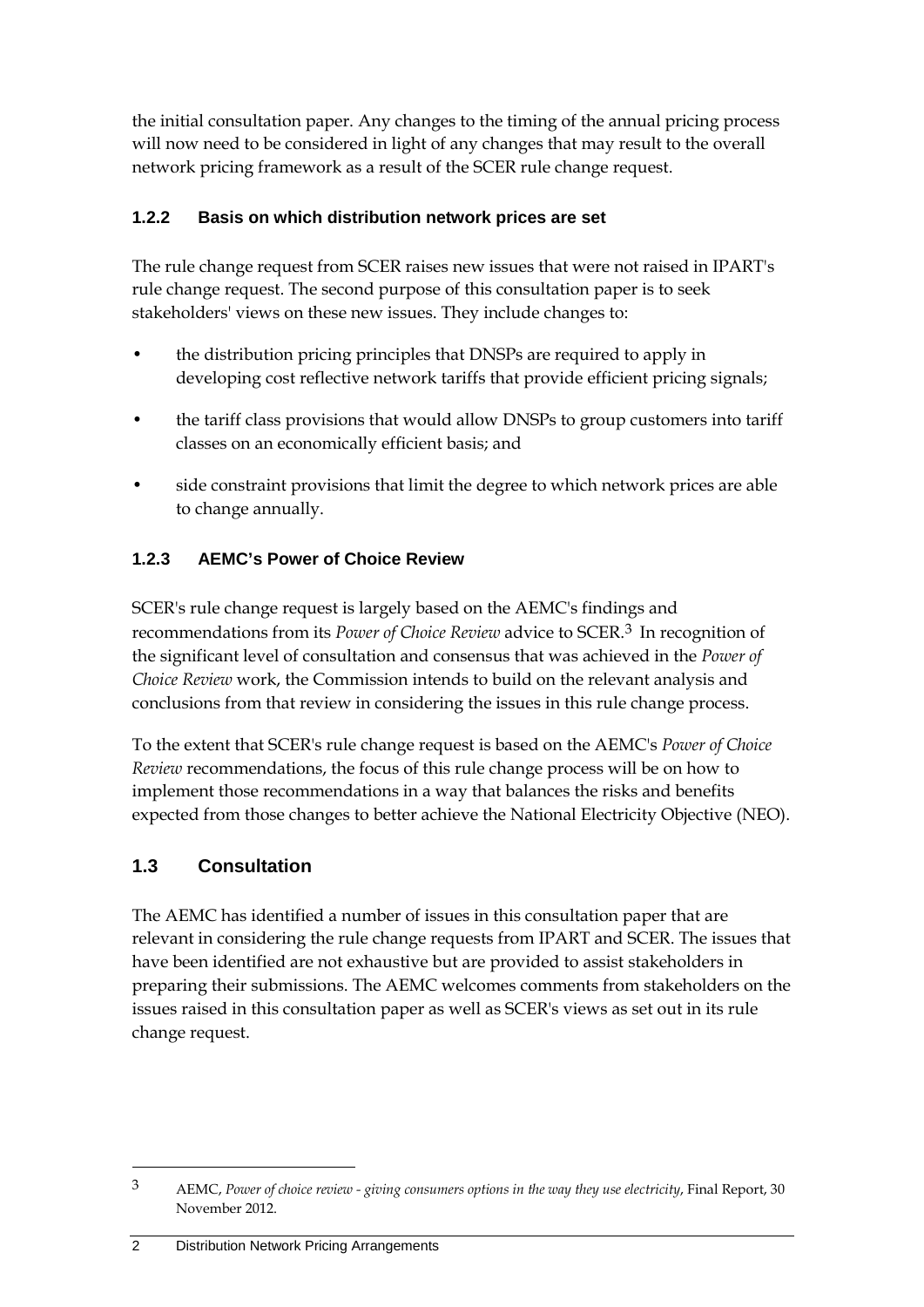the initial consultation paper. Any changes to the timing of the annual pricing process will now need to be considered in light of any changes that may result to the overall network pricing framework as a result of the SCER rule change request.

### 1.2.2 Basis on which distribution network prices are set

The rule change request from SCER raises new issues that were not raised in IPART's rule change request. The second purpose of this consultation paper is to seek stakeholders' views on these new issues. They include changes to:

- the distribution pricing principles that DNSPs are required to apply in developing cost reflective network tariffs that provide efficient pricing signals;
- the tariff class provisions that would allow DNSPs to group customers into tariff classes on an economically efficient basis; and
- side constraint provisions that limit the degree to which network prices are able to change annually.

### 1.2.3 AEMC's Power of Choice Review

SCER's rule change request is largely based on the AEMC's findings and recommendations from its *Power of Choice Review* advice to SCER.[3] In recognition of the significant level of consultation and consensus that was achieved in the *Power of Choice Review* work, the Commission intends to build on the relevant analysis and conclusions from that review in considering the issues in this rule change process.

To the extent that SCER's rule change request is based on the AEMC's *Power of Choice Review* recommendations, the focus of this rule change process will be on how to implement those recommendations in a way that balances the risks and benefits expected from those changes to better achieve the National Electricity Objective (NEO).

## 1.3 Consultation

The AEMC has identified a number of issues in this consultation paper that are relevant in considering the rule change requests from IPART and SCER. The issues that have been identified are not exhaustive but are provided to assist stakeholders in preparing their submissions. The AEMC welcomes comments from stakeholders on the issues raised in this consultation paper as well as SCER's views as set out in its rule change request.

---

[3] AEMC, *Power of choice review - giving consumers options in the way they use electricity*, Final Report, 30 November 2012.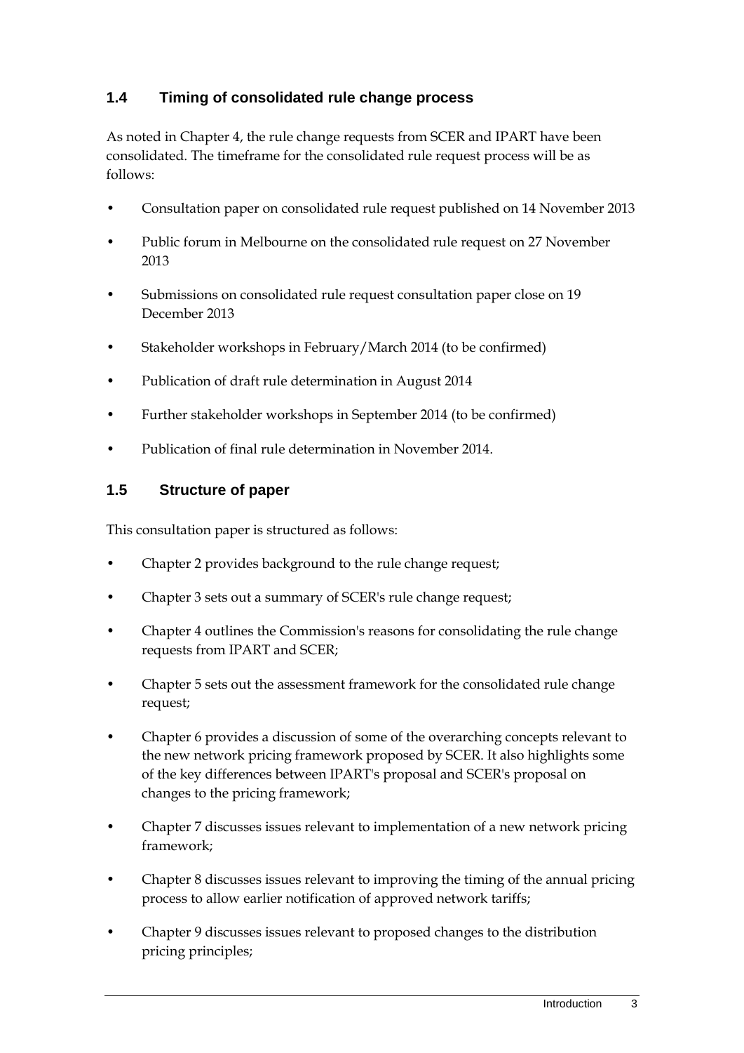## 1.4 Timing of consolidated rule change process

As noted in Chapter 4, the rule change requests from SCER and IPART have been consolidated. The timeframe for the consolidated rule request process will be as follows:

- Consultation paper on consolidated rule request published on 14 November 2013
- Public forum in Melbourne on the consolidated rule request on 27 November 2013
- Submissions on consolidated rule request consultation paper close on 19 December 2013
- Stakeholder workshops in February/March 2014 (to be confirmed)
- Publication of draft rule determination in August 2014
- Further stakeholder workshops in September 2014 (to be confirmed)
- Publication of final rule determination in November 2014.

## 1.5 Structure of paper

This consultation paper is structured as follows:

- Chapter 2 provides background to the rule change request;
- Chapter 3 sets out a summary of SCER's rule change request;
- Chapter 4 outlines the Commission's reasons for consolidating the rule change requests from IPART and SCER;
- Chapter 5 sets out the assessment framework for the consolidated rule change request;
- Chapter 6 provides a discussion of some of the overarching concepts relevant to the new network pricing framework proposed by SCER. It also highlights some of the key differences between IPART's proposal and SCER's proposal on changes to the pricing framework;
- Chapter 7 discusses issues relevant to implementation of a new network pricing framework;
- Chapter 8 discusses issues relevant to improving the timing of the annual pricing process to allow earlier notification of approved network tariffs;
- Chapter 9 discusses issues relevant to proposed changes to the distribution pricing principles;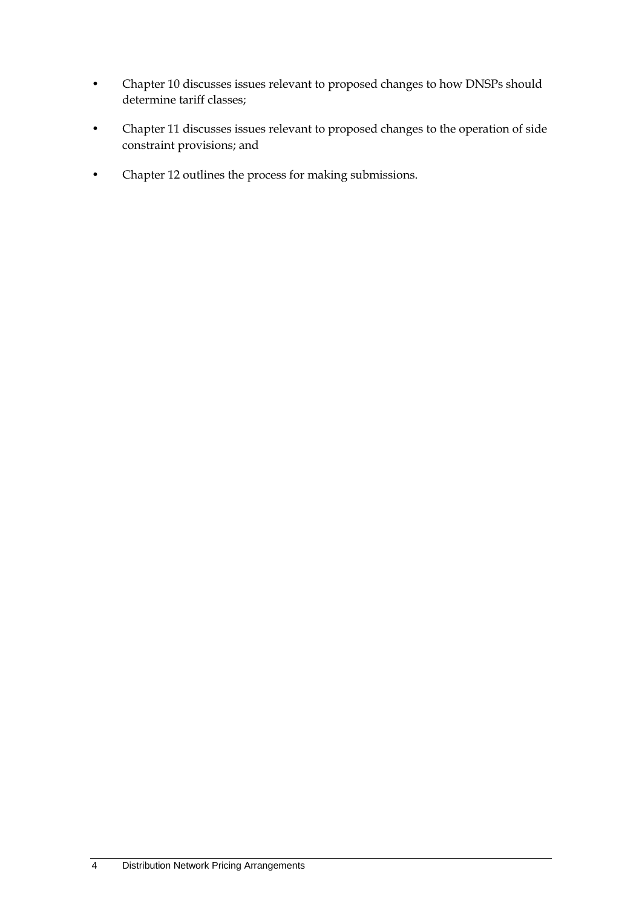- Chapter 10 discusses issues relevant to proposed changes to how DNSPs should determine tariff classes;
- Chapter 11 discusses issues relevant to proposed changes to the operation of side constraint provisions; and
- Chapter 12 outlines the process for making submissions.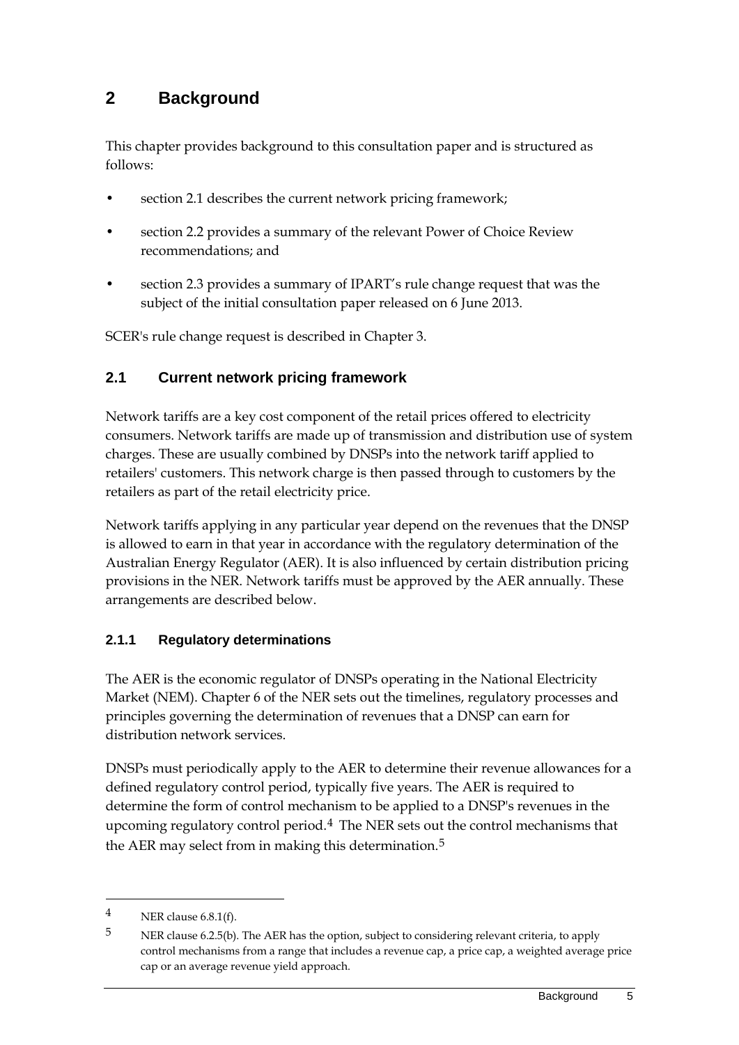# 2 Background

This chapter provides background to this consultation paper and is structured as follows:

- section 2.1 describes the current network pricing framework;
- section 2.2 provides a summary of the relevant Power of Choice Review recommendations; and
- section 2.3 provides a summary of IPART's rule change request that was the subject of the initial consultation paper released on 6 June 2013.

SCER's rule change request is described in Chapter 3.

## 2.1 Current network pricing framework

Network tariffs are a key cost component of the retail prices offered to electricity consumers. Network tariffs are made up of transmission and distribution use of system charges. These are usually combined by DNSPs into the network tariff applied to retailers' customers. This network charge is then passed through to customers by the retailers as part of the retail electricity price.

Network tariffs applying in any particular year depend on the revenues that the DNSP is allowed to earn in that year in accordance with the regulatory determination of the Australian Energy Regulator (AER). It is also influenced by certain distribution pricing provisions in the NER. Network tariffs must be approved by the AER annually. These arrangements are described below.

### 2.1.1 Regulatory determinations

The AER is the economic regulator of DNSPs operating in the National Electricity Market (NEM). Chapter 6 of the NER sets out the timelines, regulatory processes and principles governing the determination of revenues that a DNSP can earn for distribution network services.

DNSPs must periodically apply to the AER to determine their revenue allowances for a defined regulatory control period, typically five years. The AER is required to determine the form of control mechanism to be applied to a DNSP's revenues in the upcoming regulatory control period.[4] The NER sets out the control mechanisms that the AER may select from in making this determination.[5]

---

4 NER clause 6.8.1(f).

5 NER clause 6.2.5(b). The AER has the option, subject to considering relevant criteria, to apply control mechanisms from a range that includes a revenue cap, a price cap, a weighted average price cap or an average revenue yield approach.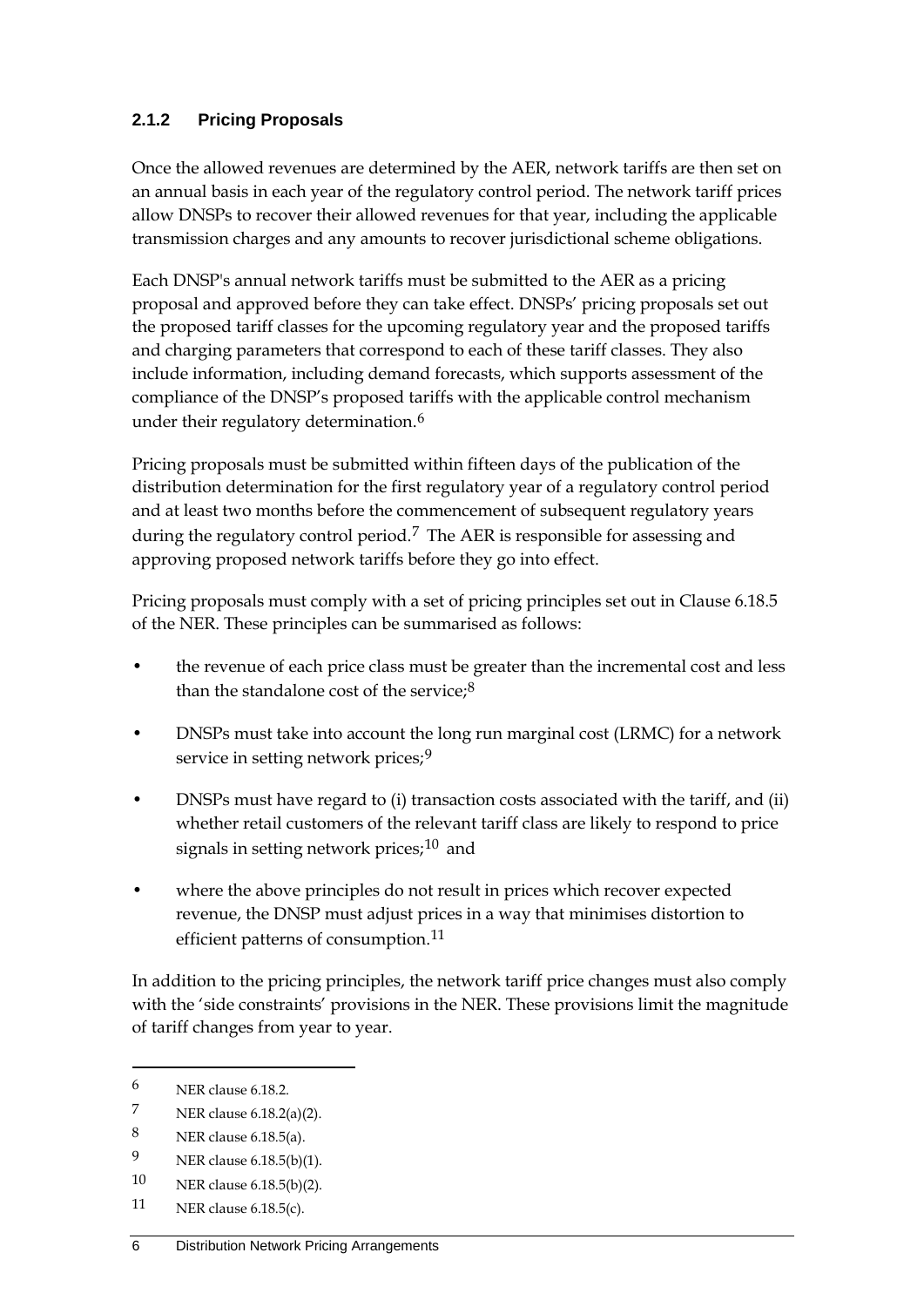### 2.1.2 Pricing Proposals

Once the allowed revenues are determined by the AER, network tariffs are then set on an annual basis in each year of the regulatory control period. The network tariff prices allow DNSPs to recover their allowed revenues for that year, including the applicable transmission charges and any amounts to recover jurisdictional scheme obligations.

Each DNSP's annual network tariffs must be submitted to the AER as a pricing proposal and approved before they can take effect. DNSPs' pricing proposals set out the proposed tariff classes for the upcoming regulatory year and the proposed tariffs and charging parameters that correspond to each of these tariff classes. They also include information, including demand forecasts, which supports assessment of the compliance of the DNSP's proposed tariffs with the applicable control mechanism under their regulatory determination.[6]

Pricing proposals must be submitted within fifteen days of the publication of the distribution determination for the first regulatory year of a regulatory control period and at least two months before the commencement of subsequent regulatory years during the regulatory control period.[7] The AER is responsible for assessing and approving proposed network tariffs before they go into effect.

Pricing proposals must comply with a set of pricing principles set out in Clause 6.18.5 of the NER. These principles can be summarised as follows:

- the revenue of each price class must be greater than the incremental cost and less than the standalone cost of the service;[8]
- DNSPs must take into account the long run marginal cost (LRMC) for a network service in setting network prices;[9]
- DNSPs must have regard to (i) transaction costs associated with the tariff, and (ii) whether retail customers of the relevant tariff class are likely to respond to price signals in setting network prices;[10] and
- where the above principles do not result in prices which recover expected revenue, the DNSP must adjust prices in a way that minimises distortion to efficient patterns of consumption.[11]

In addition to the pricing principles, the network tariff price changes must also comply with the 'side constraints' provisions in the NER. These provisions limit the magnitude of tariff changes from year to year.

---

6 NER clause 6.18.2.

7 NER clause 6.18.2(a)(2).

8 NER clause 6.18.5(a).

9 NER clause 6.18.5(b)(1).

10 NER clause 6.18.5(b)(2).

11 NER clause 6.18.5(c).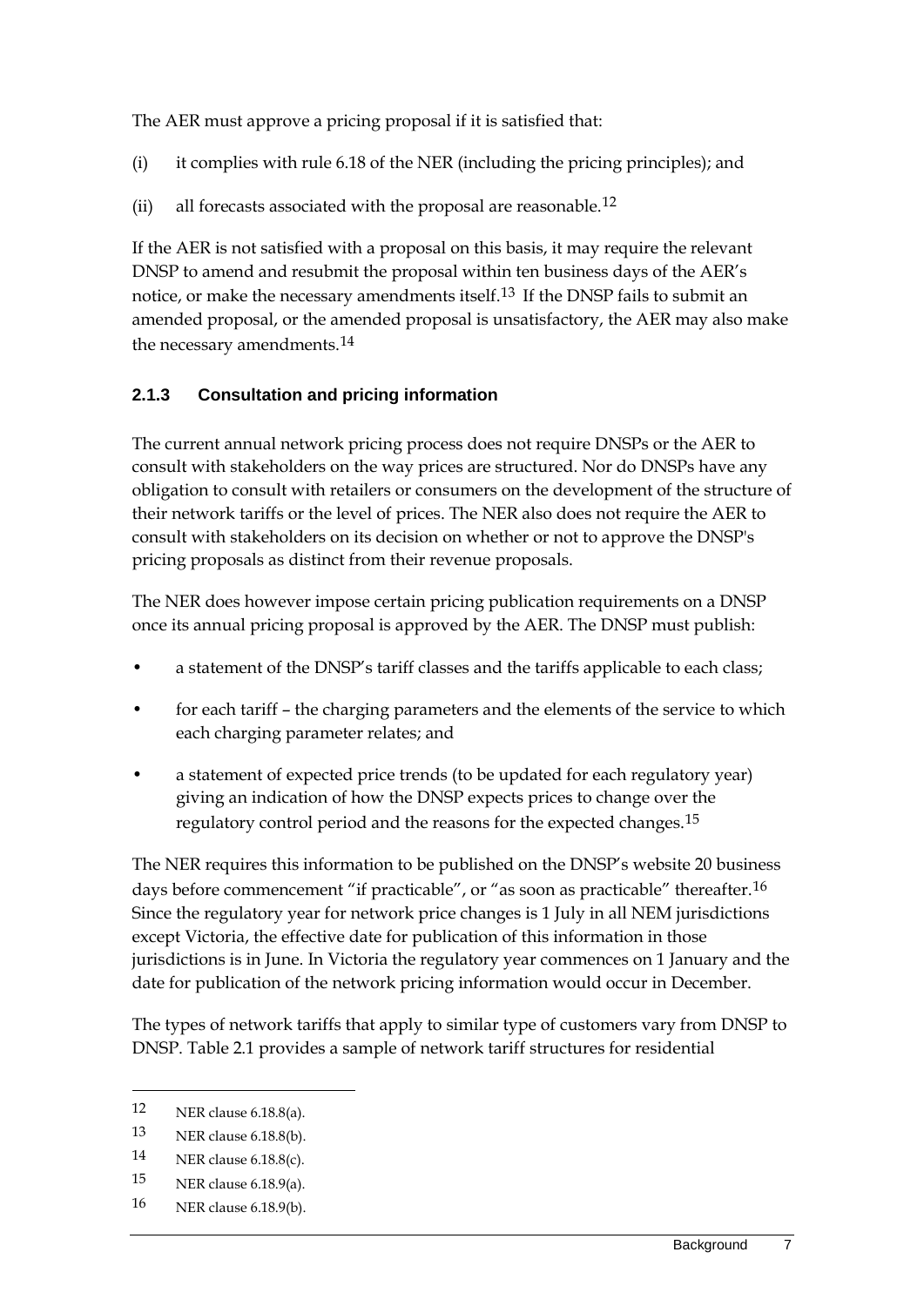The AER must approve a pricing proposal if it is satisfied that:

(i) it complies with rule 6.18 of the NER (including the pricing principles); and

(ii) all forecasts associated with the proposal are reasonable.[12]

If the AER is not satisfied with a proposal on this basis, it may require the relevant DNSP to amend and resubmit the proposal within ten business days of the AER's notice, or make the necessary amendments itself.[13] If the DNSP fails to submit an amended proposal, or the amended proposal is unsatisfactory, the AER may also make the necessary amendments.[14]

### 2.1.3 Consultation and pricing information

The current annual network pricing process does not require DNSPs or the AER to consult with stakeholders on the way prices are structured. Nor do DNSPs have any obligation to consult with retailers or consumers on the development of the structure of their network tariffs or the level of prices. The NER also does not require the AER to consult with stakeholders on its decision on whether or not to approve the DNSP's pricing proposals as distinct from their revenue proposals.

The NER does however impose certain pricing publication requirements on a DNSP once its annual pricing proposal is approved by the AER. The DNSP must publish:

- a statement of the DNSP's tariff classes and the tariffs applicable to each class;
- for each tariff – the charging parameters and the elements of the service to which each charging parameter relates; and
- a statement of expected price trends (to be updated for each regulatory year) giving an indication of how the DNSP expects prices to change over the regulatory control period and the reasons for the expected changes.[15]

The NER requires this information to be published on the DNSP's website 20 business days before commencement "if practicable", or "as soon as practicable" thereafter.[16] Since the regulatory year for network price changes is 1 July in all NEM jurisdictions except Victoria, the effective date for publication of this information in those jurisdictions is in June. In Victoria the regulatory year commences on 1 January and the date for publication of the network pricing information would occur in December.

The types of network tariffs that apply to similar type of customers vary from DNSP to DNSP. Table 2.1 provides a sample of network tariff structures for residential

---

12 NER clause 6.18.8(a).

13 NER clause 6.18.8(b).

14 NER clause 6.18.8(c).

15 NER clause 6.18.9(a).

16 NER clause 6.18.9(b).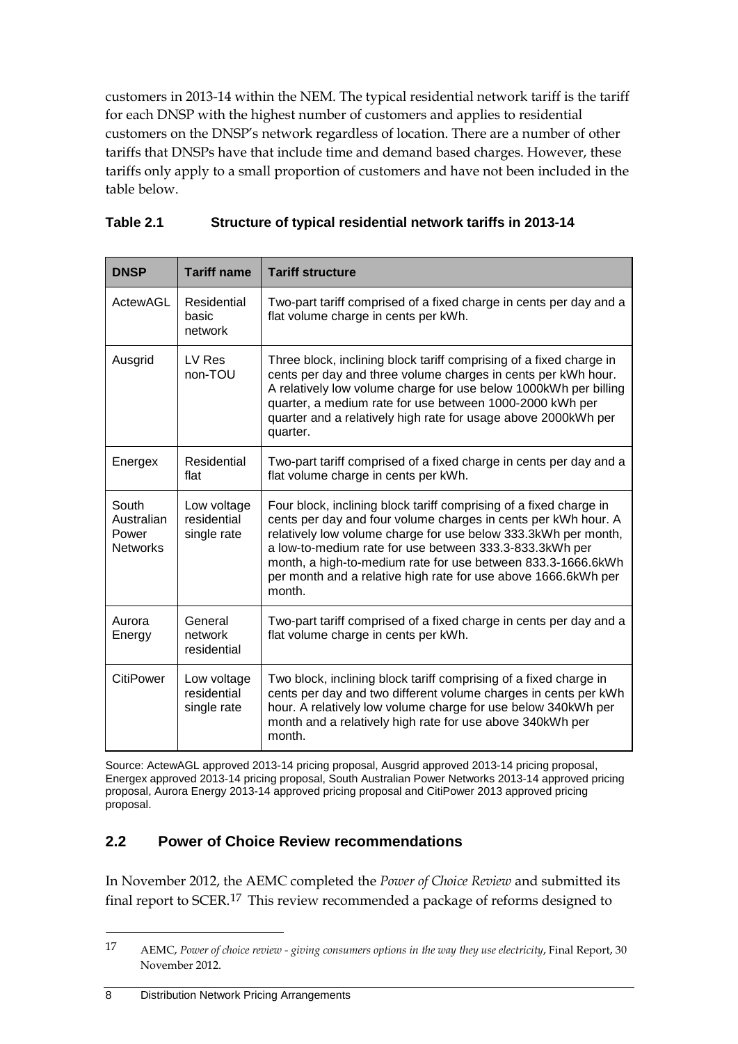customers in 2013-14 within the NEM. The typical residential network tariff is the tariff for each DNSP with the highest number of customers and applies to residential customers on the DNSP's network regardless of location. There are a number of other tariffs that DNSPs have that include time and demand based charges. However, these tariffs only apply to a small proportion of customers and have not been included in the table below.

**Table 2.1 Structure of typical residential network tariffs in 2013-14**

| DNSP | Tariff name | Tariff structure |
|---|---|---|
| ActewAGL | Residential basic network | Two-part tariff comprised of a fixed charge in cents per day and a flat volume charge in cents per kWh. |
| Ausgrid | LV Res non-TOU | Three block, inclining block tariff comprising of a fixed charge in cents per day and three volume charges in cents per kWh hour. A relatively low volume charge for use below 1000kWh per billing quarter, a medium rate for use between 1000-2000 kWh per quarter and a relatively high rate for usage above 2000kWh per quarter. |
| Energex | Residential flat | Two-part tariff comprised of a fixed charge in cents per day and a flat volume charge in cents per kWh. |
| South Australian Power Networks | Low voltage residential single rate | Four block, inclining block tariff comprising of a fixed charge in cents per day and four volume charges in cents per kWh hour. A relatively low volume charge for use below 333.3kWh per month, a low-to-medium rate for use between 333.3-833.3kWh per month, a high-to-medium rate for use between 833.3-1666.6kWh per month and a relative high rate for use above 1666.6kWh per month. |
| Aurora Energy | General network residential | Two-part tariff comprised of a fixed charge in cents per day and a flat volume charge in cents per kWh. |
| CitiPower | Low voltage residential single rate | Two block, inclining block tariff comprising of a fixed charge in cents per day and two different volume charges in cents per kWh hour. A relatively low volume charge for use below 340kWh per month and a relatively high rate for use above 340kWh per month. |

Source: ActewAGL approved 2013-14 pricing proposal, Ausgrid approved 2013-14 pricing proposal, Energex approved 2013-14 pricing proposal, South Australian Power Networks 2013-14 approved pricing proposal, Aurora Energy 2013-14 approved pricing proposal and CitiPower 2013 approved pricing proposal.

## 2.2 Power of Choice Review recommendations

In November 2012, the AEMC completed the *Power of Choice Review* and submitted its final report to SCER.[17] This review recommended a package of reforms designed to

[17] AEMC, *Power of choice review - giving consumers options in the way they use electricity*, Final Report, 30 November 2012.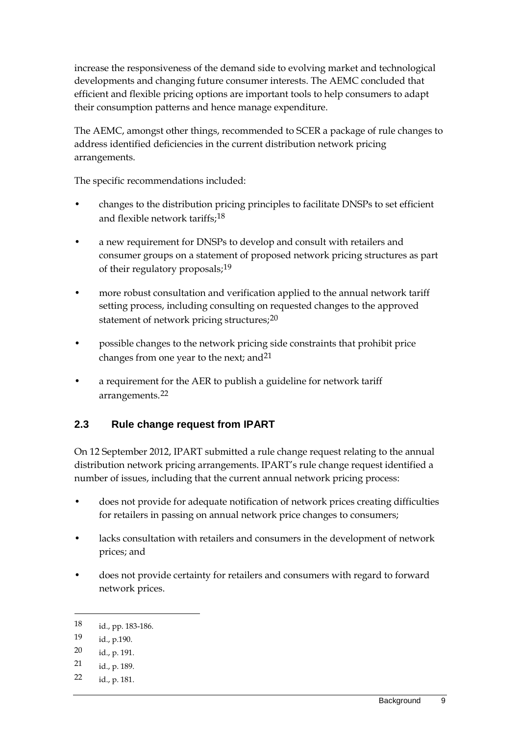increase the responsiveness of the demand side to evolving market and technological developments and changing future consumer interests. The AEMC concluded that efficient and flexible pricing options are important tools to help consumers to adapt their consumption patterns and hence manage expenditure.

The AEMC, amongst other things, recommended to SCER a package of rule changes to address identified deficiencies in the current distribution network pricing arrangements.

The specific recommendations included:

- changes to the distribution pricing principles to facilitate DNSPs to set efficient and flexible network tariffs;[18]
- a new requirement for DNSPs to develop and consult with retailers and consumer groups on a statement of proposed network pricing structures as part of their regulatory proposals;[19]
- more robust consultation and verification applied to the annual network tariff setting process, including consulting on requested changes to the approved statement of network pricing structures;[20]
- possible changes to the network pricing side constraints that prohibit price changes from one year to the next; and[21]
- a requirement for the AER to publish a guideline for network tariff arrangements.[22]

## 2.3 Rule change request from IPART

On 12 September 2012, IPART submitted a rule change request relating to the annual distribution network pricing arrangements. IPART's rule change request identified a number of issues, including that the current annual network pricing process:

- does not provide for adequate notification of network prices creating difficulties for retailers in passing on annual network price changes to consumers;
- lacks consultation with retailers and consumers in the development of network prices; and
- does not provide certainty for retailers and consumers with regard to forward network prices.

---

18 id., pp. 183-186.

19 id., p.190.

20 id., p. 191.

21 id., p. 189.

22 id., p. 181.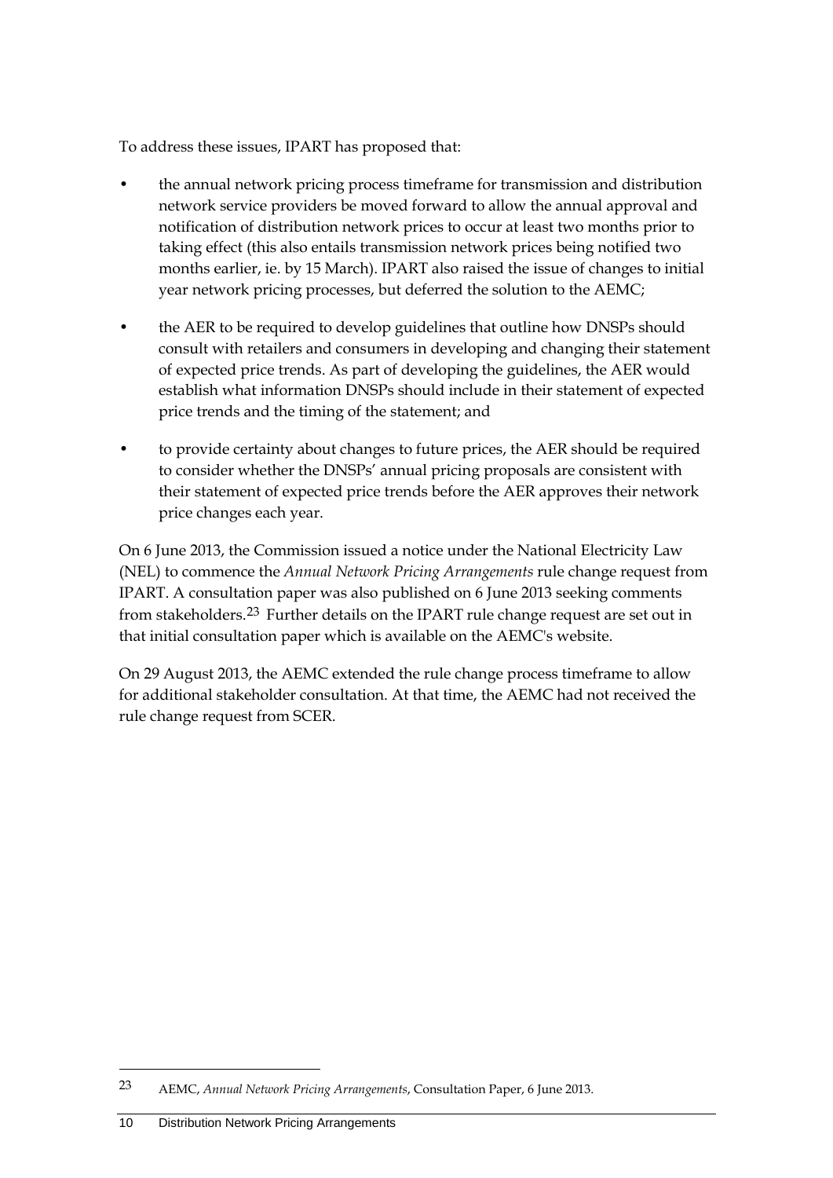To address these issues, IPART has proposed that:

- the annual network pricing process timeframe for transmission and distribution network service providers be moved forward to allow the annual approval and notification of distribution network prices to occur at least two months prior to taking effect (this also entails transmission network prices being notified two months earlier, ie. by 15 March). IPART also raised the issue of changes to initial year network pricing processes, but deferred the solution to the AEMC;
- the AER to be required to develop guidelines that outline how DNSPs should consult with retailers and consumers in developing and changing their statement of expected price trends. As part of developing the guidelines, the AER would establish what information DNSPs should include in their statement of expected price trends and the timing of the statement; and
- to provide certainty about changes to future prices, the AER should be required to consider whether the DNSPs' annual pricing proposals are consistent with their statement of expected price trends before the AER approves their network price changes each year.

On 6 June 2013, the Commission issued a notice under the National Electricity Law (NEL) to commence the *Annual Network Pricing Arrangements* rule change request from IPART. A consultation paper was also published on 6 June 2013 seeking comments from stakeholders.[23] Further details on the IPART rule change request are set out in that initial consultation paper which is available on the AEMC's website.

On 29 August 2013, the AEMC extended the rule change process timeframe to allow for additional stakeholder consultation. At that time, the AEMC had not received the rule change request from SCER.

---

23 AEMC, *Annual Network Pricing Arrangements*, Consultation Paper, 6 June 2013.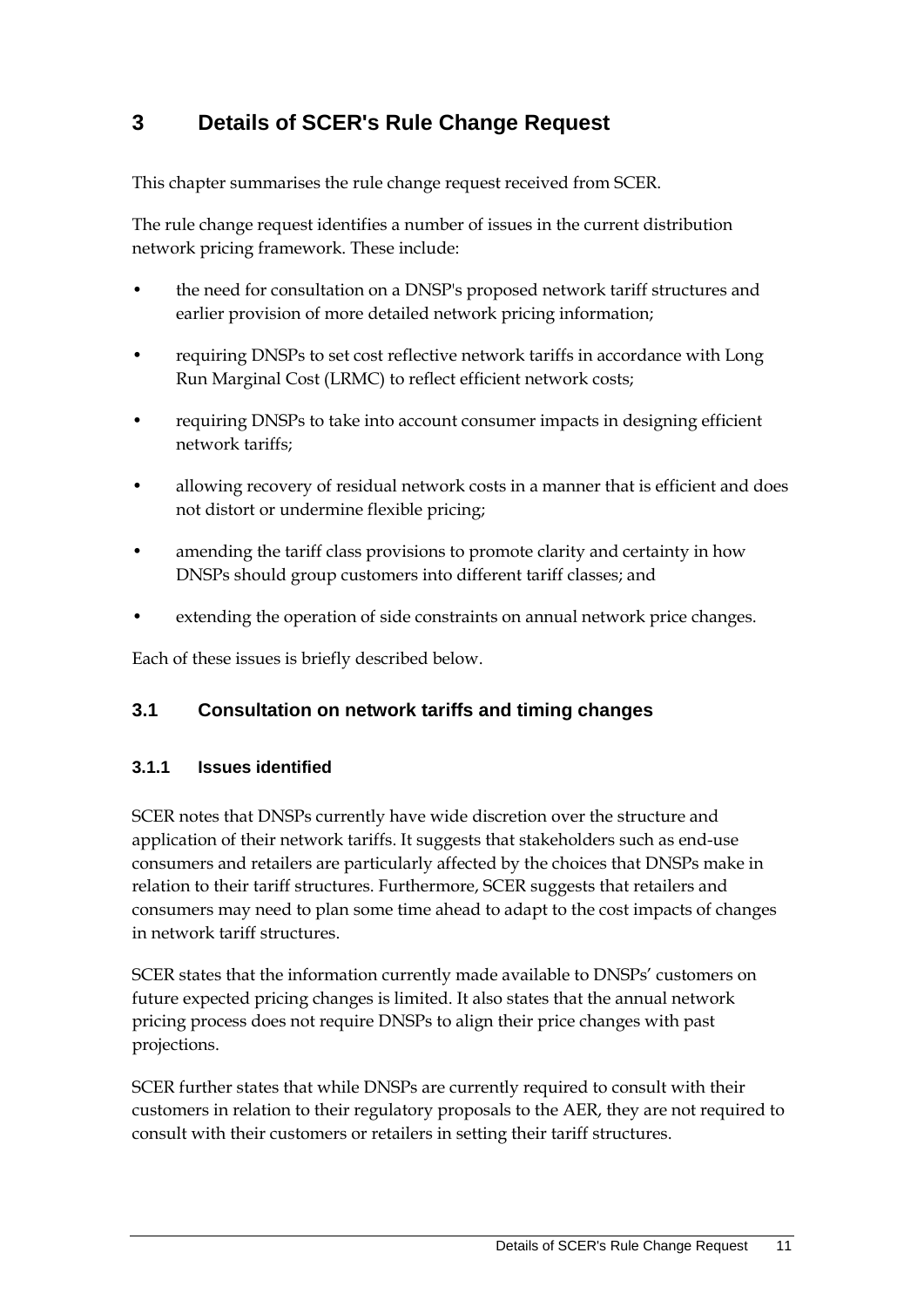# 3 Details of SCER's Rule Change Request

This chapter summarises the rule change request received from SCER.

The rule change request identifies a number of issues in the current distribution network pricing framework. These include:

- the need for consultation on a DNSP's proposed network tariff structures and earlier provision of more detailed network pricing information;
- requiring DNSPs to set cost reflective network tariffs in accordance with Long Run Marginal Cost (LRMC) to reflect efficient network costs;
- requiring DNSPs to take into account consumer impacts in designing efficient network tariffs;
- allowing recovery of residual network costs in a manner that is efficient and does not distort or undermine flexible pricing;
- amending the tariff class provisions to promote clarity and certainty in how DNSPs should group customers into different tariff classes; and
- extending the operation of side constraints on annual network price changes.

Each of these issues is briefly described below.

## 3.1 Consultation on network tariffs and timing changes

### 3.1.1 Issues identified

SCER notes that DNSPs currently have wide discretion over the structure and application of their network tariffs. It suggests that stakeholders such as end-use consumers and retailers are particularly affected by the choices that DNSPs make in relation to their tariff structures. Furthermore, SCER suggests that retailers and consumers may need to plan some time ahead to adapt to the cost impacts of changes in network tariff structures.

SCER states that the information currently made available to DNSPs' customers on future expected pricing changes is limited. It also states that the annual network pricing process does not require DNSPs to align their price changes with past projections.

SCER further states that while DNSPs are currently required to consult with their customers in relation to their regulatory proposals to the AER, they are not required to consult with their customers or retailers in setting their tariff structures.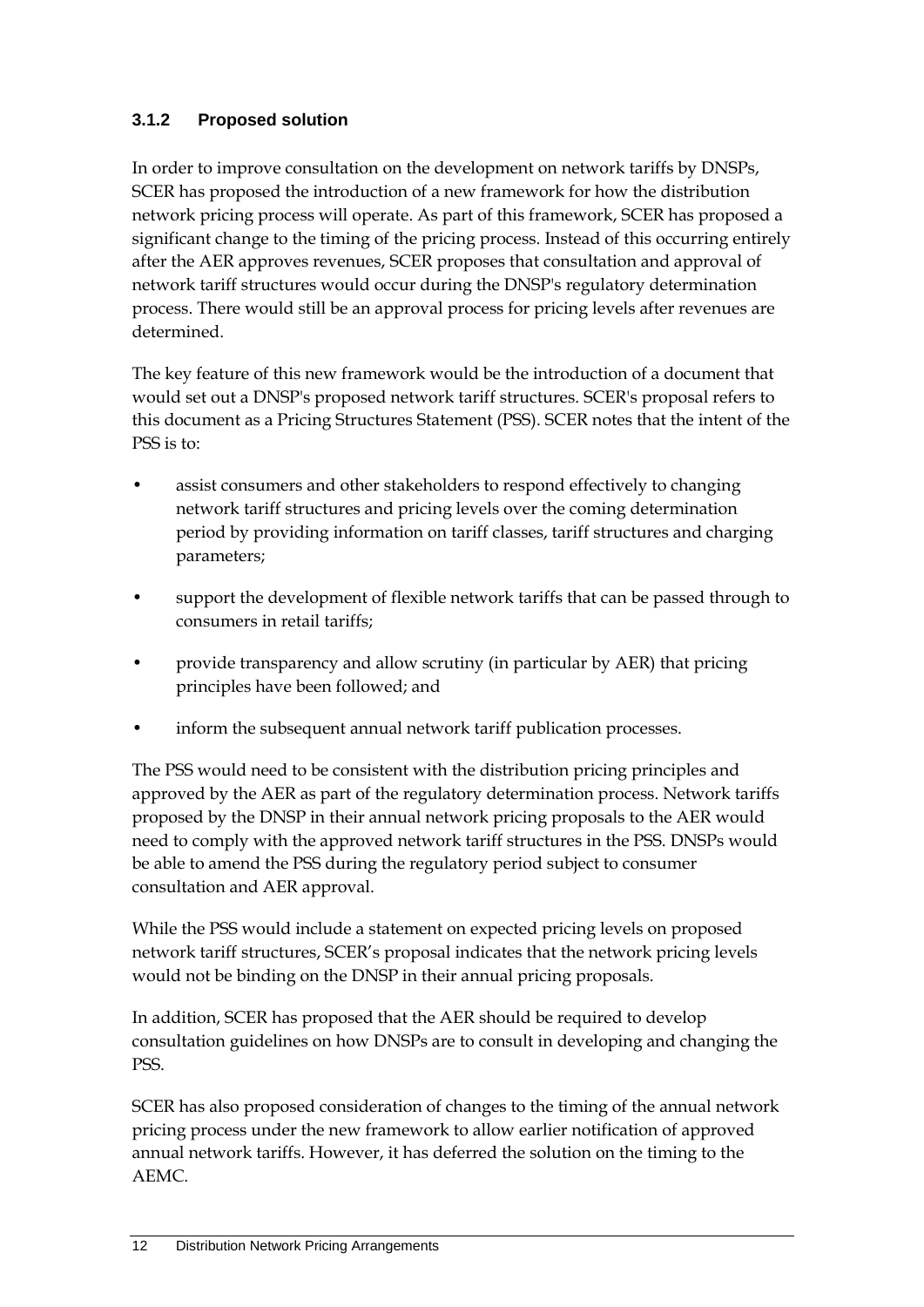### 3.1.2 Proposed solution

In order to improve consultation on the development on network tariffs by DNSPs, SCER has proposed the introduction of a new framework for how the distribution network pricing process will operate. As part of this framework, SCER has proposed a significant change to the timing of the pricing process. Instead of this occurring entirely after the AER approves revenues, SCER proposes that consultation and approval of network tariff structures would occur during the DNSP's regulatory determination process. There would still be an approval process for pricing levels after revenues are determined.

The key feature of this new framework would be the introduction of a document that would set out a DNSP's proposed network tariff structures. SCER's proposal refers to this document as a Pricing Structures Statement (PSS). SCER notes that the intent of the PSS is to:

- assist consumers and other stakeholders to respond effectively to changing network tariff structures and pricing levels over the coming determination period by providing information on tariff classes, tariff structures and charging parameters;
- support the development of flexible network tariffs that can be passed through to consumers in retail tariffs;
- provide transparency and allow scrutiny (in particular by AER) that pricing principles have been followed; and
- inform the subsequent annual network tariff publication processes.

The PSS would need to be consistent with the distribution pricing principles and approved by the AER as part of the regulatory determination process. Network tariffs proposed by the DNSP in their annual network pricing proposals to the AER would need to comply with the approved network tariff structures in the PSS. DNSPs would be able to amend the PSS during the regulatory period subject to consumer consultation and AER approval.

While the PSS would include a statement on expected pricing levels on proposed network tariff structures, SCER's proposal indicates that the network pricing levels would not be binding on the DNSP in their annual pricing proposals.

In addition, SCER has proposed that the AER should be required to develop consultation guidelines on how DNSPs are to consult in developing and changing the PSS.

SCER has also proposed consideration of changes to the timing of the annual network pricing process under the new framework to allow earlier notification of approved annual network tariffs. However, it has deferred the solution on the timing to the AEMC.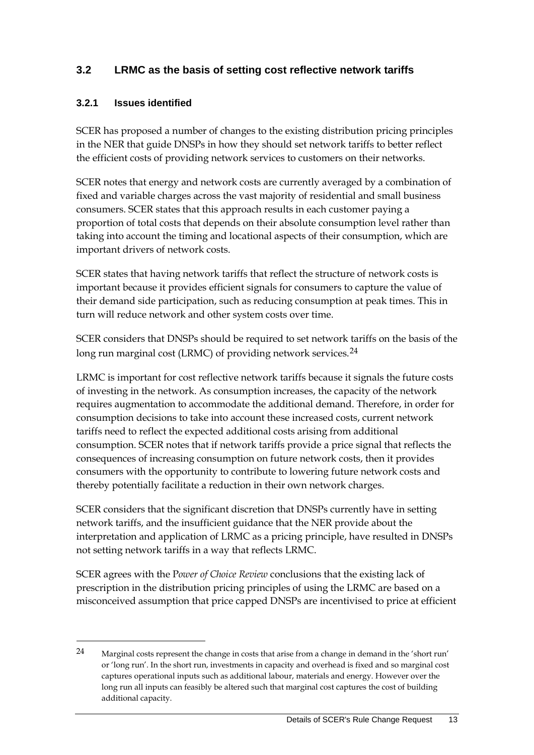## 3.2 LRMC as the basis of setting cost reflective network tariffs

### 3.2.1 Issues identified

SCER has proposed a number of changes to the existing distribution pricing principles in the NER that guide DNSPs in how they should set network tariffs to better reflect the efficient costs of providing network services to customers on their networks.

SCER notes that energy and network costs are currently averaged by a combination of fixed and variable charges across the vast majority of residential and small business consumers. SCER states that this approach results in each customer paying a proportion of total costs that depends on their absolute consumption level rather than taking into account the timing and locational aspects of their consumption, which are important drivers of network costs.

SCER states that having network tariffs that reflect the structure of network costs is important because it provides efficient signals for consumers to capture the value of their demand side participation, such as reducing consumption at peak times. This in turn will reduce network and other system costs over time.

SCER considers that DNSPs should be required to set network tariffs on the basis of the long run marginal cost (LRMC) of providing network services.[24]

LRMC is important for cost reflective network tariffs because it signals the future costs of investing in the network. As consumption increases, the capacity of the network requires augmentation to accommodate the additional demand. Therefore, in order for consumption decisions to take into account these increased costs, current network tariffs need to reflect the expected additional costs arising from additional consumption. SCER notes that if network tariffs provide a price signal that reflects the consequences of increasing consumption on future network costs, then it provides consumers with the opportunity to contribute to lowering future network costs and thereby potentially facilitate a reduction in their own network charges.

SCER considers that the significant discretion that DNSPs currently have in setting network tariffs, and the insufficient guidance that the NER provide about the interpretation and application of LRMC as a pricing principle, have resulted in DNSPs not setting network tariffs in a way that reflects LRMC.

SCER agrees with the *Power of Choice Review* conclusions that the existing lack of prescription in the distribution pricing principles of using the LRMC are based on a misconceived assumption that price capped DNSPs are incentivised to price at efficient

---

24 Marginal costs represent the change in costs that arise from a change in demand in the 'short run' or 'long run'. In the short run, investments in capacity and overhead is fixed and so marginal cost captures operational inputs such as additional labour, materials and energy. However over the long run all inputs can feasibly be altered such that marginal cost captures the cost of building additional capacity.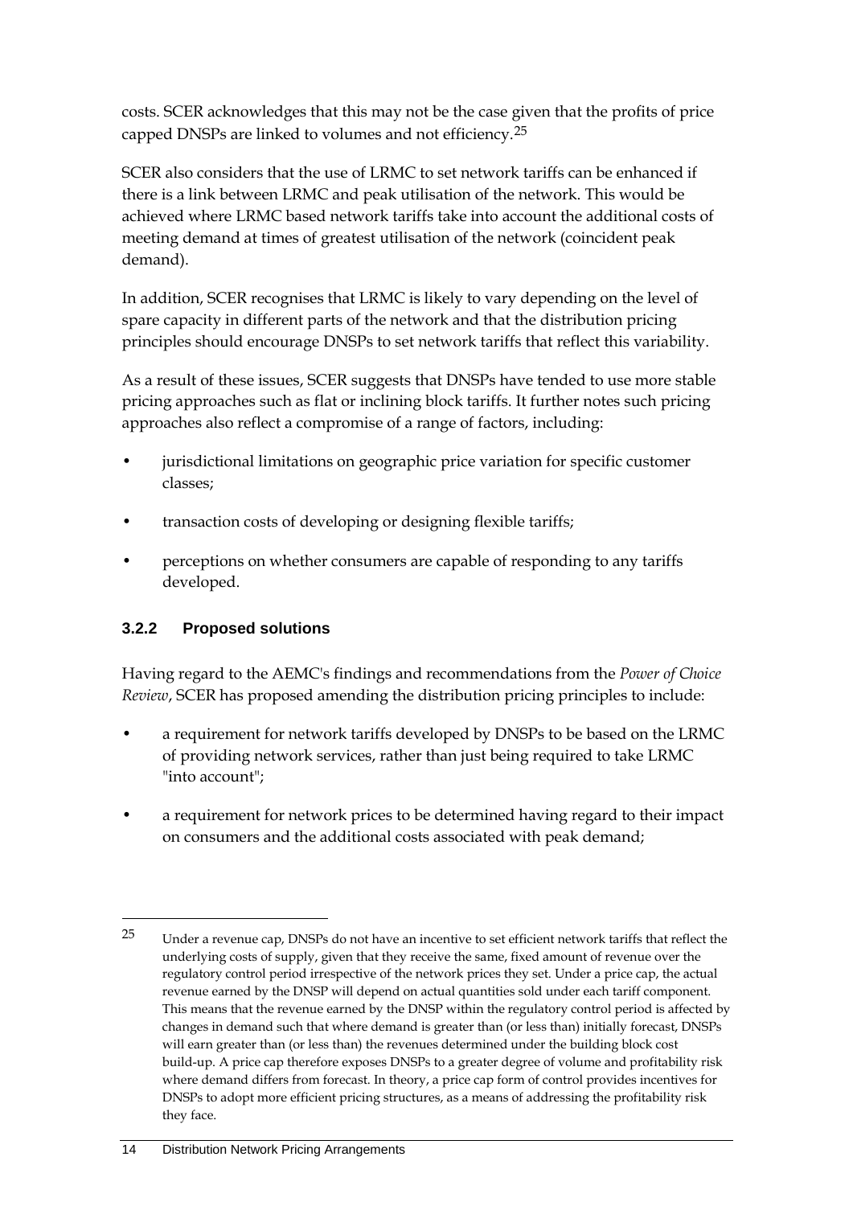costs. SCER acknowledges that this may not be the case given that the profits of price capped DNSPs are linked to volumes and not efficiency.[25]

SCER also considers that the use of LRMC to set network tariffs can be enhanced if there is a link between LRMC and peak utilisation of the network. This would be achieved where LRMC based network tariffs take into account the additional costs of meeting demand at times of greatest utilisation of the network (coincident peak demand).

In addition, SCER recognises that LRMC is likely to vary depending on the level of spare capacity in different parts of the network and that the distribution pricing principles should encourage DNSPs to set network tariffs that reflect this variability.

As a result of these issues, SCER suggests that DNSPs have tended to use more stable pricing approaches such as flat or inclining block tariffs. It further notes such pricing approaches also reflect a compromise of a range of factors, including:

- jurisdictional limitations on geographic price variation for specific customer classes;
- transaction costs of developing or designing flexible tariffs;
- perceptions on whether consumers are capable of responding to any tariffs developed.

### 3.2.2 Proposed solutions

Having regard to the AEMC's findings and recommendations from the *Power of Choice Review*, SCER has proposed amending the distribution pricing principles to include:

- a requirement for network tariffs developed by DNSPs to be based on the LRMC of providing network services, rather than just being required to take LRMC "into account";
- a requirement for network prices to be determined having regard to their impact on consumers and the additional costs associated with peak demand;

---

[25] Under a revenue cap, DNSPs do not have an incentive to set efficient network tariffs that reflect the underlying costs of supply, given that they receive the same, fixed amount of revenue over the regulatory control period irrespective of the network prices they set. Under a price cap, the actual revenue earned by the DNSP will depend on actual quantities sold under each tariff component. This means that the revenue earned by the DNSP within the regulatory control period is affected by changes in demand such that where demand is greater than (or less than) initially forecast, DNSPs will earn greater than (or less than) the revenues determined under the building block cost build-up. A price cap therefore exposes DNSPs to a greater degree of volume and profitability risk where demand differs from forecast. In theory, a price cap form of control provides incentives for DNSPs to adopt more efficient pricing structures, as a means of addressing the profitability risk they face.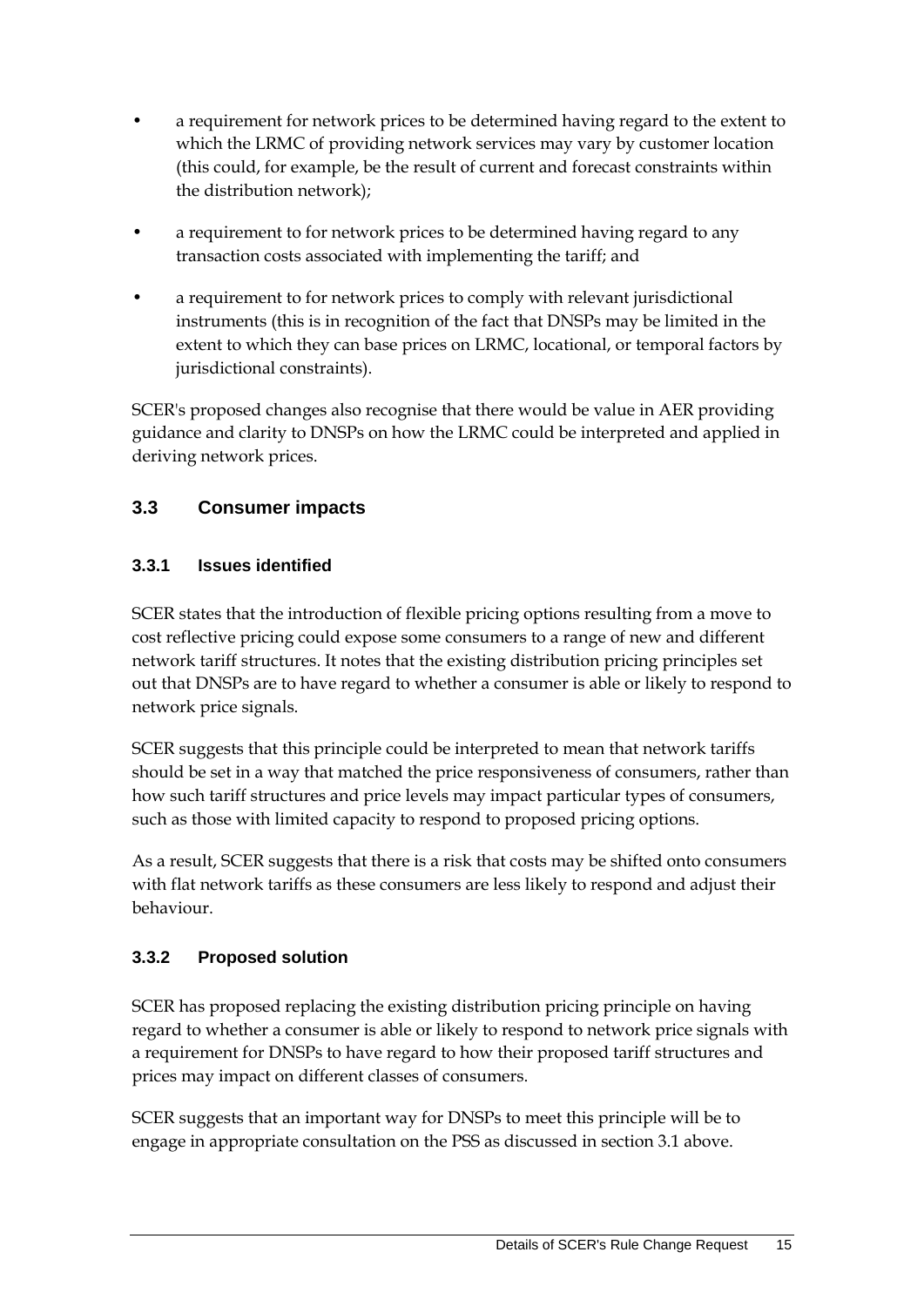- a requirement for network prices to be determined having regard to the extent to which the LRMC of providing network services may vary by customer location (this could, for example, be the result of current and forecast constraints within the distribution network);
- a requirement to for network prices to be determined having regard to any transaction costs associated with implementing the tariff; and
- a requirement to for network prices to comply with relevant jurisdictional instruments (this is in recognition of the fact that DNSPs may be limited in the extent to which they can base prices on LRMC, locational, or temporal factors by jurisdictional constraints).

SCER's proposed changes also recognise that there would be value in AER providing guidance and clarity to DNSPs on how the LRMC could be interpreted and applied in deriving network prices.

## 3.3 Consumer impacts

### 3.3.1 Issues identified

SCER states that the introduction of flexible pricing options resulting from a move to cost reflective pricing could expose some consumers to a range of new and different network tariff structures. It notes that the existing distribution pricing principles set out that DNSPs are to have regard to whether a consumer is able or likely to respond to network price signals.

SCER suggests that this principle could be interpreted to mean that network tariffs should be set in a way that matched the price responsiveness of consumers, rather than how such tariff structures and price levels may impact particular types of consumers, such as those with limited capacity to respond to proposed pricing options.

As a result, SCER suggests that there is a risk that costs may be shifted onto consumers with flat network tariffs as these consumers are less likely to respond and adjust their behaviour.

### 3.3.2 Proposed solution

SCER has proposed replacing the existing distribution pricing principle on having regard to whether a consumer is able or likely to respond to network price signals with a requirement for DNSPs to have regard to how their proposed tariff structures and prices may impact on different classes of consumers.

SCER suggests that an important way for DNSPs to meet this principle will be to engage in appropriate consultation on the PSS as discussed in section 3.1 above.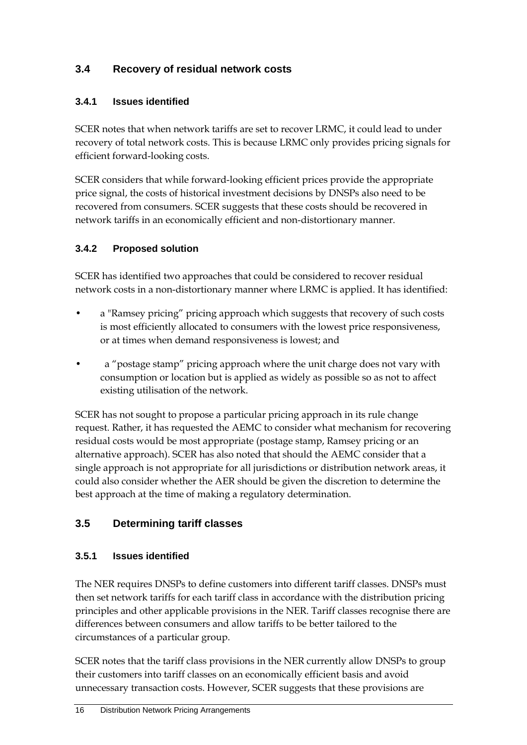## 3.4 Recovery of residual network costs

### 3.4.1 Issues identified

SCER notes that when network tariffs are set to recover LRMC, it could lead to under recovery of total network costs. This is because LRMC only provides pricing signals for efficient forward-looking costs.

SCER considers that while forward-looking efficient prices provide the appropriate price signal, the costs of historical investment decisions by DNSPs also need to be recovered from consumers. SCER suggests that these costs should be recovered in network tariffs in an economically efficient and non-distortionary manner.

### 3.4.2 Proposed solution

SCER has identified two approaches that could be considered to recover residual network costs in a non-distortionary manner where LRMC is applied. It has identified:

- a "Ramsey pricing" pricing approach which suggests that recovery of such costs is most efficiently allocated to consumers with the lowest price responsiveness, or at times when demand responsiveness is lowest; and
- a "postage stamp" pricing approach where the unit charge does not vary with consumption or location but is applied as widely as possible so as not to affect existing utilisation of the network.

SCER has not sought to propose a particular pricing approach in its rule change request. Rather, it has requested the AEMC to consider what mechanism for recovering residual costs would be most appropriate (postage stamp, Ramsey pricing or an alternative approach). SCER has also noted that should the AEMC consider that a single approach is not appropriate for all jurisdictions or distribution network areas, it could also consider whether the AER should be given the discretion to determine the best approach at the time of making a regulatory determination.

## 3.5 Determining tariff classes

### 3.5.1 Issues identified

The NER requires DNSPs to define customers into different tariff classes. DNSPs must then set network tariffs for each tariff class in accordance with the distribution pricing principles and other applicable provisions in the NER. Tariff classes recognise there are differences between consumers and allow tariffs to be better tailored to the circumstances of a particular group.

SCER notes that the tariff class provisions in the NER currently allow DNSPs to group their customers into tariff classes on an economically efficient basis and avoid unnecessary transaction costs. However, SCER suggests that these provisions are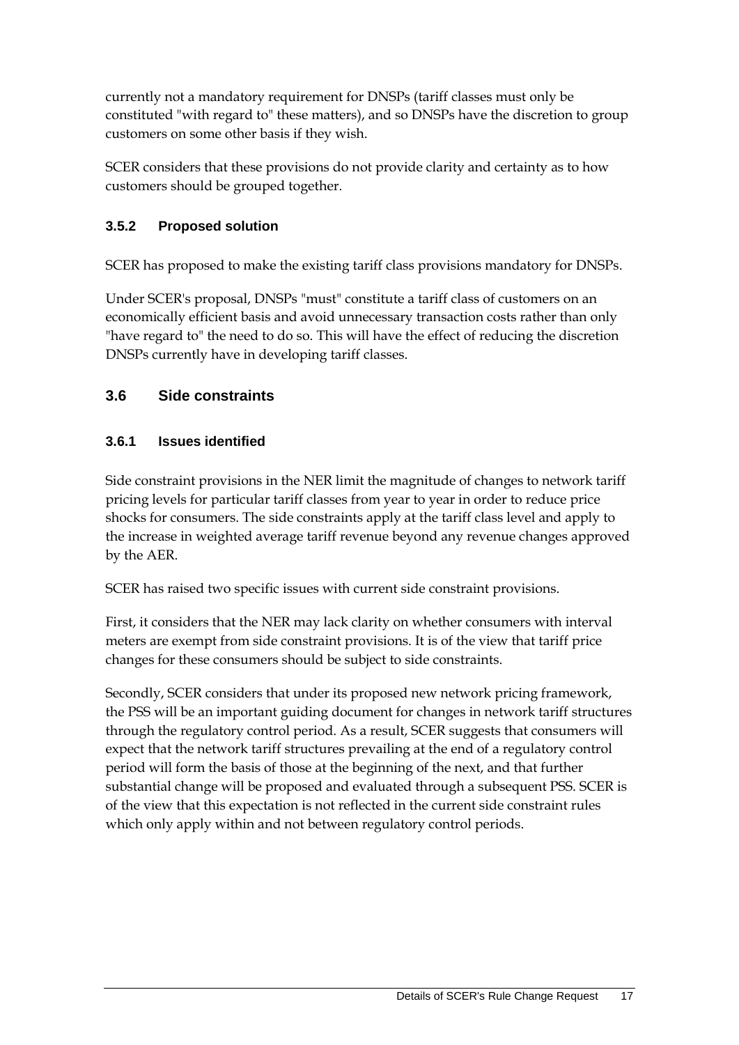currently not a mandatory requirement for DNSPs (tariff classes must only be constituted "with regard to" these matters), and so DNSPs have the discretion to group customers on some other basis if they wish.

SCER considers that these provisions do not provide clarity and certainty as to how customers should be grouped together.

### 3.5.2 Proposed solution

SCER has proposed to make the existing tariff class provisions mandatory for DNSPs.

Under SCER's proposal, DNSPs "must" constitute a tariff class of customers on an economically efficient basis and avoid unnecessary transaction costs rather than only "have regard to" the need to do so. This will have the effect of reducing the discretion DNSPs currently have in developing tariff classes.

## 3.6 Side constraints

### 3.6.1 Issues identified

Side constraint provisions in the NER limit the magnitude of changes to network tariff pricing levels for particular tariff classes from year to year in order to reduce price shocks for consumers. The side constraints apply at the tariff class level and apply to the increase in weighted average tariff revenue beyond any revenue changes approved by the AER.

SCER has raised two specific issues with current side constraint provisions.

First, it considers that the NER may lack clarity on whether consumers with interval meters are exempt from side constraint provisions. It is of the view that tariff price changes for these consumers should be subject to side constraints.

Secondly, SCER considers that under its proposed new network pricing framework, the PSS will be an important guiding document for changes in network tariff structures through the regulatory control period. As a result, SCER suggests that consumers will expect that the network tariff structures prevailing at the end of a regulatory control period will form the basis of those at the beginning of the next, and that further substantial change will be proposed and evaluated through a subsequent PSS. SCER is of the view that this expectation is not reflected in the current side constraint rules which only apply within and not between regulatory control periods.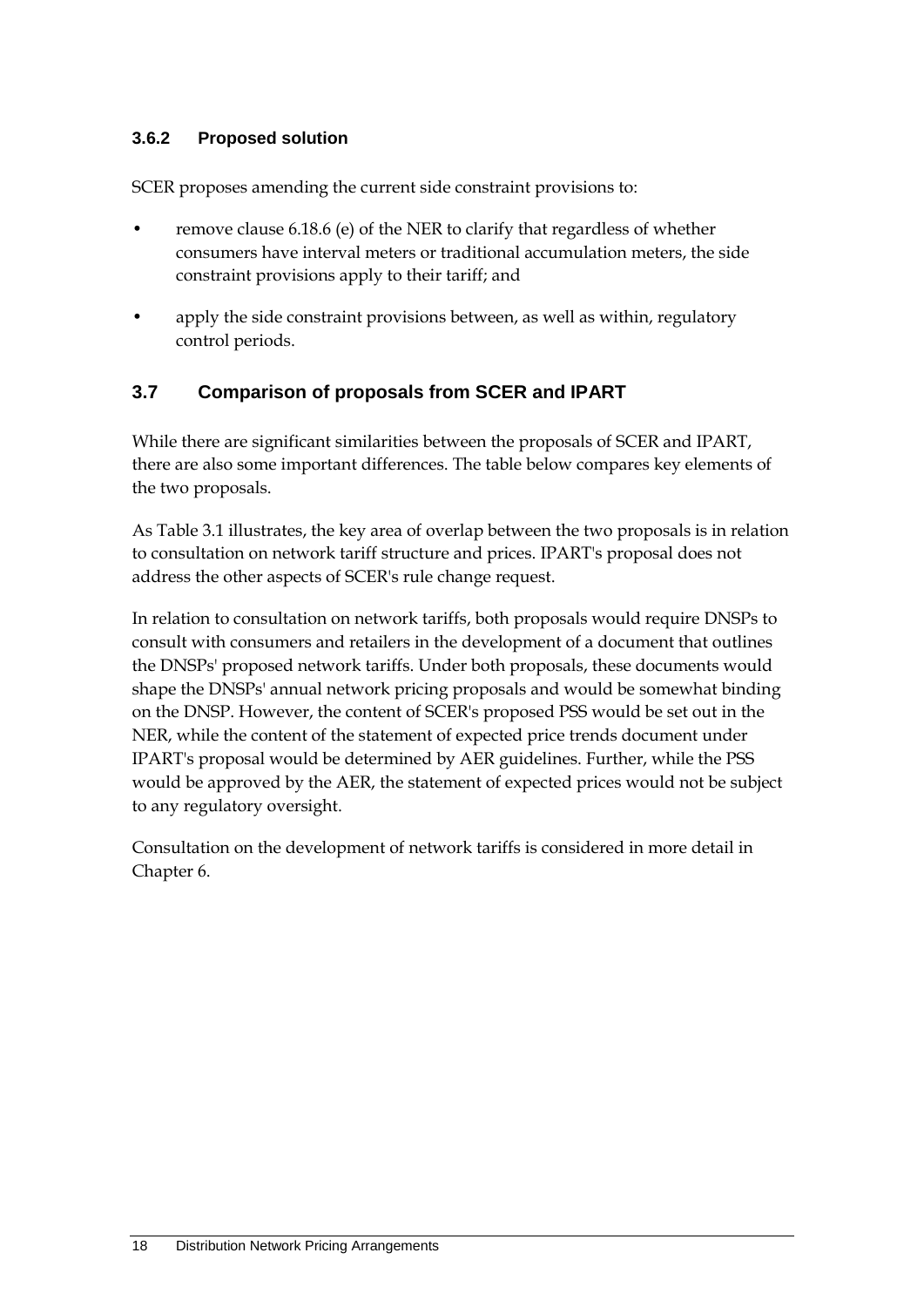### 3.6.2 Proposed solution

SCER proposes amending the current side constraint provisions to:

- remove clause 6.18.6 (e) of the NER to clarify that regardless of whether consumers have interval meters or traditional accumulation meters, the side constraint provisions apply to their tariff; and
- apply the side constraint provisions between, as well as within, regulatory control periods.

## 3.7 Comparison of proposals from SCER and IPART

While there are significant similarities between the proposals of SCER and IPART, there are also some important differences. The table below compares key elements of the two proposals.

As Table 3.1 illustrates, the key area of overlap between the two proposals is in relation to consultation on network tariff structure and prices. IPART's proposal does not address the other aspects of SCER's rule change request.

In relation to consultation on network tariffs, both proposals would require DNSPs to consult with consumers and retailers in the development of a document that outlines the DNSPs' proposed network tariffs. Under both proposals, these documents would shape the DNSPs' annual network pricing proposals and would be somewhat binding on the DNSP. However, the content of SCER's proposed PSS would be set out in the NER, while the content of the statement of expected price trends document under IPART's proposal would be determined by AER guidelines. Further, while the PSS would be approved by the AER, the statement of expected prices would not be subject to any regulatory oversight.

Consultation on the development of network tariffs is considered in more detail in Chapter 6.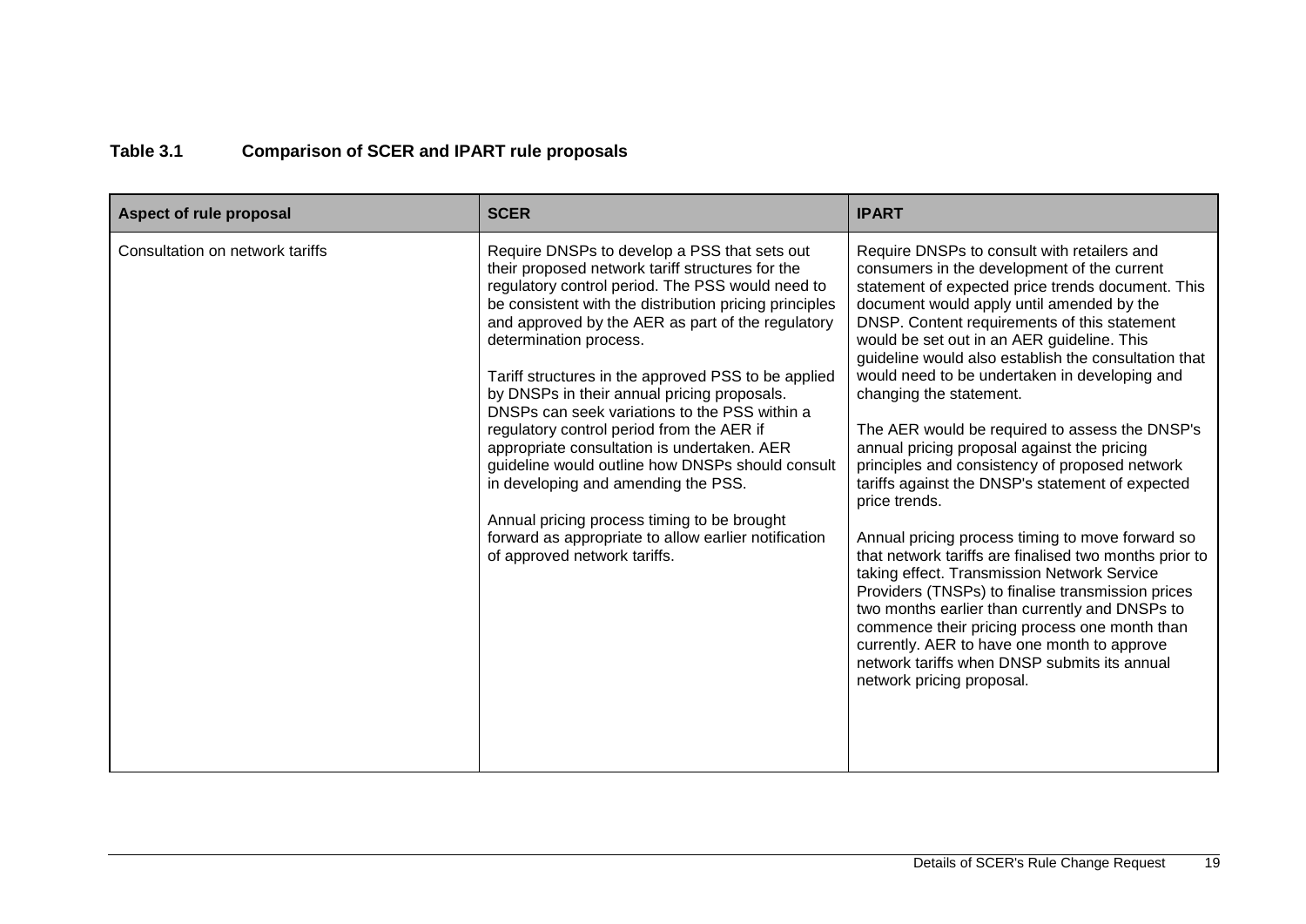**Table 3.1 Comparison of SCER and IPART rule proposals**

| Aspect of rule proposal | SCER | IPART |
|---|---|---|
| Consultation on network tariffs | Require DNSPs to develop a PSS that sets out their proposed network tariff structures for the regulatory control period. The PSS would need to be consistent with the distribution pricing principles and approved by the AER as part of the regulatory determination process.<br><br>Tariff structures in the approved PSS to be applied by DNSPs in their annual pricing proposals. DNSPs can seek variations to the PSS within a regulatory control period from the AER if appropriate consultation is undertaken. AER guideline would outline how DNSPs should consult in developing and amending the PSS.<br><br>Annual pricing process timing to be brought forward as appropriate to allow earlier notification of approved network tariffs. | Require DNSPs to consult with retailers and consumers in the development of the current statement of expected price trends document. This document would apply until amended by the DNSP. Content requirements of this statement would be set out in an AER guideline. This guideline would also establish the consultation that would need to be undertaken in developing and changing the statement.<br><br>The AER would be required to assess the DNSP's annual pricing proposal against the pricing principles and consistency of proposed network tariffs against the DNSP's statement of expected price trends.<br><br>Annual pricing process timing to move forward so that network tariffs are finalised two months prior to taking effect. Transmission Network Service Providers (TNSPs) to finalise transmission prices two months earlier than currently and DNSPs to commence their pricing process one month than currently. AER to have one month to approve network tariffs when DNSP submits its annual network pricing proposal. |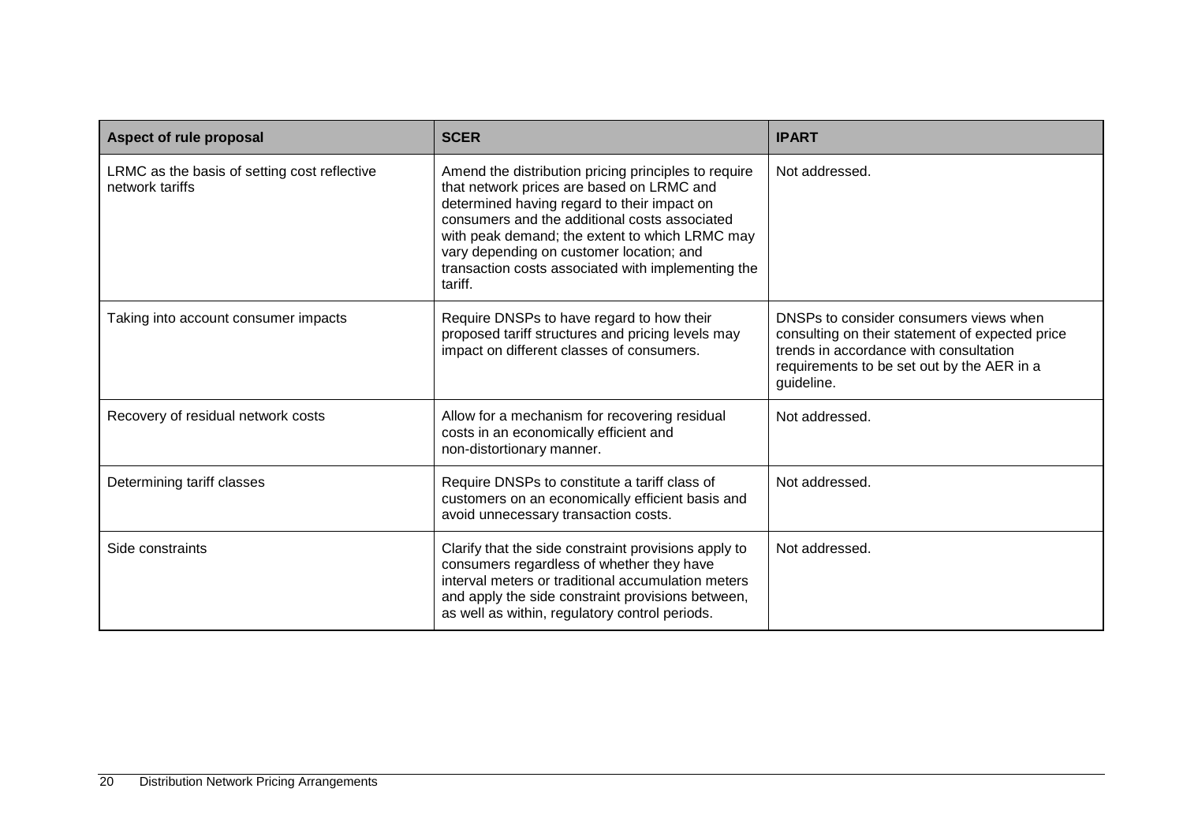| Aspect of rule proposal | SCER | IPART |
| --- | --- | --- |
| LRMC as the basis of setting cost reflective network tariffs | Amend the distribution pricing principles to require that network prices are based on LRMC and determined having regard to their impact on consumers and the additional costs associated with peak demand; the extent to which LRMC may vary depending on customer location; and transaction costs associated with implementing the tariff. | Not addressed. |
| Taking into account consumer impacts | Require DNSPs to have regard to how their proposed tariff structures and pricing levels may impact on different classes of consumers. | DNSPs to consider consumers views when consulting on their statement of expected price trends in accordance with consultation requirements to be set out by the AER in a guideline. |
| Recovery of residual network costs | Allow for a mechanism for recovering residual costs in an economically efficient and non-distortionary manner. | Not addressed. |
| Determining tariff classes | Require DNSPs to constitute a tariff class of customers on an economically efficient basis and avoid unnecessary transaction costs. | Not addressed. |
| Side constraints | Clarify that the side constraint provisions apply to consumers regardless of whether they have interval meters or traditional accumulation meters and apply the side constraint provisions between, as well as within, regulatory control periods. | Not addressed. |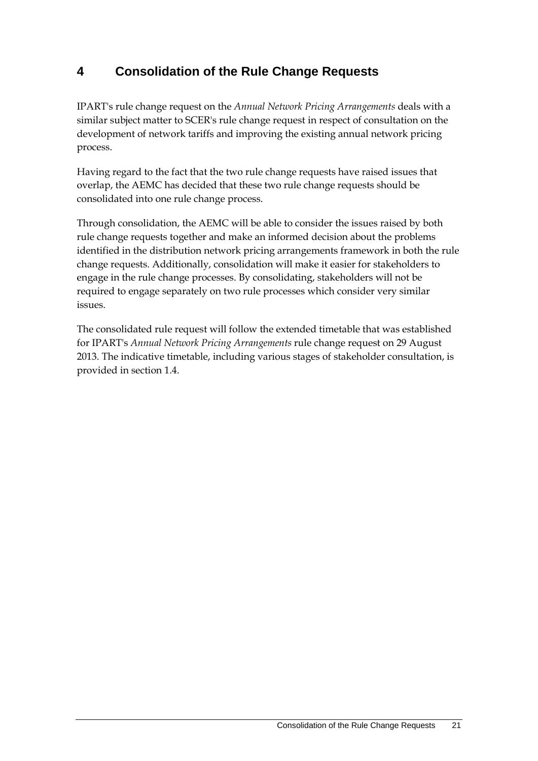# 4 Consolidation of the Rule Change Requests

IPART's rule change request on the *Annual Network Pricing Arrangements* deals with a similar subject matter to SCER's rule change request in respect of consultation on the development of network tariffs and improving the existing annual network pricing process.

Having regard to the fact that the two rule change requests have raised issues that overlap, the AEMC has decided that these two rule change requests should be consolidated into one rule change process.

Through consolidation, the AEMC will be able to consider the issues raised by both rule change requests together and make an informed decision about the problems identified in the distribution network pricing arrangements framework in both the rule change requests. Additionally, consolidation will make it easier for stakeholders to engage in the rule change processes. By consolidating, stakeholders will not be required to engage separately on two rule processes which consider very similar issues.

The consolidated rule request will follow the extended timetable that was established for IPART's *Annual Network Pricing Arrangements* rule change request on 29 August 2013. The indicative timetable, including various stages of stakeholder consultation, is provided in section 1.4.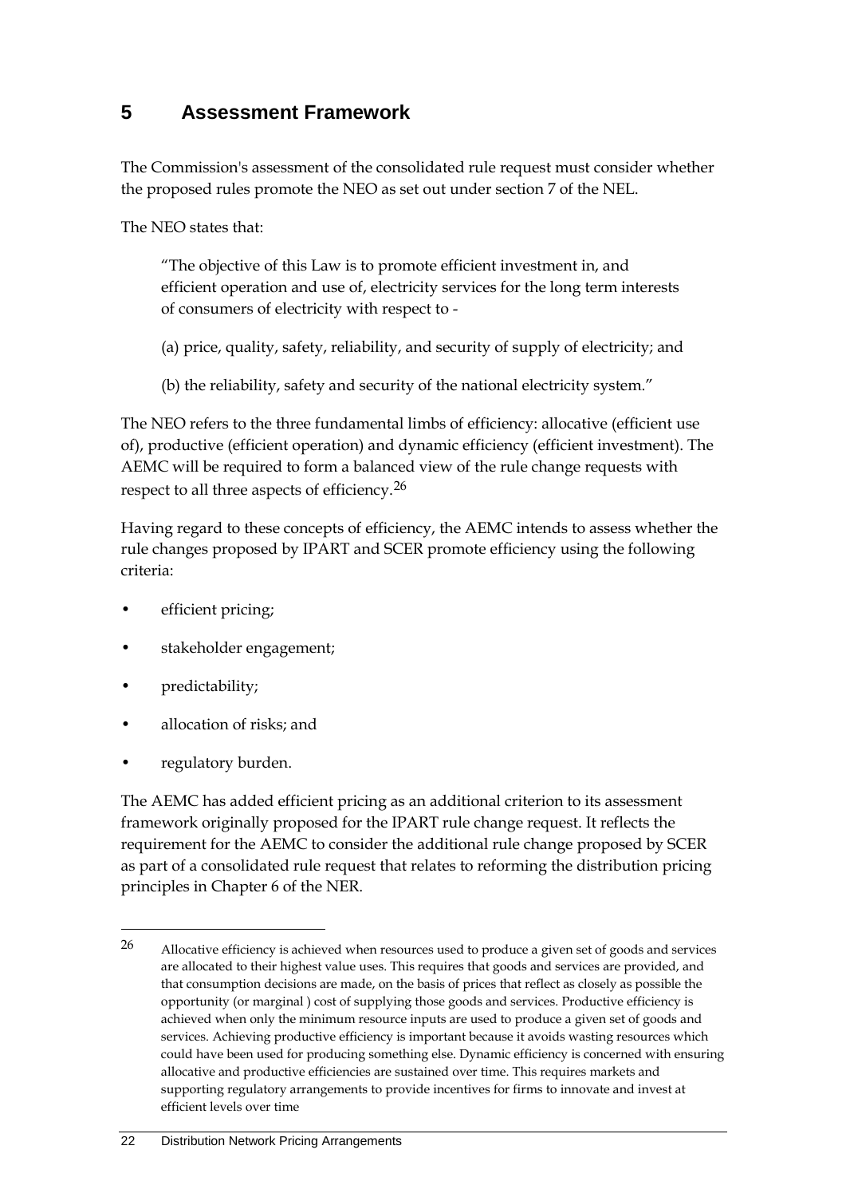# 5 Assessment Framework

The Commission's assessment of the consolidated rule request must consider whether the proposed rules promote the NEO as set out under section 7 of the NEL.

The NEO states that:

> "The objective of this Law is to promote efficient investment in, and efficient operation and use of, electricity services for the long term interests of consumers of electricity with respect to -
>
> (a) price, quality, safety, reliability, and security of supply of electricity; and
>
> (b) the reliability, safety and security of the national electricity system."

The NEO refers to the three fundamental limbs of efficiency: allocative (efficient use of), productive (efficient operation) and dynamic efficiency (efficient investment). The AEMC will be required to form a balanced view of the rule change requests with respect to all three aspects of efficiency.[26]

Having regard to these concepts of efficiency, the AEMC intends to assess whether the rule changes proposed by IPART and SCER promote efficiency using the following criteria:

- efficient pricing;
- stakeholder engagement;
- predictability;
- allocation of risks; and
- regulatory burden.

The AEMC has added efficient pricing as an additional criterion to its assessment framework originally proposed for the IPART rule change request. It reflects the requirement for the AEMC to consider the additional rule change proposed by SCER as part of a consolidated rule request that relates to reforming the distribution pricing principles in Chapter 6 of the NER.

---

[26] Allocative efficiency is achieved when resources used to produce a given set of goods and services are allocated to their highest value uses. This requires that goods and services are provided, and that consumption decisions are made, on the basis of prices that reflect as closely as possible the opportunity (or marginal ) cost of supplying those goods and services. Productive efficiency is achieved when only the minimum resource inputs are used to produce a given set of goods and services. Achieving productive efficiency is important because it avoids wasting resources which could have been used for producing something else. Dynamic efficiency is concerned with ensuring allocative and productive efficiencies are sustained over time. This requires markets and supporting regulatory arrangements to provide incentives for firms to innovate and invest at efficient levels over time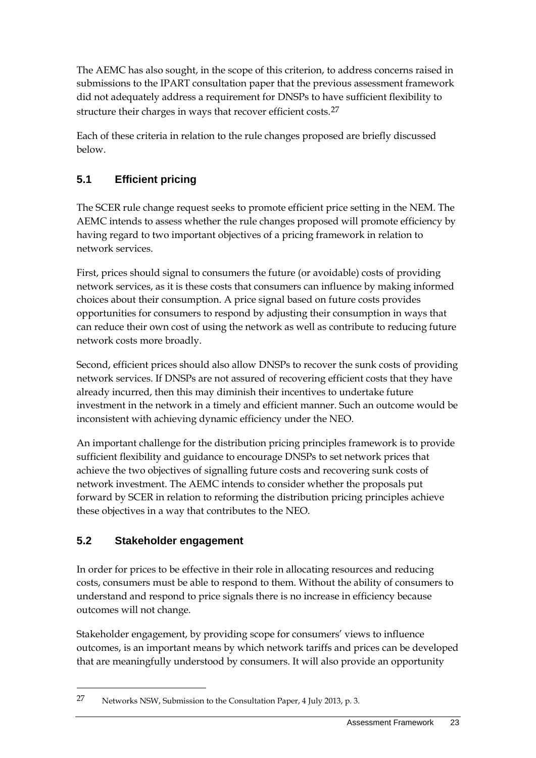The AEMC has also sought, in the scope of this criterion, to address concerns raised in submissions to the IPART consultation paper that the previous assessment framework did not adequately address a requirement for DNSPs to have sufficient flexibility to structure their charges in ways that recover efficient costs.[27]

Each of these criteria in relation to the rule changes proposed are briefly discussed below.

## 5.1 Efficient pricing

The SCER rule change request seeks to promote efficient price setting in the NEM. The AEMC intends to assess whether the rule changes proposed will promote efficiency by having regard to two important objectives of a pricing framework in relation to network services.

First, prices should signal to consumers the future (or avoidable) costs of providing network services, as it is these costs that consumers can influence by making informed choices about their consumption. A price signal based on future costs provides opportunities for consumers to respond by adjusting their consumption in ways that can reduce their own cost of using the network as well as contribute to reducing future network costs more broadly.

Second, efficient prices should also allow DNSPs to recover the sunk costs of providing network services. If DNSPs are not assured of recovering efficient costs that they have already incurred, then this may diminish their incentives to undertake future investment in the network in a timely and efficient manner. Such an outcome would be inconsistent with achieving dynamic efficiency under the NEO.

An important challenge for the distribution pricing principles framework is to provide sufficient flexibility and guidance to encourage DNSPs to set network prices that achieve the two objectives of signalling future costs and recovering sunk costs of network investment. The AEMC intends to consider whether the proposals put forward by SCER in relation to reforming the distribution pricing principles achieve these objectives in a way that contributes to the NEO.

## 5.2 Stakeholder engagement

In order for prices to be effective in their role in allocating resources and reducing costs, consumers must be able to respond to them. Without the ability of consumers to understand and respond to price signals there is no increase in efficiency because outcomes will not change.

Stakeholder engagement, by providing scope for consumers' views to influence outcomes, is an important means by which network tariffs and prices can be developed that are meaningfully understood by consumers. It will also provide an opportunity

---

27 Networks NSW, Submission to the Consultation Paper, 4 July 2013, p. 3.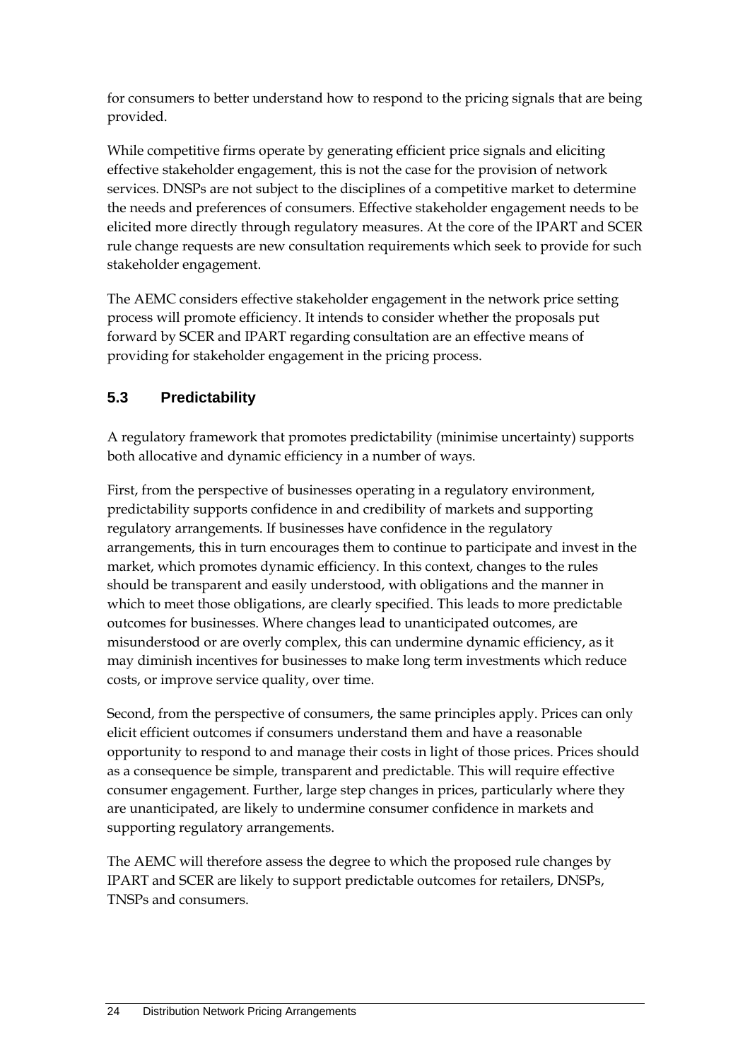for consumers to better understand how to respond to the pricing signals that are being provided.

While competitive firms operate by generating efficient price signals and eliciting effective stakeholder engagement, this is not the case for the provision of network services. DNSPs are not subject to the disciplines of a competitive market to determine the needs and preferences of consumers. Effective stakeholder engagement needs to be elicited more directly through regulatory measures. At the core of the IPART and SCER rule change requests are new consultation requirements which seek to provide for such stakeholder engagement.

The AEMC considers effective stakeholder engagement in the network price setting process will promote efficiency. It intends to consider whether the proposals put forward by SCER and IPART regarding consultation are an effective means of providing for stakeholder engagement in the pricing process.

## 5.3 Predictability

A regulatory framework that promotes predictability (minimise uncertainty) supports both allocative and dynamic efficiency in a number of ways.

First, from the perspective of businesses operating in a regulatory environment, predictability supports confidence in and credibility of markets and supporting regulatory arrangements. If businesses have confidence in the regulatory arrangements, this in turn encourages them to continue to participate and invest in the market, which promotes dynamic efficiency. In this context, changes to the rules should be transparent and easily understood, with obligations and the manner in which to meet those obligations, are clearly specified. This leads to more predictable outcomes for businesses. Where changes lead to unanticipated outcomes, are misunderstood or are overly complex, this can undermine dynamic efficiency, as it may diminish incentives for businesses to make long term investments which reduce costs, or improve service quality, over time.

Second, from the perspective of consumers, the same principles apply. Prices can only elicit efficient outcomes if consumers understand them and have a reasonable opportunity to respond to and manage their costs in light of those prices. Prices should as a consequence be simple, transparent and predictable. This will require effective consumer engagement. Further, large step changes in prices, particularly where they are unanticipated, are likely to undermine consumer confidence in markets and supporting regulatory arrangements.

The AEMC will therefore assess the degree to which the proposed rule changes by IPART and SCER are likely to support predictable outcomes for retailers, DNSPs, TNSPs and consumers.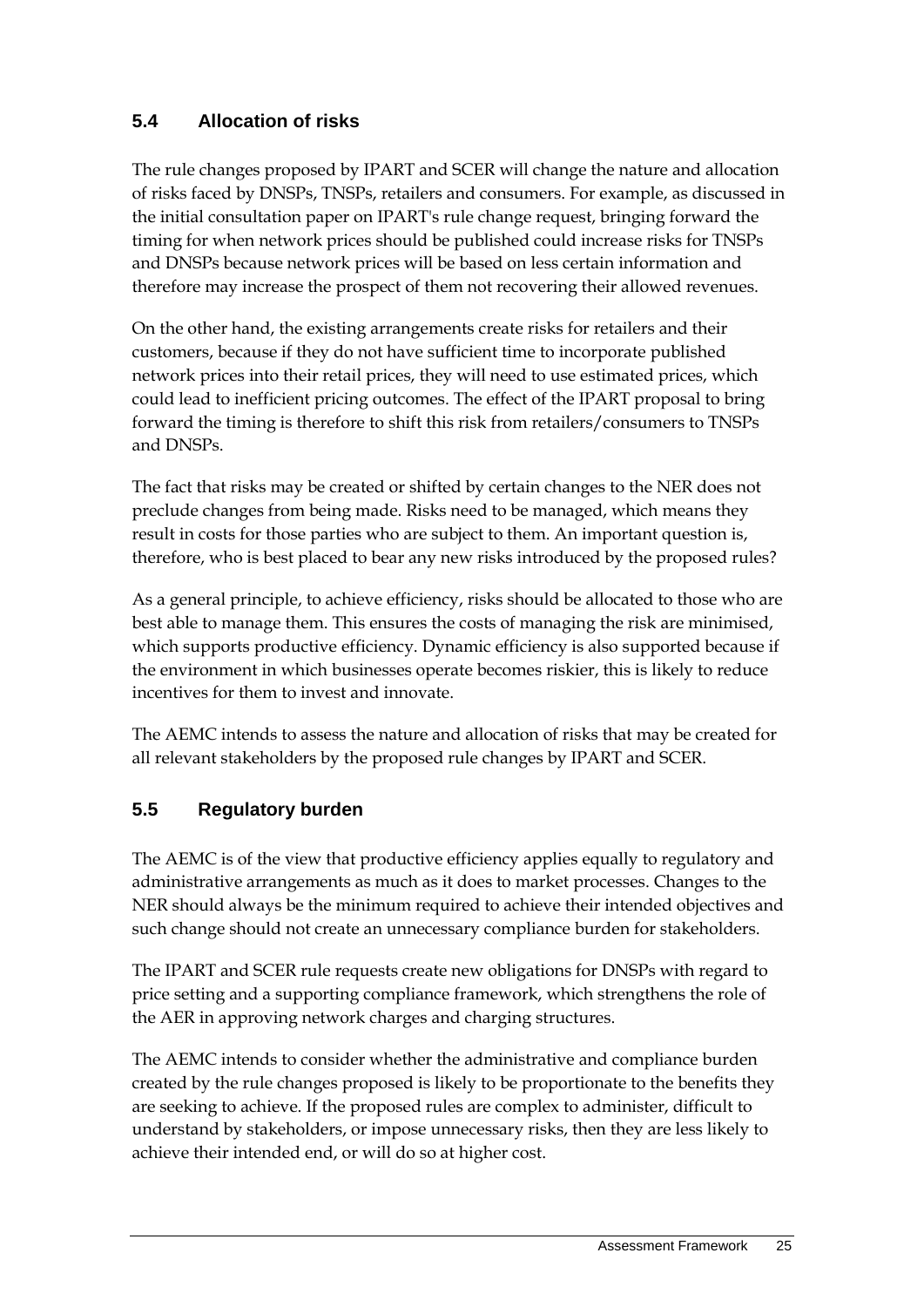## 5.4 Allocation of risks

The rule changes proposed by IPART and SCER will change the nature and allocation of risks faced by DNSPs, TNSPs, retailers and consumers. For example, as discussed in the initial consultation paper on IPART's rule change request, bringing forward the timing for when network prices should be published could increase risks for TNSPs and DNSPs because network prices will be based on less certain information and therefore may increase the prospect of them not recovering their allowed revenues.

On the other hand, the existing arrangements create risks for retailers and their customers, because if they do not have sufficient time to incorporate published network prices into their retail prices, they will need to use estimated prices, which could lead to inefficient pricing outcomes. The effect of the IPART proposal to bring forward the timing is therefore to shift this risk from retailers/consumers to TNSPs and DNSPs.

The fact that risks may be created or shifted by certain changes to the NER does not preclude changes from being made. Risks need to be managed, which means they result in costs for those parties who are subject to them. An important question is, therefore, who is best placed to bear any new risks introduced by the proposed rules?

As a general principle, to achieve efficiency, risks should be allocated to those who are best able to manage them. This ensures the costs of managing the risk are minimised, which supports productive efficiency. Dynamic efficiency is also supported because if the environment in which businesses operate becomes riskier, this is likely to reduce incentives for them to invest and innovate.

The AEMC intends to assess the nature and allocation of risks that may be created for all relevant stakeholders by the proposed rule changes by IPART and SCER.

## 5.5 Regulatory burden

The AEMC is of the view that productive efficiency applies equally to regulatory and administrative arrangements as much as it does to market processes. Changes to the NER should always be the minimum required to achieve their intended objectives and such change should not create an unnecessary compliance burden for stakeholders.

The IPART and SCER rule requests create new obligations for DNSPs with regard to price setting and a supporting compliance framework, which strengthens the role of the AER in approving network charges and charging structures.

The AEMC intends to consider whether the administrative and compliance burden created by the rule changes proposed is likely to be proportionate to the benefits they are seeking to achieve. If the proposed rules are complex to administer, difficult to understand by stakeholders, or impose unnecessary risks, then they are less likely to achieve their intended end, or will do so at higher cost.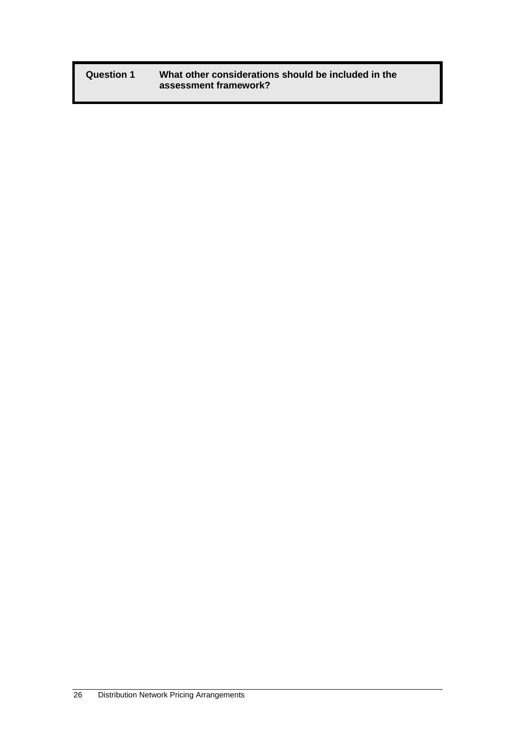| **Question 1** | **What other considerations should be included in the assessment framework?** |
| --- | --- |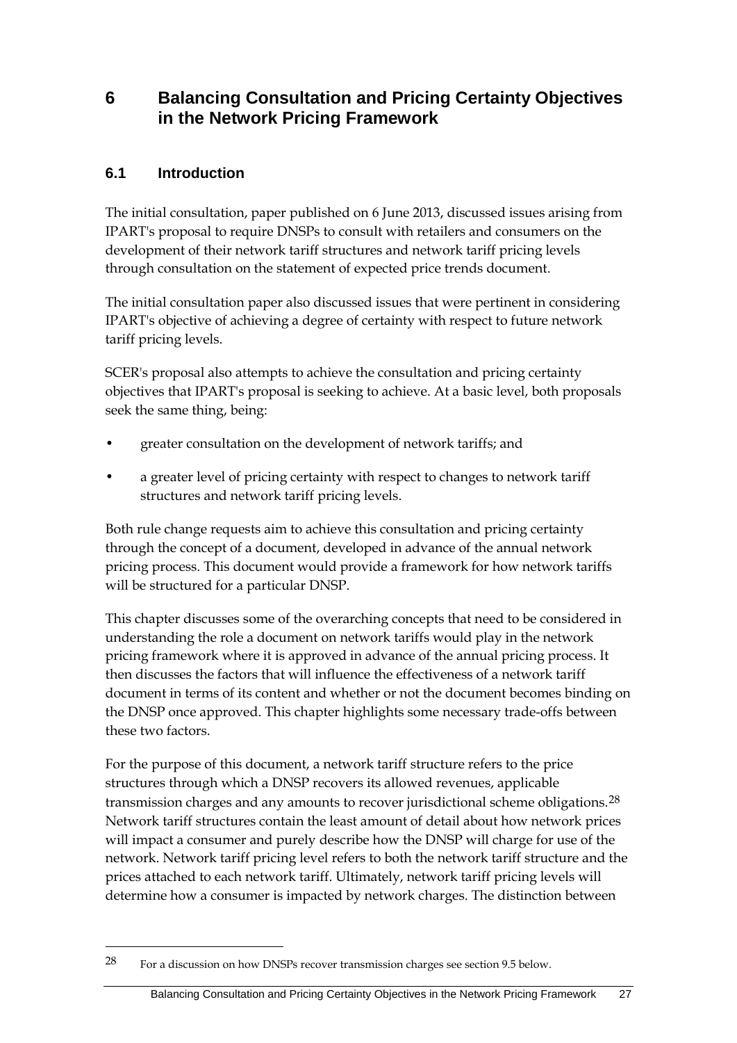# 6 Balancing Consultation and Pricing Certainty Objectives in the Network Pricing Framework

## 6.1 Introduction

The initial consultation, paper published on 6 June 2013, discussed issues arising from IPART's proposal to require DNSPs to consult with retailers and consumers on the development of their network tariff structures and network tariff pricing levels through consultation on the statement of expected price trends document.

The initial consultation paper also discussed issues that were pertinent in considering IPART's objective of achieving a degree of certainty with respect to future network tariff pricing levels.

SCER's proposal also attempts to achieve the consultation and pricing certainty objectives that IPART's proposal is seeking to achieve. At a basic level, both proposals seek the same thing, being:

- greater consultation on the development of network tariffs; and
- a greater level of pricing certainty with respect to changes to network tariff structures and network tariff pricing levels.

Both rule change requests aim to achieve this consultation and pricing certainty through the concept of a document, developed in advance of the annual network pricing process. This document would provide a framework for how network tariffs will be structured for a particular DNSP.

This chapter discusses some of the overarching concepts that need to be considered in understanding the role a document on network tariffs would play in the network pricing framework where it is approved in advance of the annual pricing process. It then discusses the factors that will influence the effectiveness of a network tariff document in terms of its content and whether or not the document becomes binding on the DNSP once approved. This chapter highlights some necessary trade-offs between these two factors.

For the purpose of this document, a network tariff structure refers to the price structures through which a DNSP recovers its allowed revenues, applicable transmission charges and any amounts to recover jurisdictional scheme obligations.[28] Network tariff structures contain the least amount of detail about how network prices will impact a consumer and purely describe how the DNSP will charge for use of the network. Network tariff pricing level refers to both the network tariff structure and the prices attached to each network tariff. Ultimately, network tariff pricing levels will determine how a consumer is impacted by network charges. The distinction between

[28] For a discussion on how DNSPs recover transmission charges see section 9.5 below.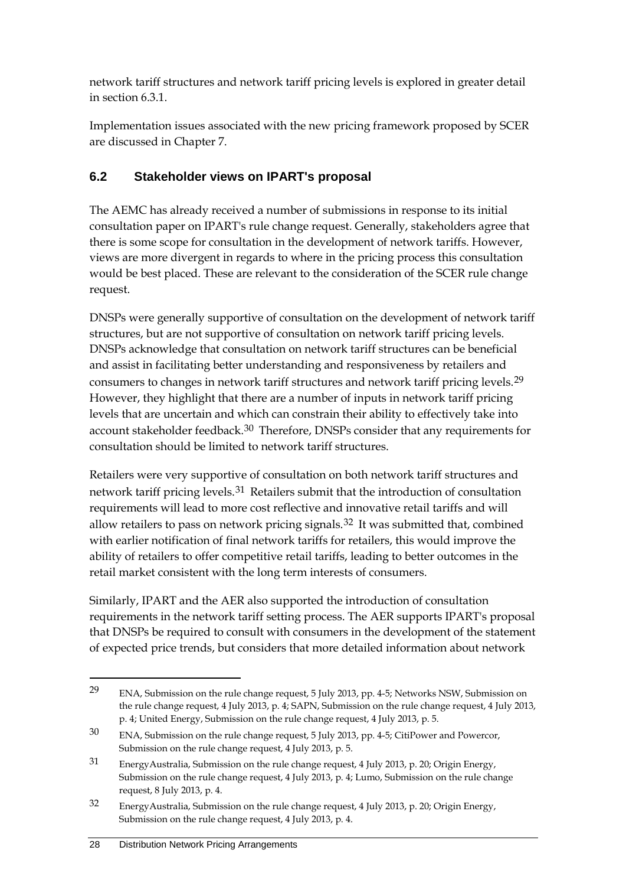network tariff structures and network tariff pricing levels is explored in greater detail in section 6.3.1.

Implementation issues associated with the new pricing framework proposed by SCER are discussed in Chapter 7.

## 6.2 Stakeholder views on IPART's proposal

The AEMC has already received a number of submissions in response to its initial consultation paper on IPART's rule change request. Generally, stakeholders agree that there is some scope for consultation in the development of network tariffs. However, views are more divergent in regards to where in the pricing process this consultation would be best placed. These are relevant to the consideration of the SCER rule change request.

DNSPs were generally supportive of consultation on the development of network tariff structures, but are not supportive of consultation on network tariff pricing levels. DNSPs acknowledge that consultation on network tariff structures can be beneficial and assist in facilitating better understanding and responsiveness by retailers and consumers to changes in network tariff structures and network tariff pricing levels.[29] However, they highlight that there are a number of inputs in network tariff pricing levels that are uncertain and which can constrain their ability to effectively take into account stakeholder feedback.[30] Therefore, DNSPs consider that any requirements for consultation should be limited to network tariff structures.

Retailers were very supportive of consultation on both network tariff structures and network tariff pricing levels.[31] Retailers submit that the introduction of consultation requirements will lead to more cost reflective and innovative retail tariffs and will allow retailers to pass on network pricing signals.[32] It was submitted that, combined with earlier notification of final network tariffs for retailers, this would improve the ability of retailers to offer competitive retail tariffs, leading to better outcomes in the retail market consistent with the long term interests of consumers.

Similarly, IPART and the AER also supported the introduction of consultation requirements in the network tariff setting process. The AER supports IPART's proposal that DNSPs be required to consult with consumers in the development of the statement of expected price trends, but considers that more detailed information about network

---

[29] ENA, Submission on the rule change request, 5 July 2013, pp. 4-5; Networks NSW, Submission on the rule change request, 4 July 2013, p. 4; SAPN, Submission on the rule change request, 4 July 2013, p. 4; United Energy, Submission on the rule change request, 4 July 2013, p. 5.

[30] ENA, Submission on the rule change request, 5 July 2013, pp. 4-5; CitiPower and Powercor, Submission on the rule change request, 4 July 2013, p. 5.

[31] EnergyAustralia, Submission on the rule change request, 4 July 2013, p. 20; Origin Energy, Submission on the rule change request, 4 July 2013, p. 4; Lumo, Submission on the rule change request, 8 July 2013, p. 4.

[32] EnergyAustralia, Submission on the rule change request, 4 July 2013, p. 20; Origin Energy, Submission on the rule change request, 4 July 2013, p. 4.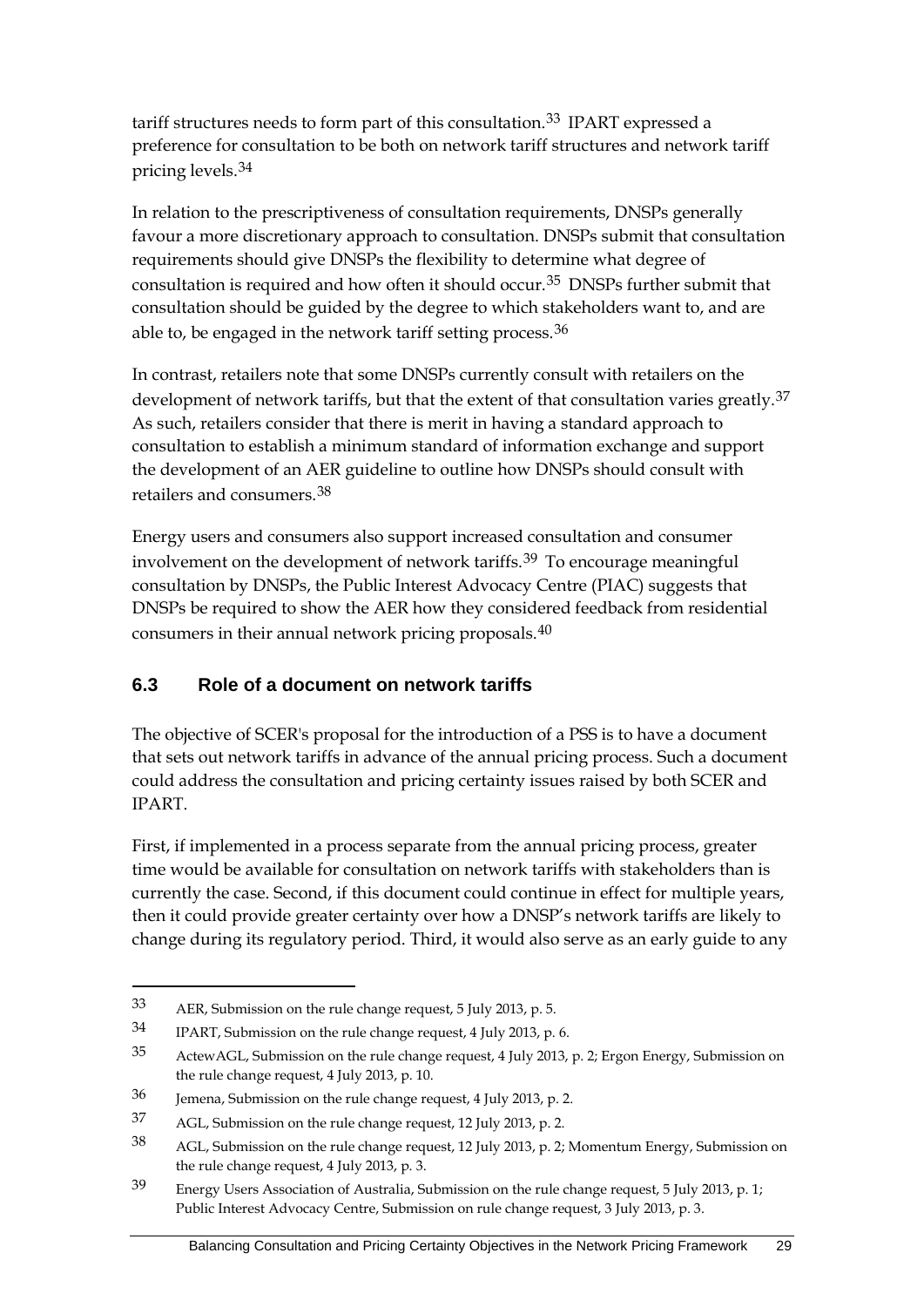tariff structures needs to form part of this consultation.[33] IPART expressed a preference for consultation to be both on network tariff structures and network tariff pricing levels.[34]

In relation to the prescriptiveness of consultation requirements, DNSPs generally favour a more discretionary approach to consultation. DNSPs submit that consultation requirements should give DNSPs the flexibility to determine what degree of consultation is required and how often it should occur.[35] DNSPs further submit that consultation should be guided by the degree to which stakeholders want to, and are able to, be engaged in the network tariff setting process.[36]

In contrast, retailers note that some DNSPs currently consult with retailers on the development of network tariffs, but that the extent of that consultation varies greatly.[37] As such, retailers consider that there is merit in having a standard approach to consultation to establish a minimum standard of information exchange and support the development of an AER guideline to outline how DNSPs should consult with retailers and consumers.[38]

Energy users and consumers also support increased consultation and consumer involvement on the development of network tariffs.[39] To encourage meaningful consultation by DNSPs, the Public Interest Advocacy Centre (PIAC) suggests that DNSPs be required to show the AER how they considered feedback from residential consumers in their annual network pricing proposals.[40]

### 6.3 Role of a document on network tariffs

The objective of SCER's proposal for the introduction of a PSS is to have a document that sets out network tariffs in advance of the annual pricing process. Such a document could address the consultation and pricing certainty issues raised by both SCER and IPART.

First, if implemented in a process separate from the annual pricing process, greater time would be available for consultation on network tariffs with stakeholders than is currently the case. Second, if this document could continue in effect for multiple years, then it could provide greater certainty over how a DNSP's network tariffs are likely to change during its regulatory period. Third, it would also serve as an early guide to any

---

33 AER, Submission on the rule change request, 5 July 2013, p. 5.

34 IPART, Submission on the rule change request, 4 July 2013, p. 6.

35 ActewAGL, Submission on the rule change request, 4 July 2013, p. 2; Ergon Energy, Submission on the rule change request, 4 July 2013, p. 10.

36 Jemena, Submission on the rule change request, 4 July 2013, p. 2.

37 AGL, Submission on the rule change request, 12 July 2013, p. 2.

38 AGL, Submission on the rule change request, 12 July 2013, p. 2; Momentum Energy, Submission on the rule change request, 4 July 2013, p. 3.

39 Energy Users Association of Australia, Submission on the rule change request, 5 July 2013, p. 1; Public Interest Advocacy Centre, Submission on rule change request, 3 July 2013, p. 3.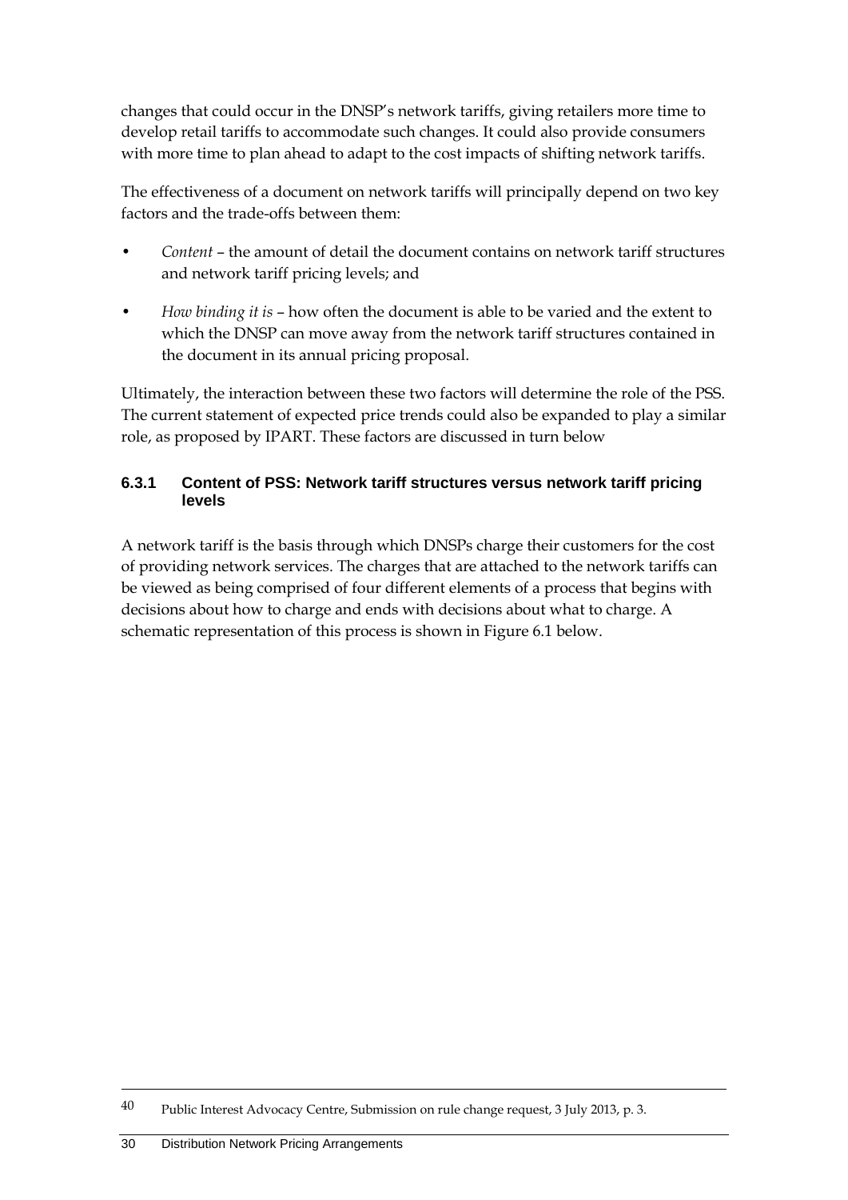changes that could occur in the DNSP's network tariffs, giving retailers more time to develop retail tariffs to accommodate such changes. It could also provide consumers with more time to plan ahead to adapt to the cost impacts of shifting network tariffs.

The effectiveness of a document on network tariffs will principally depend on two key factors and the trade-offs between them:

- *Content* – the amount of detail the document contains on network tariff structures and network tariff pricing levels; and
- *How binding it is* – how often the document is able to be varied and the extent to which the DNSP can move away from the network tariff structures contained in the document in its annual pricing proposal.

Ultimately, the interaction between these two factors will determine the role of the PSS. The current statement of expected price trends could also be expanded to play a similar role, as proposed by IPART. These factors are discussed in turn below

### 6.3.1 Content of PSS: Network tariff structures versus network tariff pricing levels

A network tariff is the basis through which DNSPs charge their customers for the cost of providing network services. The charges that are attached to the network tariffs can be viewed as being comprised of four different elements of a process that begins with decisions about how to charge and ends with decisions about what to charge. A schematic representation of this process is shown in Figure 6.1 below.

---

40 Public Interest Advocacy Centre, Submission on rule change request, 3 July 2013, p. 3.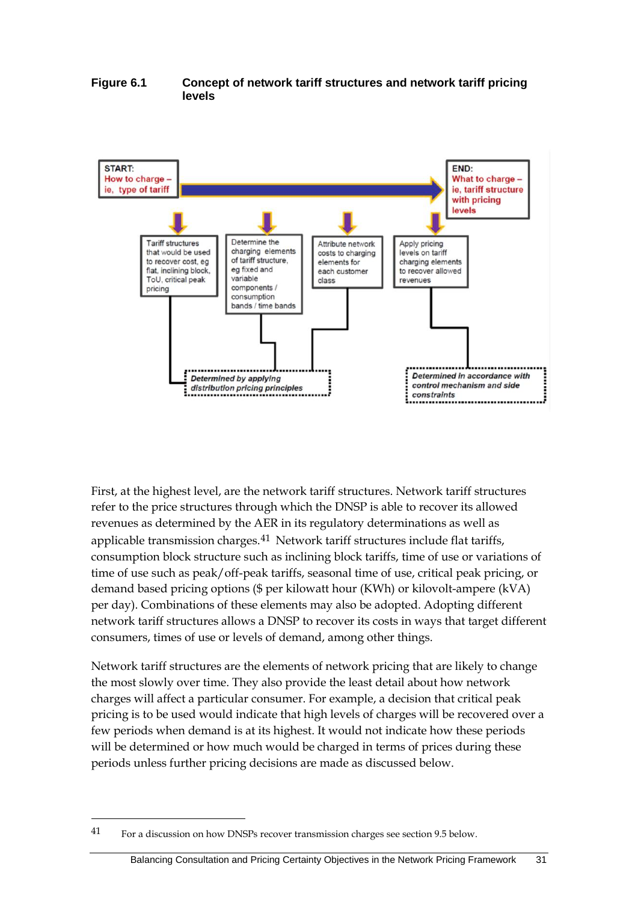**Figure 6.1 Concept of network tariff structures and network tariff pricing levels**

START: How to charge – ie, type of tariff

END: What to charge – ie, tariff structure with pricing levels

Tariff structures that would be used to recover cost, eg flat, inclining block, ToU, critical peak pricing

Determine the charging elements of tariff structure, eg fixed and variable components / consumption bands / time bands

Attribute network costs to charging elements for each customer class

Apply pricing levels on tariff charging elements to recover allowed revenues

*Determined by applying distribution pricing principles*

*Determined in accordance with control mechanism and side constraints*

First, at the highest level, are the network tariff structures. Network tariff structures refer to the price structures through which the DNSP is able to recover its allowed revenues as determined by the AER in its regulatory determinations as well as applicable transmission charges.[41] Network tariff structures include flat tariffs, consumption block structure such as inclining block tariffs, time of use or variations of time of use such as peak/off-peak tariffs, seasonal time of use, critical peak pricing, or demand based pricing options ($ per kilowatt hour (KWh) or kilovolt-ampere (kVA) per day). Combinations of these elements may also be adopted. Adopting different network tariff structures allows a DNSP to recover its costs in ways that target different consumers, times of use or levels of demand, among other things.

Network tariff structures are the elements of network pricing that are likely to change the most slowly over time. They also provide the least detail about how network charges will affect a particular consumer. For example, a decision that critical peak pricing is to be used would indicate that high levels of charges will be recovered over a few periods when demand is at its highest. It would not indicate how these periods will be determined or how much would be charged in terms of prices during these periods unless further pricing decisions are made as discussed below.

41 For a discussion on how DNSPs recover transmission charges see section 9.5 below.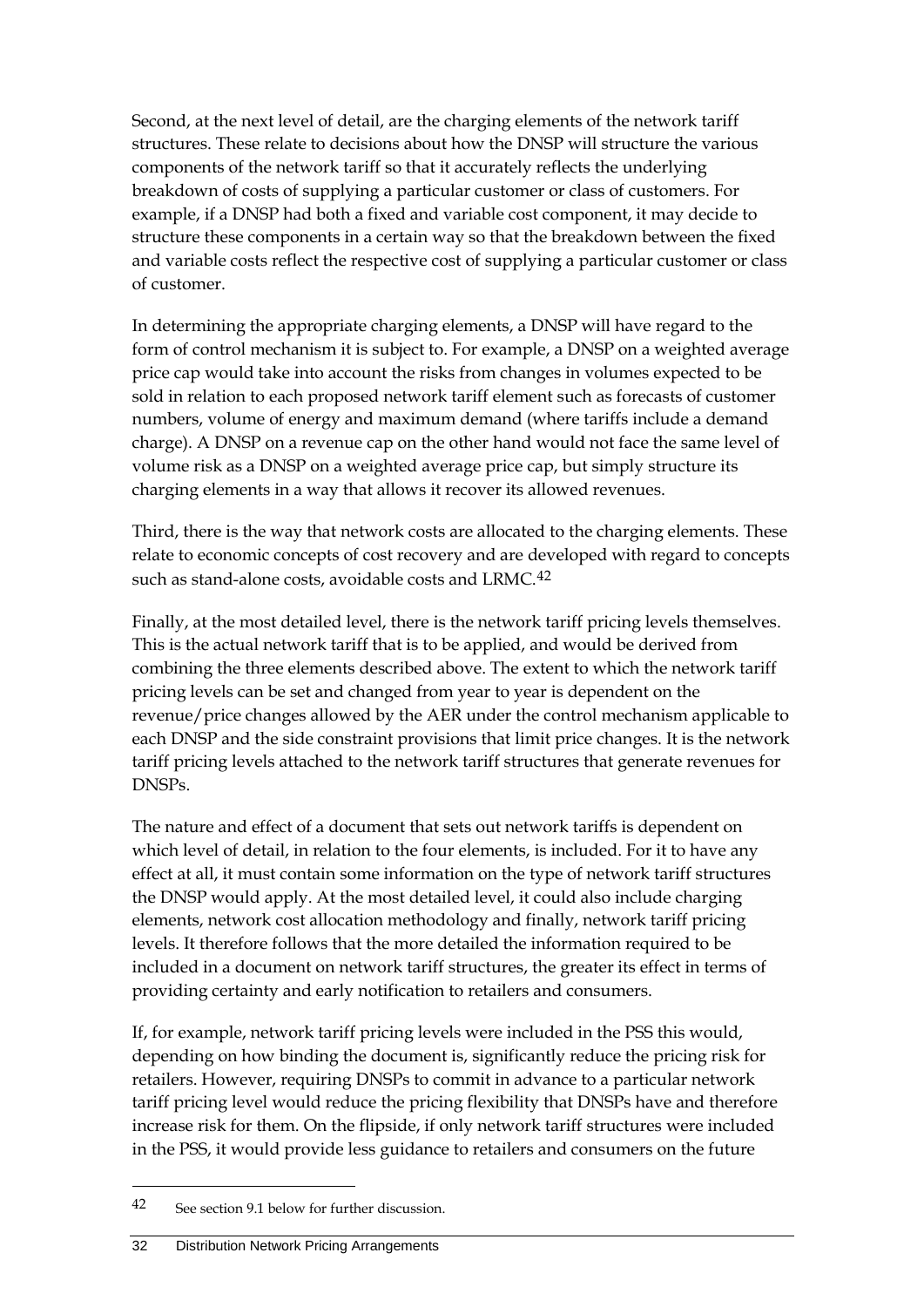Second, at the next level of detail, are the charging elements of the network tariff structures. These relate to decisions about how the DNSP will structure the various components of the network tariff so that it accurately reflects the underlying breakdown of costs of supplying a particular customer or class of customers. For example, if a DNSP had both a fixed and variable cost component, it may decide to structure these components in a certain way so that the breakdown between the fixed and variable costs reflect the respective cost of supplying a particular customer or class of customer.

In determining the appropriate charging elements, a DNSP will have regard to the form of control mechanism it is subject to. For example, a DNSP on a weighted average price cap would take into account the risks from changes in volumes expected to be sold in relation to each proposed network tariff element such as forecasts of customer numbers, volume of energy and maximum demand (where tariffs include a demand charge). A DNSP on a revenue cap on the other hand would not face the same level of volume risk as a DNSP on a weighted average price cap, but simply structure its charging elements in a way that allows it recover its allowed revenues.

Third, there is the way that network costs are allocated to the charging elements. These relate to economic concepts of cost recovery and are developed with regard to concepts such as stand-alone costs, avoidable costs and LRMC.[42]

Finally, at the most detailed level, there is the network tariff pricing levels themselves. This is the actual network tariff that is to be applied, and would be derived from combining the three elements described above. The extent to which the network tariff pricing levels can be set and changed from year to year is dependent on the revenue/price changes allowed by the AER under the control mechanism applicable to each DNSP and the side constraint provisions that limit price changes. It is the network tariff pricing levels attached to the network tariff structures that generate revenues for DNSPs.

The nature and effect of a document that sets out network tariffs is dependent on which level of detail, in relation to the four elements, is included. For it to have any effect at all, it must contain some information on the type of network tariff structures the DNSP would apply. At the most detailed level, it could also include charging elements, network cost allocation methodology and finally, network tariff pricing levels. It therefore follows that the more detailed the information required to be included in a document on network tariff structures, the greater its effect in terms of providing certainty and early notification to retailers and consumers.

If, for example, network tariff pricing levels were included in the PSS this would, depending on how binding the document is, significantly reduce the pricing risk for retailers. However, requiring DNSPs to commit in advance to a particular network tariff pricing level would reduce the pricing flexibility that DNSPs have and therefore increase risk for them. On the flipside, if only network tariff structures were included in the PSS, it would provide less guidance to retailers and consumers on the future

[42] See section 9.1 below for further discussion.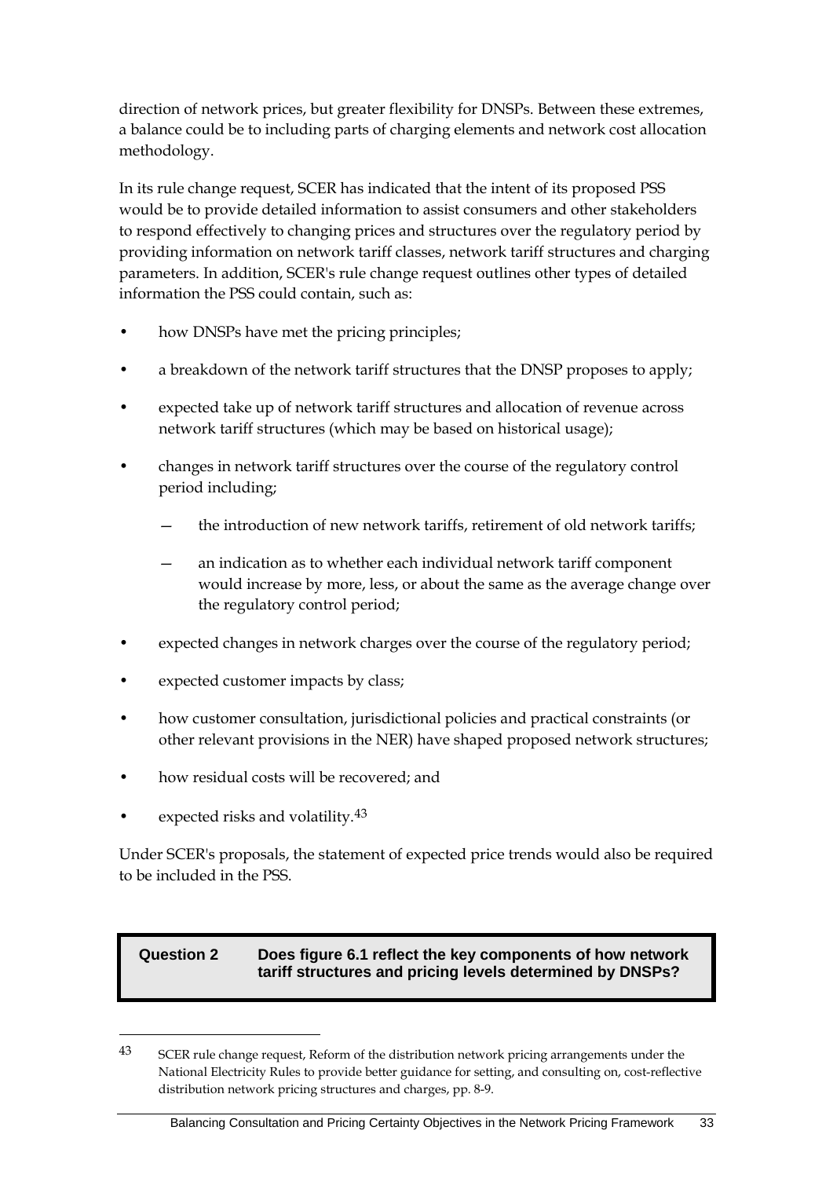direction of network prices, but greater flexibility for DNSPs. Between these extremes, a balance could be to including parts of charging elements and network cost allocation methodology.

In its rule change request, SCER has indicated that the intent of its proposed PSS would be to provide detailed information to assist consumers and other stakeholders to respond effectively to changing prices and structures over the regulatory period by providing information on network tariff classes, network tariff structures and charging parameters. In addition, SCER's rule change request outlines other types of detailed information the PSS could contain, such as:

- how DNSPs have met the pricing principles;
- a breakdown of the network tariff structures that the DNSP proposes to apply;
- expected take up of network tariff structures and allocation of revenue across network tariff structures (which may be based on historical usage);
- changes in network tariff structures over the course of the regulatory control period including;
  - the introduction of new network tariffs, retirement of old network tariffs;
  - an indication as to whether each individual network tariff component would increase by more, less, or about the same as the average change over the regulatory control period;
- expected changes in network charges over the course of the regulatory period;
- expected customer impacts by class;
- how customer consultation, jurisdictional policies and practical constraints (or other relevant provisions in the NER) have shaped proposed network structures;
- how residual costs will be recovered; and
- expected risks and volatility.[43]

Under SCER's proposals, the statement of expected price trends would also be required to be included in the PSS.

| **Question 2** | **Does figure 6.1 reflect the key components of how network tariff structures and pricing levels determined by DNSPs?** |
|---|---|

[43] SCER rule change request, Reform of the distribution network pricing arrangements under the National Electricity Rules to provide better guidance for setting, and consulting on, cost-reflective distribution network pricing structures and charges, pp. 8-9.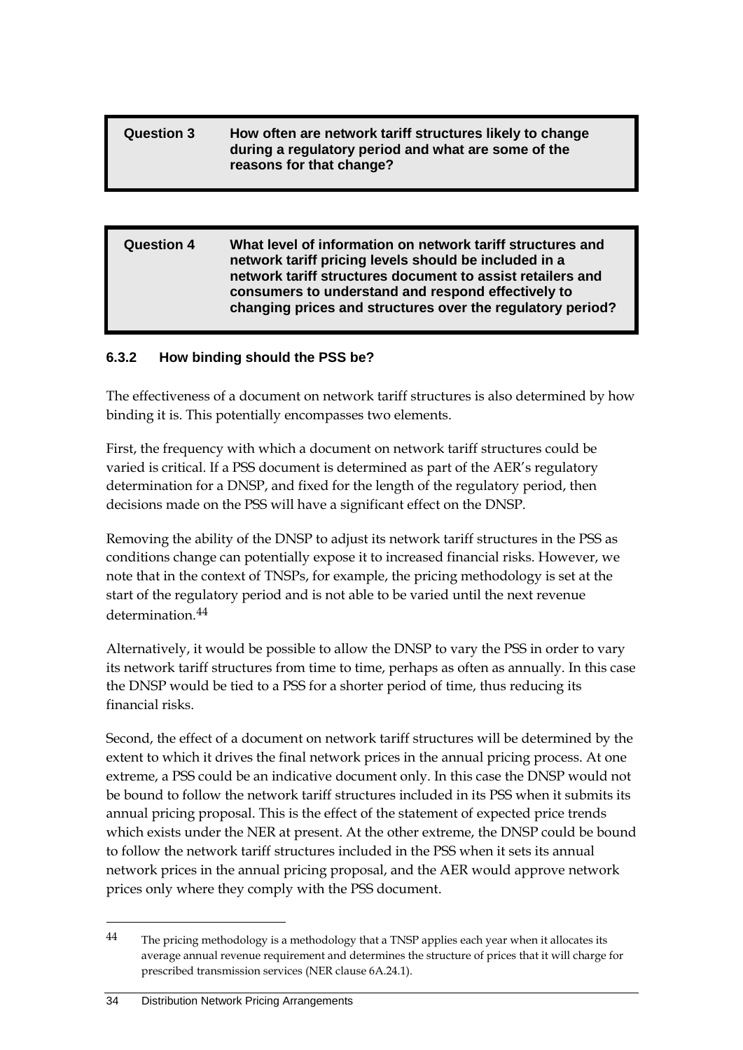| **Question 3** | **How often are network tariff structures likely to change during a regulatory period and what are some of the reasons for that change?** |
| --- | --- |

| **Question 4** | **What level of information on network tariff structures and network tariff pricing levels should be included in a network tariff structures document to assist retailers and consumers to understand and respond effectively to changing prices and structures over the regulatory period?** |
| --- | --- |

### 6.3.2 How binding should the PSS be?

The effectiveness of a document on network tariff structures is also determined by how binding it is. This potentially encompasses two elements.

First, the frequency with which a document on network tariff structures could be varied is critical. If a PSS document is determined as part of the AER's regulatory determination for a DNSP, and fixed for the length of the regulatory period, then decisions made on the PSS will have a significant effect on the DNSP.

Removing the ability of the DNSP to adjust its network tariff structures in the PSS as conditions change can potentially expose it to increased financial risks. However, we note that in the context of TNSPs, for example, the pricing methodology is set at the start of the regulatory period and is not able to be varied until the next revenue determination.[44]

Alternatively, it would be possible to allow the DNSP to vary the PSS in order to vary its network tariff structures from time to time, perhaps as often as annually. In this case the DNSP would be tied to a PSS for a shorter period of time, thus reducing its financial risks.

Second, the effect of a document on network tariff structures will be determined by the extent to which it drives the final network prices in the annual pricing process. At one extreme, a PSS could be an indicative document only. In this case the DNSP would not be bound to follow the network tariff structures included in its PSS when it submits its annual pricing proposal. This is the effect of the statement of expected price trends which exists under the NER at present. At the other extreme, the DNSP could be bound to follow the network tariff structures included in the PSS when it sets its annual network prices in the annual pricing proposal, and the AER would approve network prices only where they comply with the PSS document.

---

[44] The pricing methodology is a methodology that a TNSP applies each year when it allocates its average annual revenue requirement and determines the structure of prices that it will charge for prescribed transmission services (NER clause 6A.24.1).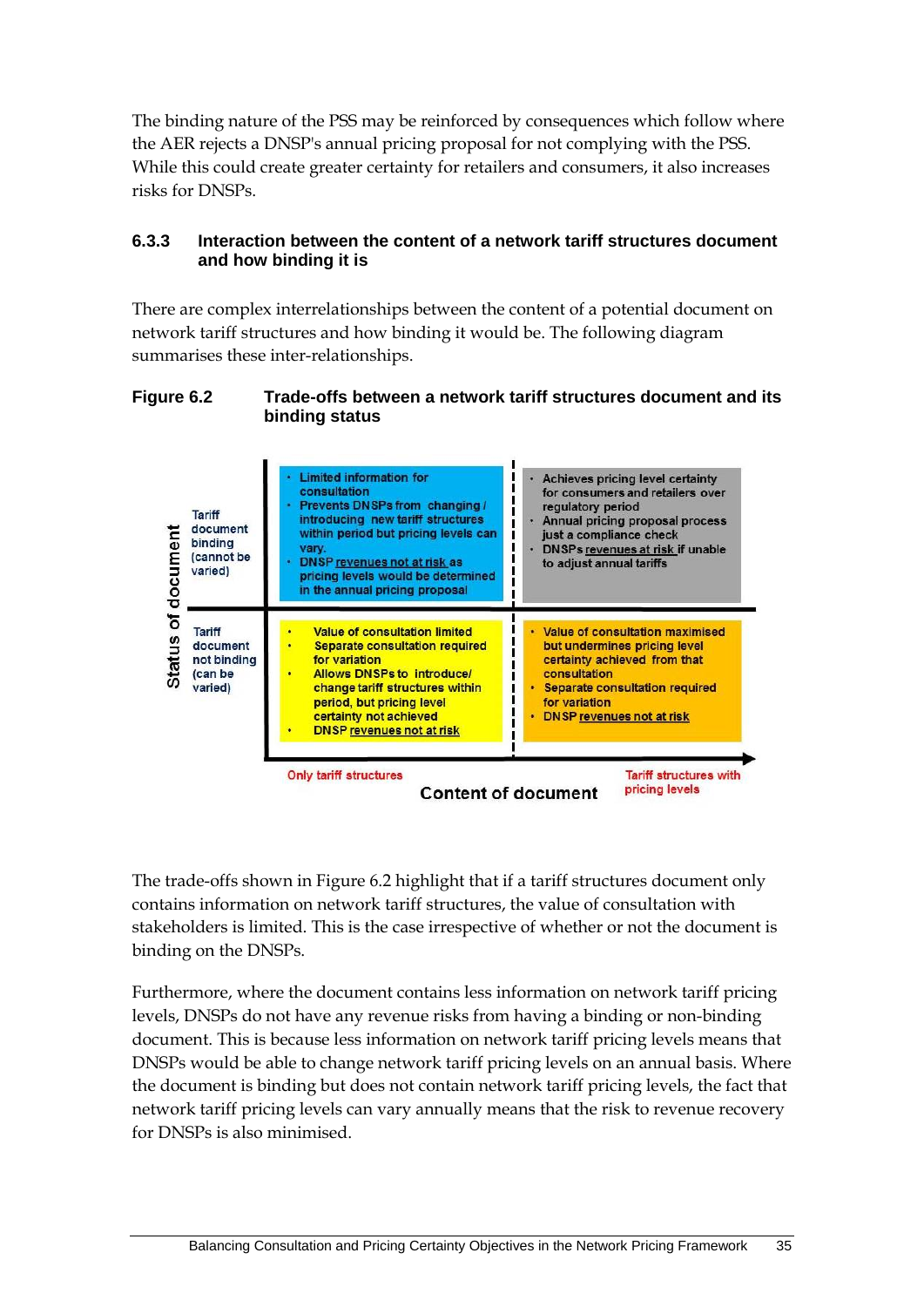The binding nature of the PSS may be reinforced by consequences which follow where the AER rejects a DNSP's annual pricing proposal for not complying with the PSS. While this could create greater certainty for retailers and consumers, it also increases risks for DNSPs.

### 6.3.3 Interaction between the content of a network tariff structures document and how binding it is

There are complex interrelationships between the content of a potential document on network tariff structures and how binding it would be. The following diagram summarises these inter-relationships.

**Figure 6.2 Trade-offs between a network tariff structures document and its binding status**

| Status of document | Content of document: Only tariff structures | Content of document: Tariff structures with pricing levels |
|---|---|---|
| Tariff document binding (cannot be varied) | • Limited information for consultation<br>• Prevents DNSPs from changing / introducing new tariff structures within period but pricing levels can vary.<br>• DNSP revenues not at risk as pricing levels would be determined in the annual pricing proposal | • Achieves pricing level certainty for consumers and retailers over regulatory period<br>• Annual pricing proposal process just a compliance check<br>• DNSPs revenues at risk if unable to adjust annual tariffs |
| Tariff document not binding (can be varied) | • Value of consultation limited<br>• Separate consultation required for variation<br>• Allows DNSPs to introduce/ change tariff structures within period, but pricing level certainty not achieved<br>• DNSP revenues not at risk | • Value of consultation maximised but undermines pricing level certainty achieved from that consultation<br>• Separate consultation required for variation<br>• DNSP revenues not at risk |

The trade-offs shown in Figure 6.2 highlight that if a tariff structures document only contains information on network tariff structures, the value of consultation with stakeholders is limited. This is the case irrespective of whether or not the document is binding on the DNSPs.

Furthermore, where the document contains less information on network tariff pricing levels, DNSPs do not have any revenue risks from having a binding or non-binding document. This is because less information on network tariff pricing levels means that DNSPs would be able to change network tariff pricing levels on an annual basis. Where the document is binding but does not contain network tariff pricing levels, the fact that network tariff pricing levels can vary annually means that the risk to revenue recovery for DNSPs is also minimised.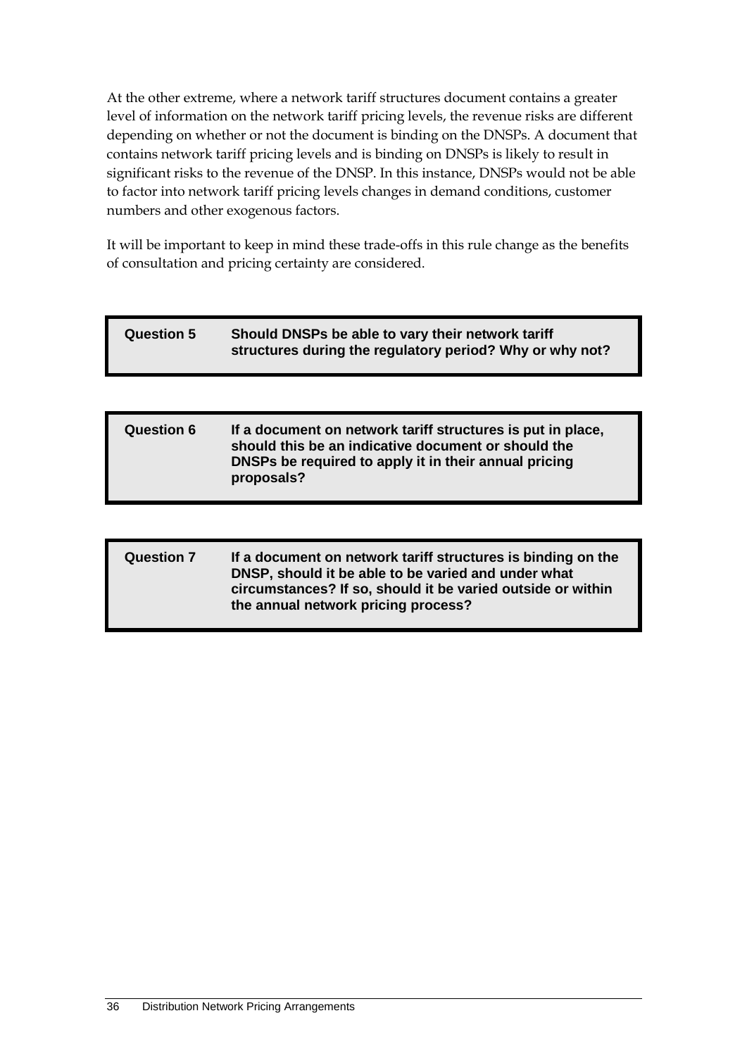At the other extreme, where a network tariff structures document contains a greater level of information on the network tariff pricing levels, the revenue risks are different depending on whether or not the document is binding on the DNSPs. A document that contains network tariff pricing levels and is binding on DNSPs is likely to result in significant risks to the revenue of the DNSP. In this instance, DNSPs would not be able to factor into network tariff pricing levels changes in demand conditions, customer numbers and other exogenous factors.

It will be important to keep in mind these trade-offs in this rule change as the benefits of consultation and pricing certainty are considered.

| **Question 5** | **Should DNSPs be able to vary their network tariff structures during the regulatory period? Why or why not?** |
|---|---|

| **Question 6** | **If a document on network tariff structures is put in place, should this be an indicative document or should the DNSPs be required to apply it in their annual pricing proposals?** |
|---|---|

| **Question 7** | **If a document on network tariff structures is binding on the DNSP, should it be able to be varied and under what circumstances? If so, should it be varied outside or within the annual network pricing process?** |
|---|---|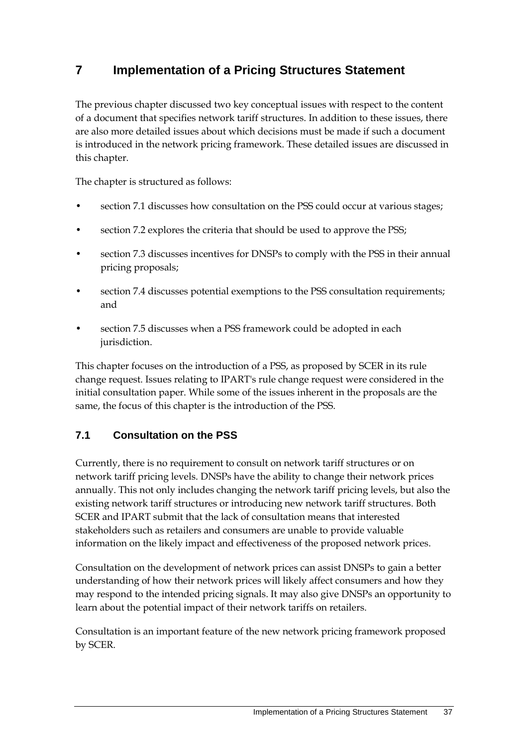# 7 Implementation of a Pricing Structures Statement

The previous chapter discussed two key conceptual issues with respect to the content of a document that specifies network tariff structures. In addition to these issues, there are also more detailed issues about which decisions must be made if such a document is introduced in the network pricing framework. These detailed issues are discussed in this chapter.

The chapter is structured as follows:

- section 7.1 discusses how consultation on the PSS could occur at various stages;
- section 7.2 explores the criteria that should be used to approve the PSS;
- section 7.3 discusses incentives for DNSPs to comply with the PSS in their annual pricing proposals;
- section 7.4 discusses potential exemptions to the PSS consultation requirements; and
- section 7.5 discusses when a PSS framework could be adopted in each jurisdiction.

This chapter focuses on the introduction of a PSS, as proposed by SCER in its rule change request. Issues relating to IPART's rule change request were considered in the initial consultation paper. While some of the issues inherent in the proposals are the same, the focus of this chapter is the introduction of the PSS.

## 7.1 Consultation on the PSS

Currently, there is no requirement to consult on network tariff structures or on network tariff pricing levels. DNSPs have the ability to change their network prices annually. This not only includes changing the network tariff pricing levels, but also the existing network tariff structures or introducing new network tariff structures. Both SCER and IPART submit that the lack of consultation means that interested stakeholders such as retailers and consumers are unable to provide valuable information on the likely impact and effectiveness of the proposed network prices.

Consultation on the development of network prices can assist DNSPs to gain a better understanding of how their network prices will likely affect consumers and how they may respond to the intended pricing signals. It may also give DNSPs an opportunity to learn about the potential impact of their network tariffs on retailers.

Consultation is an important feature of the new network pricing framework proposed by SCER.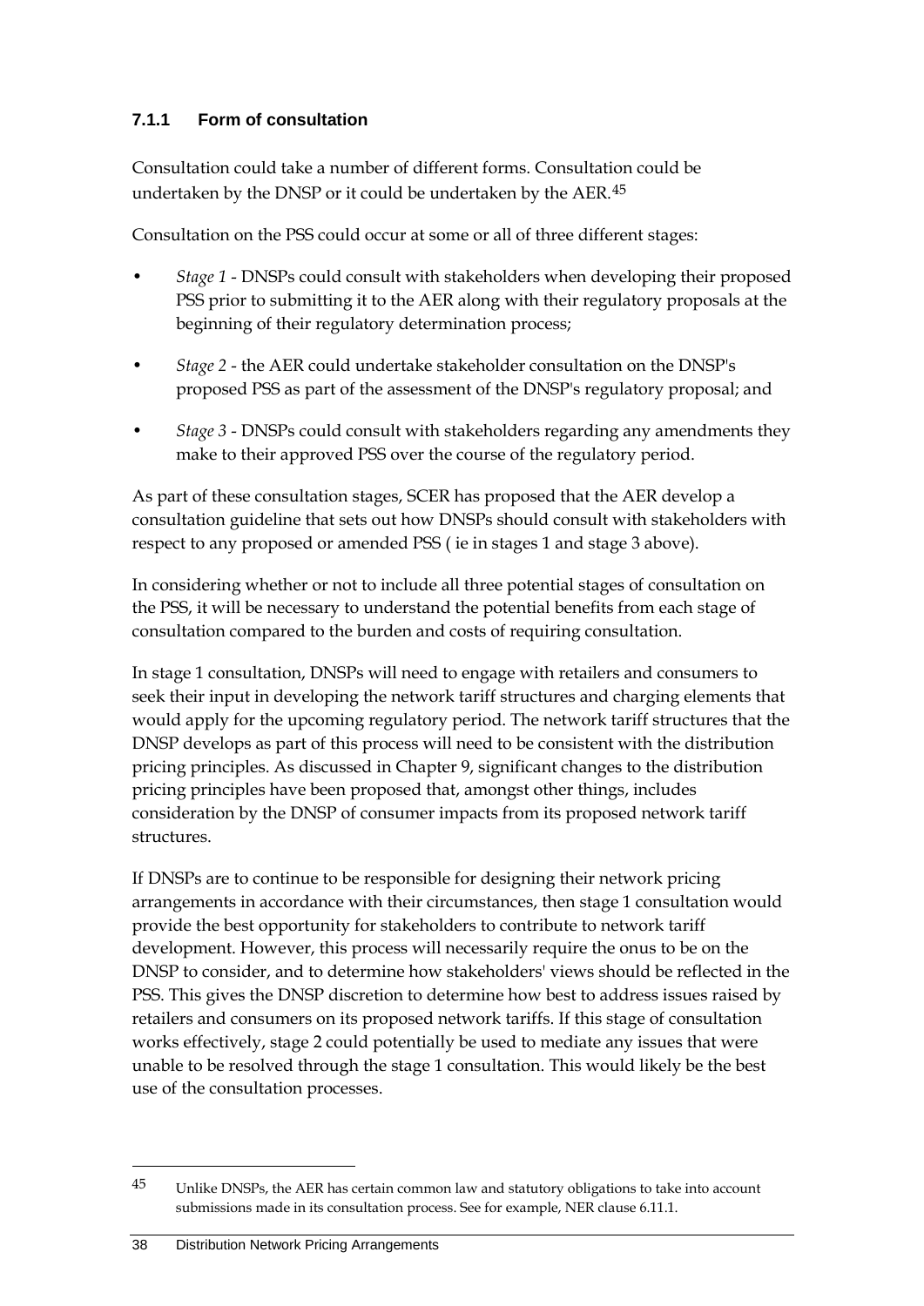### 7.1.1 Form of consultation

Consultation could take a number of different forms. Consultation could be undertaken by the DNSP or it could be undertaken by the AER.[45]

Consultation on the PSS could occur at some or all of three different stages:

- *Stage 1* - DNSPs could consult with stakeholders when developing their proposed PSS prior to submitting it to the AER along with their regulatory proposals at the beginning of their regulatory determination process;
- *Stage 2* - the AER could undertake stakeholder consultation on the DNSP's proposed PSS as part of the assessment of the DNSP's regulatory proposal; and
- *Stage 3* - DNSPs could consult with stakeholders regarding any amendments they make to their approved PSS over the course of the regulatory period.

As part of these consultation stages, SCER has proposed that the AER develop a consultation guideline that sets out how DNSPs should consult with stakeholders with respect to any proposed or amended PSS ( ie in stages 1 and stage 3 above).

In considering whether or not to include all three potential stages of consultation on the PSS, it will be necessary to understand the potential benefits from each stage of consultation compared to the burden and costs of requiring consultation.

In stage 1 consultation, DNSPs will need to engage with retailers and consumers to seek their input in developing the network tariff structures and charging elements that would apply for the upcoming regulatory period. The network tariff structures that the DNSP develops as part of this process will need to be consistent with the distribution pricing principles. As discussed in Chapter 9, significant changes to the distribution pricing principles have been proposed that, amongst other things, includes consideration by the DNSP of consumer impacts from its proposed network tariff structures.

If DNSPs are to continue to be responsible for designing their network pricing arrangements in accordance with their circumstances, then stage 1 consultation would provide the best opportunity for stakeholders to contribute to network tariff development. However, this process will necessarily require the onus to be on the DNSP to consider, and to determine how stakeholders' views should be reflected in the PSS. This gives the DNSP discretion to determine how best to address issues raised by retailers and consumers on its proposed network tariffs. If this stage of consultation works effectively, stage 2 could potentially be used to mediate any issues that were unable to be resolved through the stage 1 consultation. This would likely be the best use of the consultation processes.

---

[45] Unlike DNSPs, the AER has certain common law and statutory obligations to take into account submissions made in its consultation process. See for example, NER clause 6.11.1.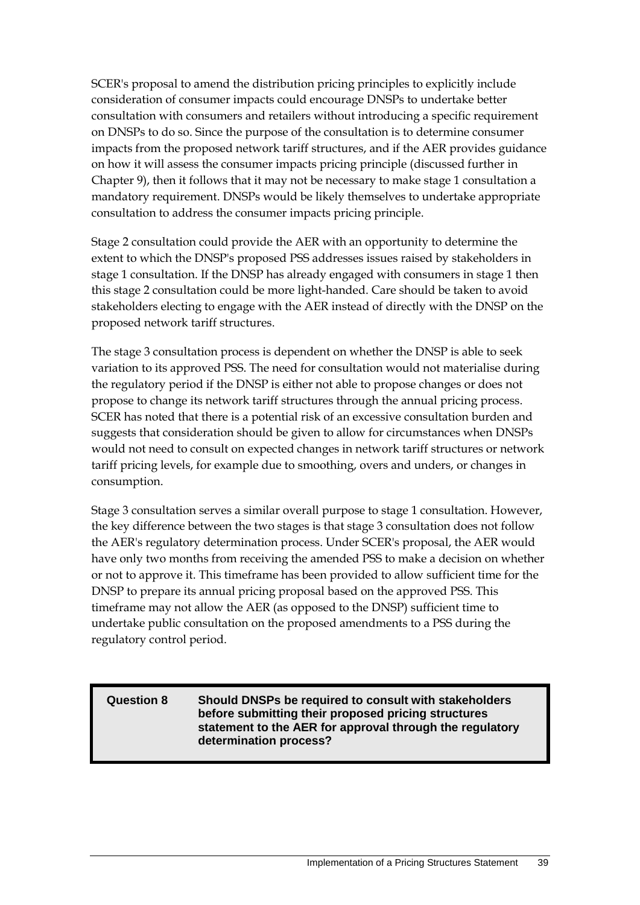SCER's proposal to amend the distribution pricing principles to explicitly include consideration of consumer impacts could encourage DNSPs to undertake better consultation with consumers and retailers without introducing a specific requirement on DNSPs to do so. Since the purpose of the consultation is to determine consumer impacts from the proposed network tariff structures, and if the AER provides guidance on how it will assess the consumer impacts pricing principle (discussed further in Chapter 9), then it follows that it may not be necessary to make stage 1 consultation a mandatory requirement. DNSPs would be likely themselves to undertake appropriate consultation to address the consumer impacts pricing principle.

Stage 2 consultation could provide the AER with an opportunity to determine the extent to which the DNSP's proposed PSS addresses issues raised by stakeholders in stage 1 consultation. If the DNSP has already engaged with consumers in stage 1 then this stage 2 consultation could be more light-handed. Care should be taken to avoid stakeholders electing to engage with the AER instead of directly with the DNSP on the proposed network tariff structures.

The stage 3 consultation process is dependent on whether the DNSP is able to seek variation to its approved PSS. The need for consultation would not materialise during the regulatory period if the DNSP is either not able to propose changes or does not propose to change its network tariff structures through the annual pricing process. SCER has noted that there is a potential risk of an excessive consultation burden and suggests that consideration should be given to allow for circumstances when DNSPs would not need to consult on expected changes in network tariff structures or network tariff pricing levels, for example due to smoothing, overs and unders, or changes in consumption.

Stage 3 consultation serves a similar overall purpose to stage 1 consultation. However, the key difference between the two stages is that stage 3 consultation does not follow the AER's regulatory determination process. Under SCER's proposal, the AER would have only two months from receiving the amended PSS to make a decision on whether or not to approve it. This timeframe has been provided to allow sufficient time for the DNSP to prepare its annual pricing proposal based on the approved PSS. This timeframe may not allow the AER (as opposed to the DNSP) sufficient time to undertake public consultation on the proposed amendments to a PSS during the regulatory control period.

| **Question 8** | **Should DNSPs be required to consult with stakeholders before submitting their proposed pricing structures statement to the AER for approval through the regulatory determination process?** |
|---|---|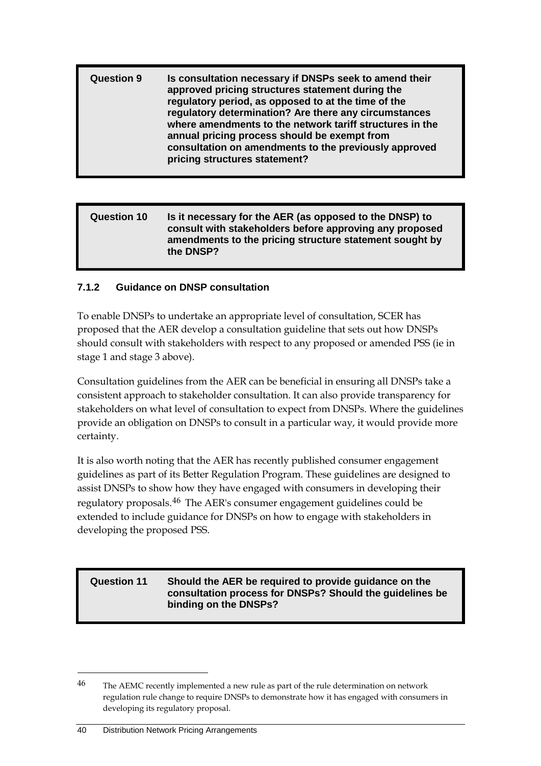| Question 9 | Is consultation necessary if DNSPs seek to amend their approved pricing structures statement during the regulatory period, as opposed to at the time of the regulatory determination? Are there any circumstances where amendments to the network tariff structures in the annual pricing process should be exempt from consultation on amendments to the previously approved pricing structures statement? |
|---|---|

| Question 10 | Is it necessary for the AER (as opposed to the DNSP) to consult with stakeholders before approving any proposed amendments to the pricing structure statement sought by the DNSP? |
|---|---|

### 7.1.2 Guidance on DNSP consultation

To enable DNSPs to undertake an appropriate level of consultation, SCER has proposed that the AER develop a consultation guideline that sets out how DNSPs should consult with stakeholders with respect to any proposed or amended PSS (ie in stage 1 and stage 3 above).

Consultation guidelines from the AER can be beneficial in ensuring all DNSPs take a consistent approach to stakeholder consultation. It can also provide transparency for stakeholders on what level of consultation to expect from DNSPs. Where the guidelines provide an obligation on DNSPs to consult in a particular way, it would provide more certainty.

It is also worth noting that the AER has recently published consumer engagement guidelines as part of its Better Regulation Program. These guidelines are designed to assist DNSPs to show how they have engaged with consumers in developing their regulatory proposals.[46] The AER's consumer engagement guidelines could be extended to include guidance for DNSPs on how to engage with stakeholders in developing the proposed PSS.

| Question 11 | Should the AER be required to provide guidance on the consultation process for DNSPs? Should the guidelines be binding on the DNSPs? |
|---|---|

[46] The AEMC recently implemented a new rule as part of the rule determination on network regulation rule change to require DNSPs to demonstrate how it has engaged with consumers in developing its regulatory proposal.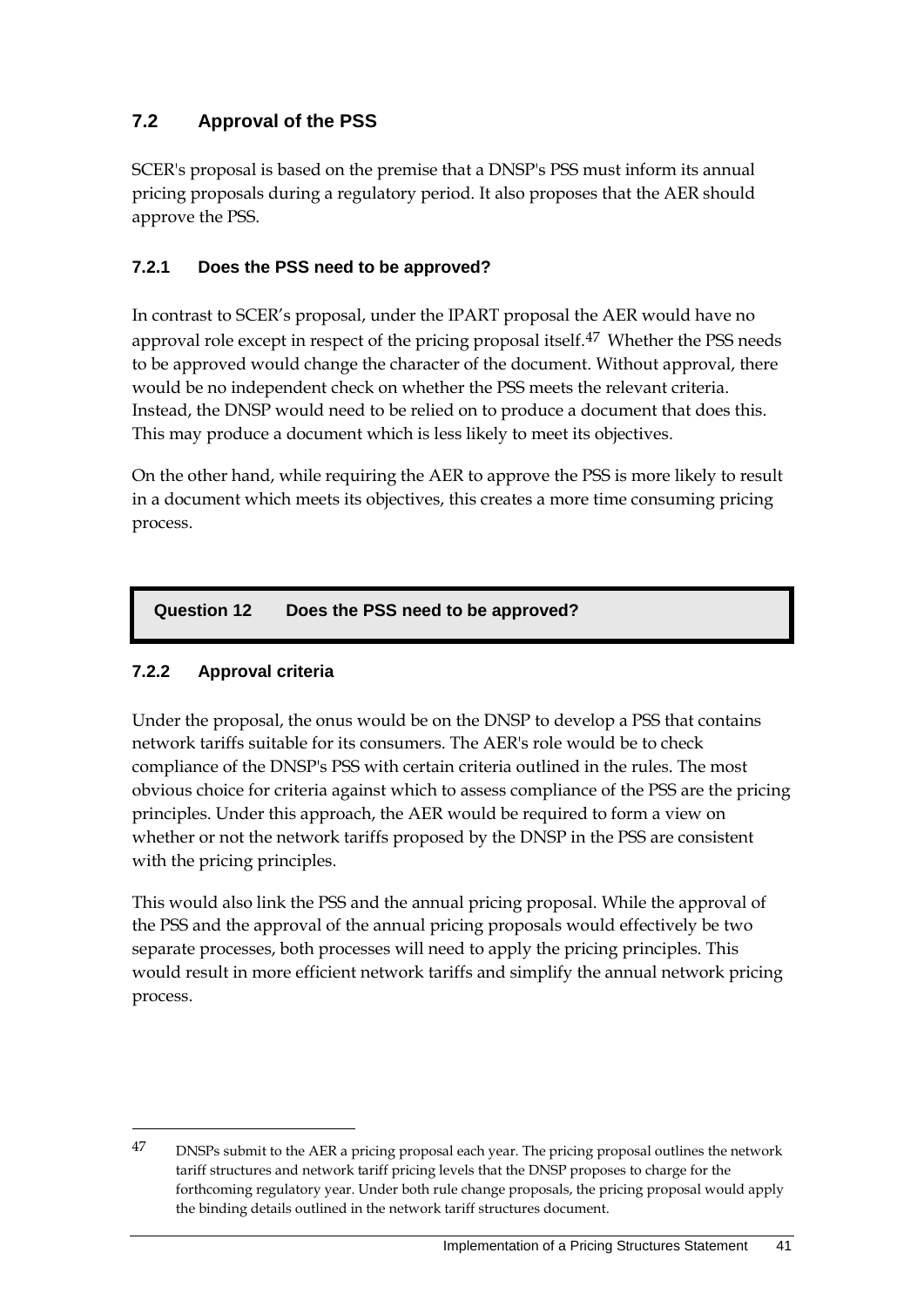## 7.2 Approval of the PSS

SCER's proposal is based on the premise that a DNSP's PSS must inform its annual pricing proposals during a regulatory period. It also proposes that the AER should approve the PSS.

### 7.2.1 Does the PSS need to be approved?

In contrast to SCER's proposal, under the IPART proposal the AER would have no approval role except in respect of the pricing proposal itself.[47] Whether the PSS needs to be approved would change the character of the document. Without approval, there would be no independent check on whether the PSS meets the relevant criteria. Instead, the DNSP would need to be relied on to produce a document that does this. This may produce a document which is less likely to meet its objectives.

On the other hand, while requiring the AER to approve the PSS is more likely to result in a document which meets its objectives, this creates a more time consuming pricing process.

**Question 12 Does the PSS need to be approved?**

### 7.2.2 Approval criteria

Under the proposal, the onus would be on the DNSP to develop a PSS that contains network tariffs suitable for its consumers. The AER's role would be to check compliance of the DNSP's PSS with certain criteria outlined in the rules. The most obvious choice for criteria against which to assess compliance of the PSS are the pricing principles. Under this approach, the AER would be required to form a view on whether or not the network tariffs proposed by the DNSP in the PSS are consistent with the pricing principles.

This would also link the PSS and the annual pricing proposal. While the approval of the PSS and the approval of the annual pricing proposals would effectively be two separate processes, both processes will need to apply the pricing principles. This would result in more efficient network tariffs and simplify the annual network pricing process.

---

[47] DNSPs submit to the AER a pricing proposal each year. The pricing proposal outlines the network tariff structures and network tariff pricing levels that the DNSP proposes to charge for the forthcoming regulatory year. Under both rule change proposals, the pricing proposal would apply the binding details outlined in the network tariff structures document.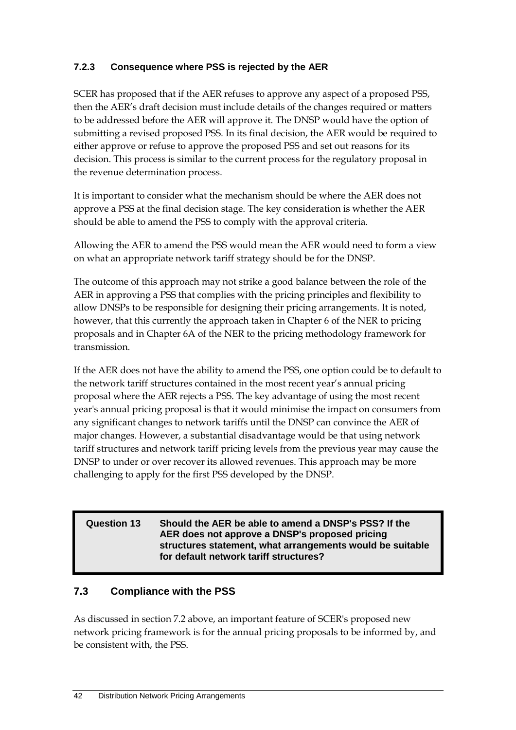### 7.2.3 Consequence where PSS is rejected by the AER

SCER has proposed that if the AER refuses to approve any aspect of a proposed PSS, then the AER's draft decision must include details of the changes required or matters to be addressed before the AER will approve it. The DNSP would have the option of submitting a revised proposed PSS. In its final decision, the AER would be required to either approve or refuse to approve the proposed PSS and set out reasons for its decision. This process is similar to the current process for the regulatory proposal in the revenue determination process.

It is important to consider what the mechanism should be where the AER does not approve a PSS at the final decision stage. The key consideration is whether the AER should be able to amend the PSS to comply with the approval criteria.

Allowing the AER to amend the PSS would mean the AER would need to form a view on what an appropriate network tariff strategy should be for the DNSP.

The outcome of this approach may not strike a good balance between the role of the AER in approving a PSS that complies with the pricing principles and flexibility to allow DNSPs to be responsible for designing their pricing arrangements. It is noted, however, that this currently the approach taken in Chapter 6 of the NER to pricing proposals and in Chapter 6A of the NER to the pricing methodology framework for transmission.

If the AER does not have the ability to amend the PSS, one option could be to default to the network tariff structures contained in the most recent year's annual pricing proposal where the AER rejects a PSS. The key advantage of using the most recent year's annual pricing proposal is that it would minimise the impact on consumers from any significant changes to network tariffs until the DNSP can convince the AER of major changes. However, a substantial disadvantage would be that using network tariff structures and network tariff pricing levels from the previous year may cause the DNSP to under or over recover its allowed revenues. This approach may be more challenging to apply for the first PSS developed by the DNSP.

> **Question 13** **Should the AER be able to amend a DNSP's PSS? If the AER does not approve a DNSP's proposed pricing structures statement, what arrangements would be suitable for default network tariff structures?**

## 7.3 Compliance with the PSS

As discussed in section 7.2 above, an important feature of SCER's proposed new network pricing framework is for the annual pricing proposals to be informed by, and be consistent with, the PSS.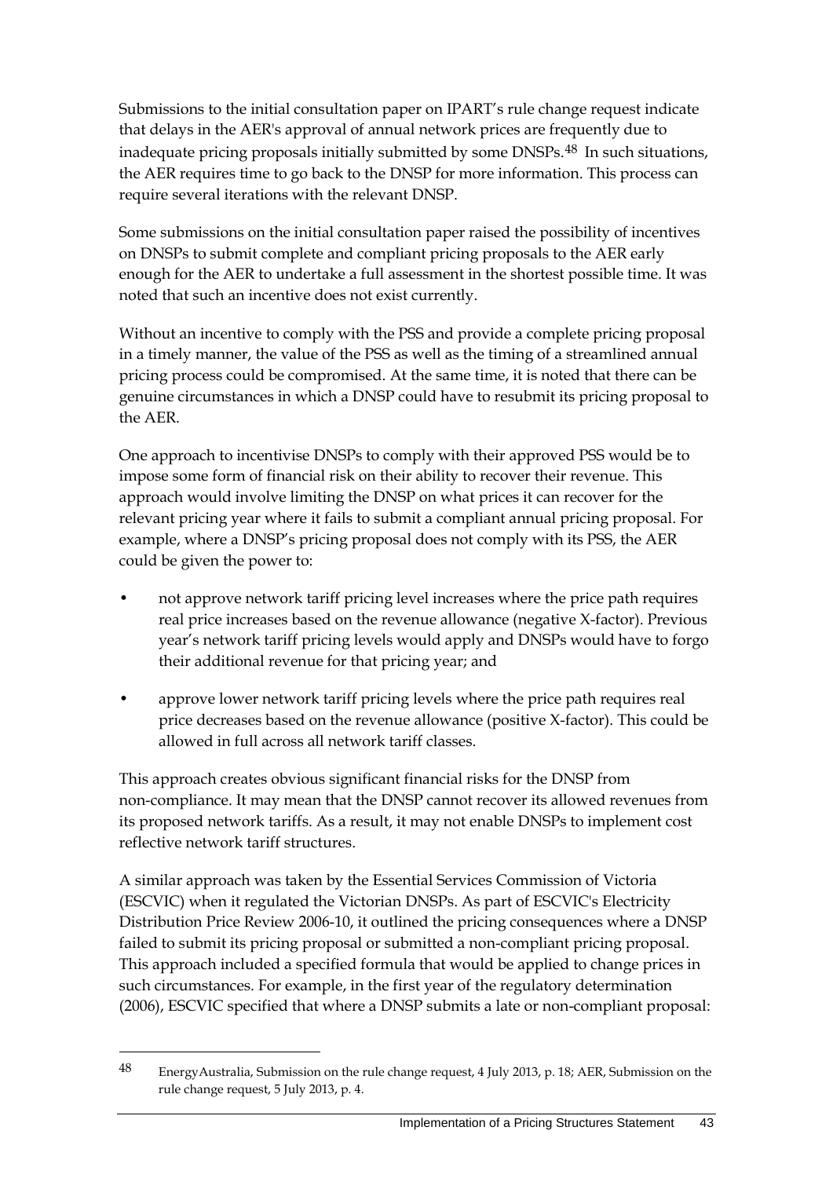Submissions to the initial consultation paper on IPART's rule change request indicate that delays in the AER's approval of annual network prices are frequently due to inadequate pricing proposals initially submitted by some DNSPs.[48] In such situations, the AER requires time to go back to the DNSP for more information. This process can require several iterations with the relevant DNSP.

Some submissions on the initial consultation paper raised the possibility of incentives on DNSPs to submit complete and compliant pricing proposals to the AER early enough for the AER to undertake a full assessment in the shortest possible time. It was noted that such an incentive does not exist currently.

Without an incentive to comply with the PSS and provide a complete pricing proposal in a timely manner, the value of the PSS as well as the timing of a streamlined annual pricing process could be compromised. At the same time, it is noted that there can be genuine circumstances in which a DNSP could have to resubmit its pricing proposal to the AER.

One approach to incentivise DNSPs to comply with their approved PSS would be to impose some form of financial risk on their ability to recover their revenue. This approach would involve limiting the DNSP on what prices it can recover for the relevant pricing year where it fails to submit a compliant annual pricing proposal. For example, where a DNSP's pricing proposal does not comply with its PSS, the AER could be given the power to:

- not approve network tariff pricing level increases where the price path requires real price increases based on the revenue allowance (negative X-factor). Previous year's network tariff pricing levels would apply and DNSPs would have to forgo their additional revenue for that pricing year; and
- approve lower network tariff pricing levels where the price path requires real price decreases based on the revenue allowance (positive X-factor). This could be allowed in full across all network tariff classes.

This approach creates obvious significant financial risks for the DNSP from non-compliance. It may mean that the DNSP cannot recover its allowed revenues from its proposed network tariffs. As a result, it may not enable DNSPs to implement cost reflective network tariff structures.

A similar approach was taken by the Essential Services Commission of Victoria (ESCVIC) when it regulated the Victorian DNSPs. As part of ESCVIC's Electricity Distribution Price Review 2006-10, it outlined the pricing consequences where a DNSP failed to submit its pricing proposal or submitted a non-compliant pricing proposal. This approach included a specified formula that would be applied to change prices in such circumstances. For example, in the first year of the regulatory determination (2006), ESCVIC specified that where a DNSP submits a late or non-compliant proposal:

---

[48] EnergyAustralia, Submission on the rule change request, 4 July 2013, p. 18; AER, Submission on the rule change request, 5 July 2013, p. 4.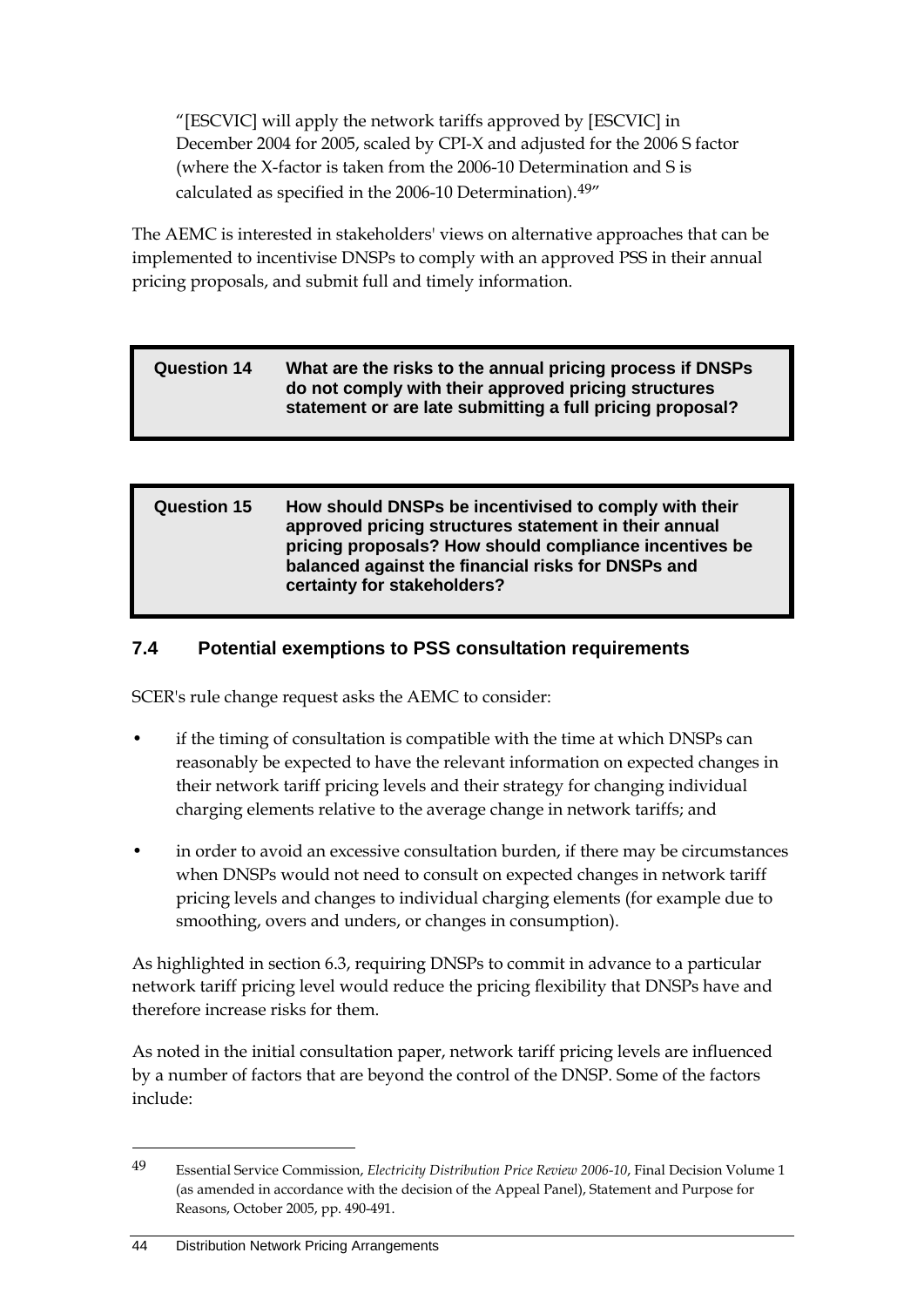> "[ESCVIC] will apply the network tariffs approved by [ESCVIC] in December 2004 for 2005, scaled by CPI-X and adjusted for the 2006 S factor (where the X-factor is taken from the 2006-10 Determination and S is calculated as specified in the 2006-10 Determination).[49]"

The AEMC is interested in stakeholders' views on alternative approaches that can be implemented to incentivise DNSPs to comply with an approved PSS in their annual pricing proposals, and submit full and timely information.

> **Question 14** **What are the risks to the annual pricing process if DNSPs do not comply with their approved pricing structures statement or are late submitting a full pricing proposal?**

> **Question 15** **How should DNSPs be incentivised to comply with their approved pricing structures statement in their annual pricing proposals? How should compliance incentives be balanced against the financial risks for DNSPs and certainty for stakeholders?**

### 7.4 Potential exemptions to PSS consultation requirements

SCER's rule change request asks the AEMC to consider:

- if the timing of consultation is compatible with the time at which DNSPs can reasonably be expected to have the relevant information on expected changes in their network tariff pricing levels and their strategy for changing individual charging elements relative to the average change in network tariffs; and
- in order to avoid an excessive consultation burden, if there may be circumstances when DNSPs would not need to consult on expected changes in network tariff pricing levels and changes to individual charging elements (for example due to smoothing, overs and unders, or changes in consumption).

As highlighted in section 6.3, requiring DNSPs to commit in advance to a particular network tariff pricing level would reduce the pricing flexibility that DNSPs have and therefore increase risks for them.

As noted in the initial consultation paper, network tariff pricing levels are influenced by a number of factors that are beyond the control of the DNSP. Some of the factors include:

---

[49] Essential Service Commission, *Electricity Distribution Price Review 2006-10*, Final Decision Volume 1 (as amended in accordance with the decision of the Appeal Panel), Statement and Purpose for Reasons, October 2005, pp. 490-491.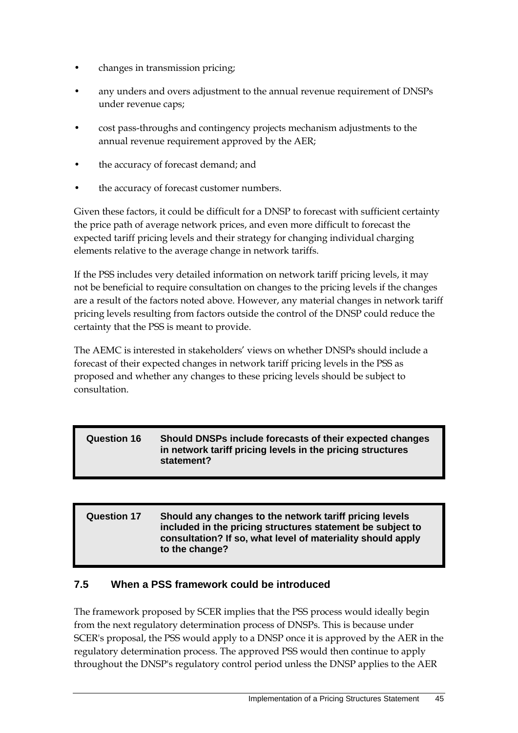- changes in transmission pricing;
- any unders and overs adjustment to the annual revenue requirement of DNSPs under revenue caps;
- cost pass-throughs and contingency projects mechanism adjustments to the annual revenue requirement approved by the AER;
- the accuracy of forecast demand; and
- the accuracy of forecast customer numbers.

Given these factors, it could be difficult for a DNSP to forecast with sufficient certainty the price path of average network prices, and even more difficult to forecast the expected tariff pricing levels and their strategy for changing individual charging elements relative to the average change in network tariffs.

If the PSS includes very detailed information on network tariff pricing levels, it may not be beneficial to require consultation on changes to the pricing levels if the changes are a result of the factors noted above. However, any material changes in network tariff pricing levels resulting from factors outside the control of the DNSP could reduce the certainty that the PSS is meant to provide.

The AEMC is interested in stakeholders' views on whether DNSPs should include a forecast of their expected changes in network tariff pricing levels in the PSS as proposed and whether any changes to these pricing levels should be subject to consultation.

| **Question 16** | **Should DNSPs include forecasts of their expected changes in network tariff pricing levels in the pricing structures statement?** |
|---|---|

| **Question 17** | **Should any changes to the network tariff pricing levels included in the pricing structures statement be subject to consultation? If so, what level of materiality should apply to the change?** |
|---|---|

## 7.5 When a PSS framework could be introduced

The framework proposed by SCER implies that the PSS process would ideally begin from the next regulatory determination process of DNSPs. This is because under SCER's proposal, the PSS would apply to a DNSP once it is approved by the AER in the regulatory determination process. The approved PSS would then continue to apply throughout the DNSP's regulatory control period unless the DNSP applies to the AER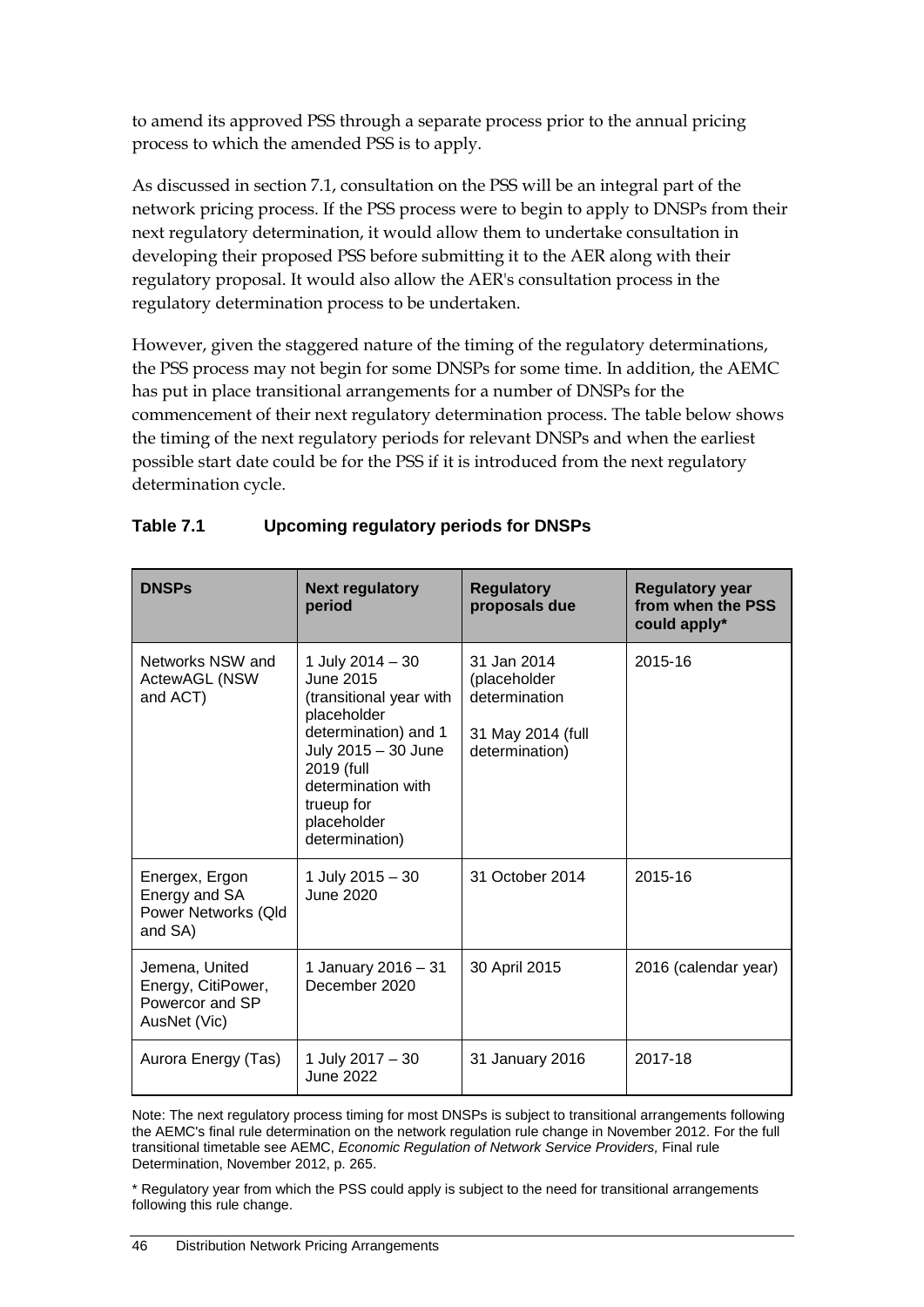to amend its approved PSS through a separate process prior to the annual pricing process to which the amended PSS is to apply.

As discussed in section 7.1, consultation on the PSS will be an integral part of the network pricing process. If the PSS process were to begin to apply to DNSPs from their next regulatory determination, it would allow them to undertake consultation in developing their proposed PSS before submitting it to the AER along with their regulatory proposal. It would also allow the AER's consultation process in the regulatory determination process to be undertaken.

However, given the staggered nature of the timing of the regulatory determinations, the PSS process may not begin for some DNSPs for some time. In addition, the AEMC has put in place transitional arrangements for a number of DNSPs for the commencement of their next regulatory determination process. The table below shows the timing of the next regulatory periods for relevant DNSPs and when the earliest possible start date could be for the PSS if it is introduced from the next regulatory determination cycle.

**Table 7.1 Upcoming regulatory periods for DNSPs**

| DNSPs | Next regulatory period | Regulatory proposals due | Regulatory year from when the PSS could apply* |
|---|---|---|---|
| Networks NSW and ActewAGL (NSW and ACT) | 1 July 2014 – 30 June 2015 (transitional year with placeholder determination) and 1 July 2015 – 30 June 2019 (full determination with trueup for placeholder determination) | 31 Jan 2014 (placeholder determination<br><br>31 May 2014 (full determination) | 2015-16 |
| Energex, Ergon Energy and SA Power Networks (Qld and SA) | 1 July 2015 – 30 June 2020 | 31 October 2014 | 2015-16 |
| Jemena, United Energy, CitiPower, Powercor and SP AusNet (Vic) | 1 January 2016 – 31 December 2020 | 30 April 2015 | 2016 (calendar year) |
| Aurora Energy (Tas) | 1 July 2017 – 30 June 2022 | 31 January 2016 | 2017-18 |

Note: The next regulatory process timing for most DNSPs is subject to transitional arrangements following the AEMC's final rule determination on the network regulation rule change in November 2012. For the full transitional timetable see AEMC, *Economic Regulation of Network Service Providers,* Final rule Determination, November 2012, p. 265.

* Regulatory year from which the PSS could apply is subject to the need for transitional arrangements following this rule change.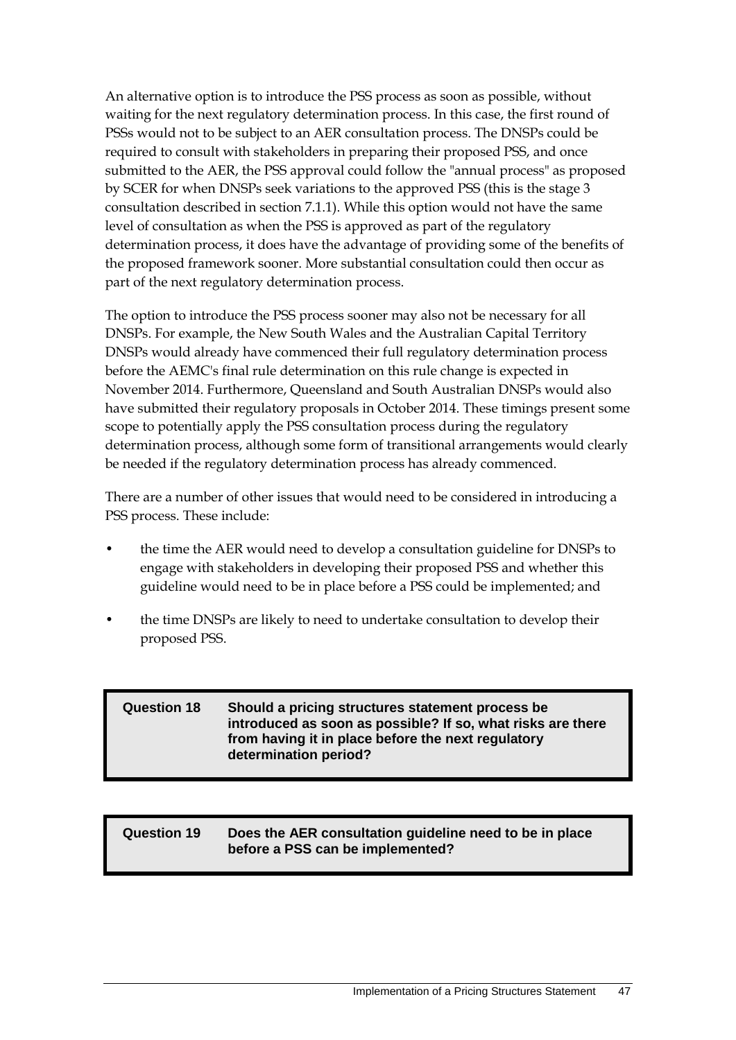An alternative option is to introduce the PSS process as soon as possible, without waiting for the next regulatory determination process. In this case, the first round of PSSs would not to be subject to an AER consultation process. The DNSPs could be required to consult with stakeholders in preparing their proposed PSS, and once submitted to the AER, the PSS approval could follow the "annual process" as proposed by SCER for when DNSPs seek variations to the approved PSS (this is the stage 3 consultation described in section 7.1.1). While this option would not have the same level of consultation as when the PSS is approved as part of the regulatory determination process, it does have the advantage of providing some of the benefits of the proposed framework sooner. More substantial consultation could then occur as part of the next regulatory determination process.

The option to introduce the PSS process sooner may also not be necessary for all DNSPs. For example, the New South Wales and the Australian Capital Territory DNSPs would already have commenced their full regulatory determination process before the AEMC's final rule determination on this rule change is expected in November 2014. Furthermore, Queensland and South Australian DNSPs would also have submitted their regulatory proposals in October 2014. These timings present some scope to potentially apply the PSS consultation process during the regulatory determination process, although some form of transitional arrangements would clearly be needed if the regulatory determination process has already commenced.

There are a number of other issues that would need to be considered in introducing a PSS process. These include:

- the time the AER would need to develop a consultation guideline for DNSPs to engage with stakeholders in developing their proposed PSS and whether this guideline would need to be in place before a PSS could be implemented; and
- the time DNSPs are likely to need to undertake consultation to develop their proposed PSS.

| **Question 18** | **Should a pricing structures statement process be introduced as soon as possible? If so, what risks are there from having it in place before the next regulatory determination period?** |
|---|---|

| **Question 19** | **Does the AER consultation guideline need to be in place before a PSS can be implemented?** |
|---|---|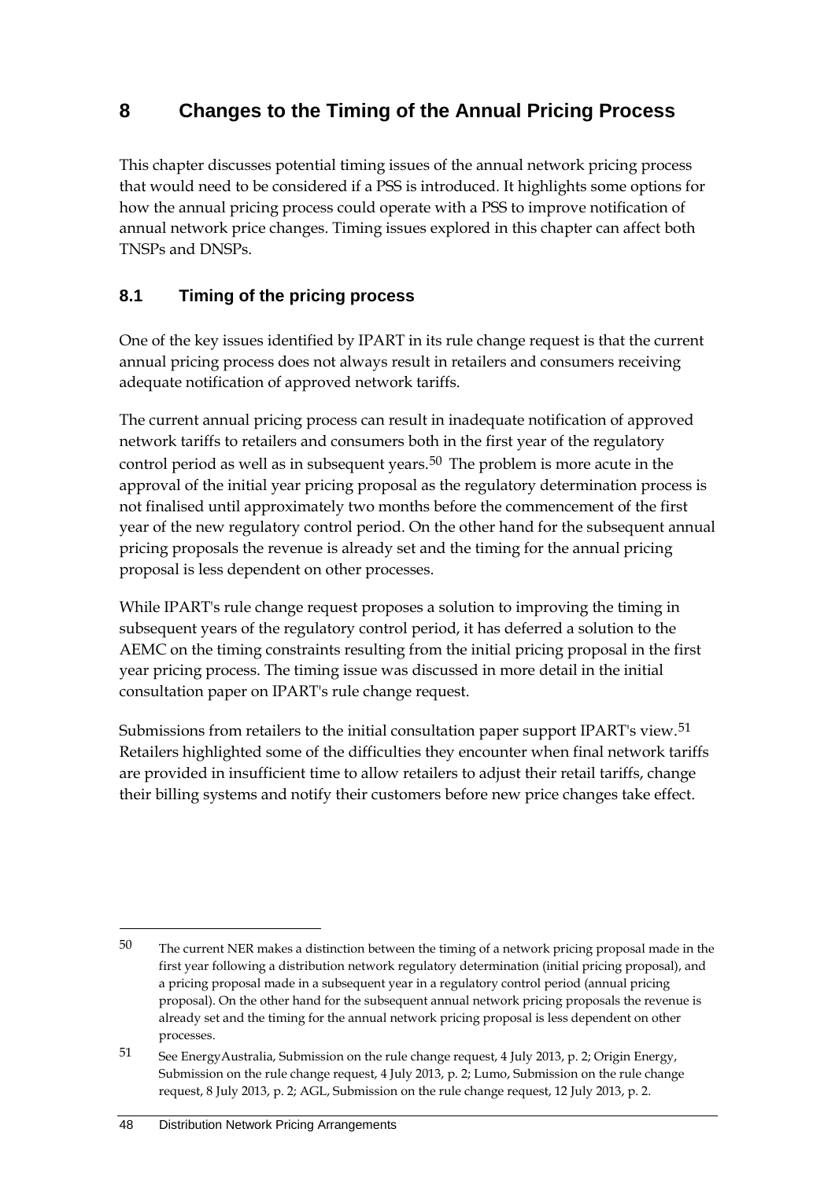# 8 Changes to the Timing of the Annual Pricing Process

This chapter discusses potential timing issues of the annual network pricing process that would need to be considered if a PSS is introduced. It highlights some options for how the annual pricing process could operate with a PSS to improve notification of annual network price changes. Timing issues explored in this chapter can affect both TNSPs and DNSPs.

## 8.1 Timing of the pricing process

One of the key issues identified by IPART in its rule change request is that the current annual pricing process does not always result in retailers and consumers receiving adequate notification of approved network tariffs.

The current annual pricing process can result in inadequate notification of approved network tariffs to retailers and consumers both in the first year of the regulatory control period as well as in subsequent years.[50] The problem is more acute in the approval of the initial year pricing proposal as the regulatory determination process is not finalised until approximately two months before the commencement of the first year of the new regulatory control period. On the other hand for the subsequent annual pricing proposals the revenue is already set and the timing for the annual pricing proposal is less dependent on other processes.

While IPART's rule change request proposes a solution to improving the timing in subsequent years of the regulatory control period, it has deferred a solution to the AEMC on the timing constraints resulting from the initial pricing proposal in the first year pricing process. The timing issue was discussed in more detail in the initial consultation paper on IPART's rule change request.

Submissions from retailers to the initial consultation paper support IPART's view.[51] Retailers highlighted some of the difficulties they encounter when final network tariffs are provided in insufficient time to allow retailers to adjust their retail tariffs, change their billing systems and notify their customers before new price changes take effect.

---

50 The current NER makes a distinction between the timing of a network pricing proposal made in the first year following a distribution network regulatory determination (initial pricing proposal), and a pricing proposal made in a subsequent year in a regulatory control period (annual pricing proposal). On the other hand for the subsequent annual network pricing proposals the revenue is already set and the timing for the annual network pricing proposal is less dependent on other processes.

51 See EnergyAustralia, Submission on the rule change request, 4 July 2013, p. 2; Origin Energy, Submission on the rule change request, 4 July 2013, p. 2; Lumo, Submission on the rule change request, 8 July 2013, p. 2; AGL, Submission on the rule change request, 12 July 2013, p. 2.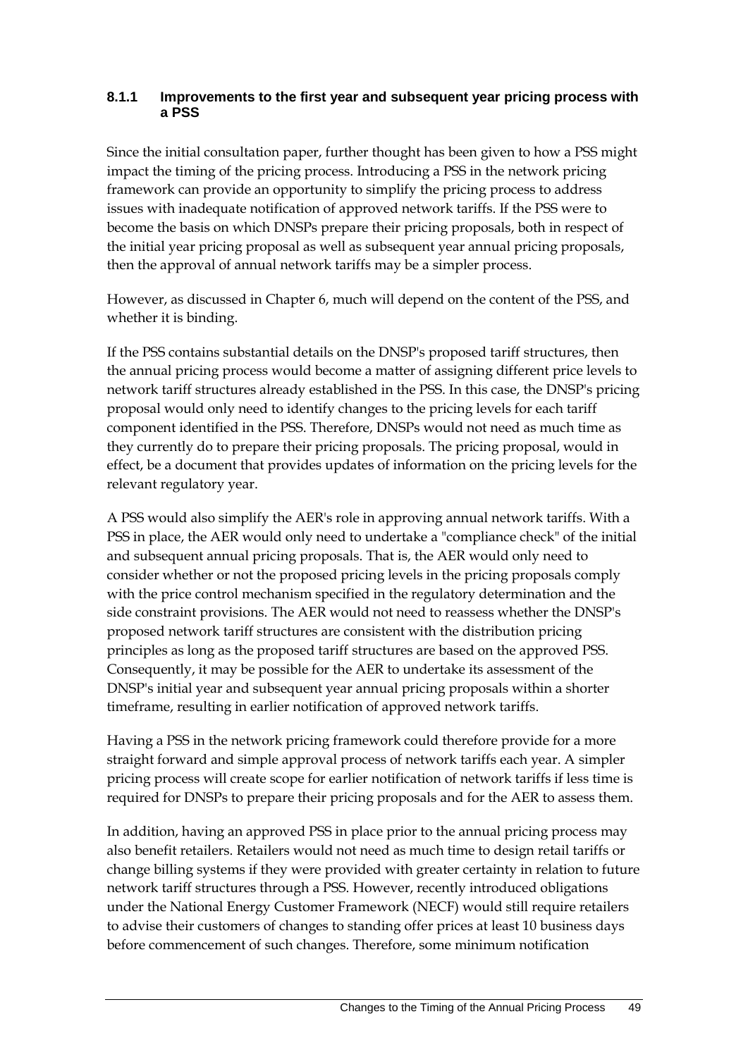### 8.1.1 Improvements to the first year and subsequent year pricing process with a PSS

Since the initial consultation paper, further thought has been given to how a PSS might impact the timing of the pricing process. Introducing a PSS in the network pricing framework can provide an opportunity to simplify the pricing process to address issues with inadequate notification of approved network tariffs. If the PSS were to become the basis on which DNSPs prepare their pricing proposals, both in respect of the initial year pricing proposal as well as subsequent year annual pricing proposals, then the approval of annual network tariffs may be a simpler process.

However, as discussed in Chapter 6, much will depend on the content of the PSS, and whether it is binding.

If the PSS contains substantial details on the DNSP's proposed tariff structures, then the annual pricing process would become a matter of assigning different price levels to network tariff structures already established in the PSS. In this case, the DNSP's pricing proposal would only need to identify changes to the pricing levels for each tariff component identified in the PSS. Therefore, DNSPs would not need as much time as they currently do to prepare their pricing proposals. The pricing proposal, would in effect, be a document that provides updates of information on the pricing levels for the relevant regulatory year.

A PSS would also simplify the AER's role in approving annual network tariffs. With a PSS in place, the AER would only need to undertake a "compliance check" of the initial and subsequent annual pricing proposals. That is, the AER would only need to consider whether or not the proposed pricing levels in the pricing proposals comply with the price control mechanism specified in the regulatory determination and the side constraint provisions. The AER would not need to reassess whether the DNSP's proposed network tariff structures are consistent with the distribution pricing principles as long as the proposed tariff structures are based on the approved PSS. Consequently, it may be possible for the AER to undertake its assessment of the DNSP's initial year and subsequent year annual pricing proposals within a shorter timeframe, resulting in earlier notification of approved network tariffs.

Having a PSS in the network pricing framework could therefore provide for a more straight forward and simple approval process of network tariffs each year. A simpler pricing process will create scope for earlier notification of network tariffs if less time is required for DNSPs to prepare their pricing proposals and for the AER to assess them.

In addition, having an approved PSS in place prior to the annual pricing process may also benefit retailers. Retailers would not need as much time to design retail tariffs or change billing systems if they were provided with greater certainty in relation to future network tariff structures through a PSS. However, recently introduced obligations under the National Energy Customer Framework (NECF) would still require retailers to advise their customers of changes to standing offer prices at least 10 business days before commencement of such changes. Therefore, some minimum notification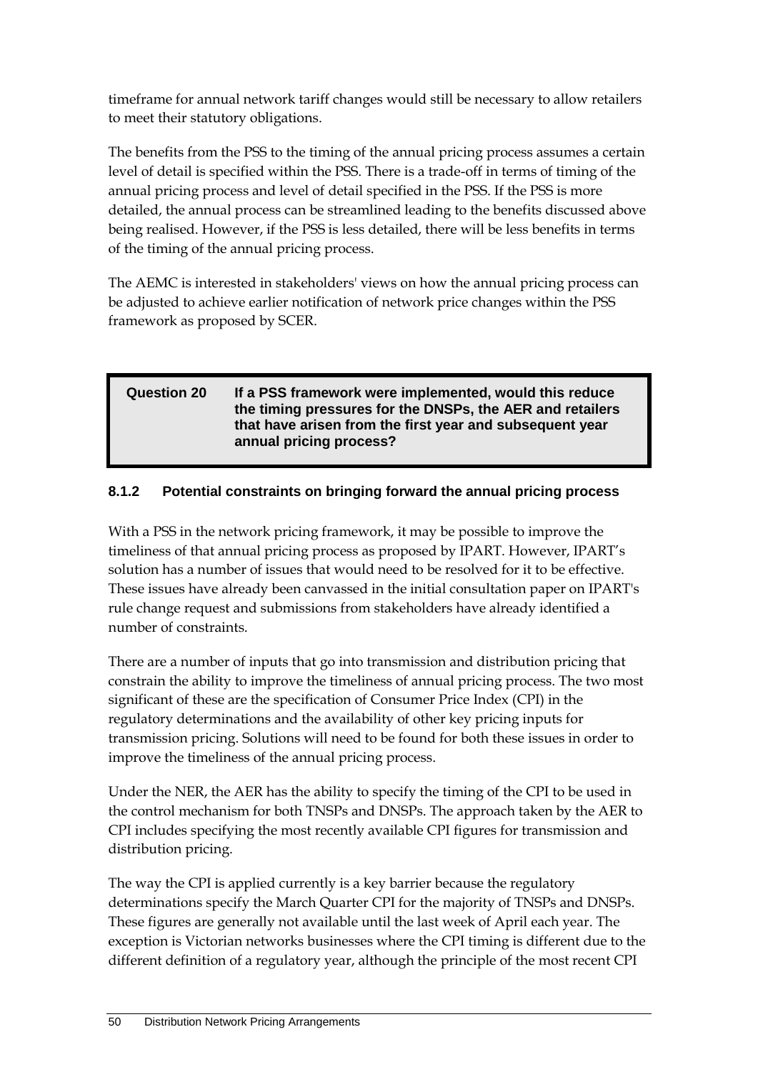timeframe for annual network tariff changes would still be necessary to allow retailers to meet their statutory obligations.

The benefits from the PSS to the timing of the annual pricing process assumes a certain level of detail is specified within the PSS. There is a trade-off in terms of timing of the annual pricing process and level of detail specified in the PSS. If the PSS is more detailed, the annual process can be streamlined leading to the benefits discussed above being realised. However, if the PSS is less detailed, there will be less benefits in terms of the timing of the annual pricing process.

The AEMC is interested in stakeholders' views on how the annual pricing process can be adjusted to achieve earlier notification of network price changes within the PSS framework as proposed by SCER.

> **Question 20** **If a PSS framework were implemented, would this reduce the timing pressures for the DNSPs, the AER and retailers that have arisen from the first year and subsequent year annual pricing process?**

#### 8.1.2 Potential constraints on bringing forward the annual pricing process

With a PSS in the network pricing framework, it may be possible to improve the timeliness of that annual pricing process as proposed by IPART. However, IPART's solution has a number of issues that would need to be resolved for it to be effective. These issues have already been canvassed in the initial consultation paper on IPART's rule change request and submissions from stakeholders have already identified a number of constraints.

There are a number of inputs that go into transmission and distribution pricing that constrain the ability to improve the timeliness of annual pricing process. The two most significant of these are the specification of Consumer Price Index (CPI) in the regulatory determinations and the availability of other key pricing inputs for transmission pricing. Solutions will need to be found for both these issues in order to improve the timeliness of the annual pricing process.

Under the NER, the AER has the ability to specify the timing of the CPI to be used in the control mechanism for both TNSPs and DNSPs. The approach taken by the AER to CPI includes specifying the most recently available CPI figures for transmission and distribution pricing.

The way the CPI is applied currently is a key barrier because the regulatory determinations specify the March Quarter CPI for the majority of TNSPs and DNSPs. These figures are generally not available until the last week of April each year. The exception is Victorian networks businesses where the CPI timing is different due to the different definition of a regulatory year, although the principle of the most recent CPI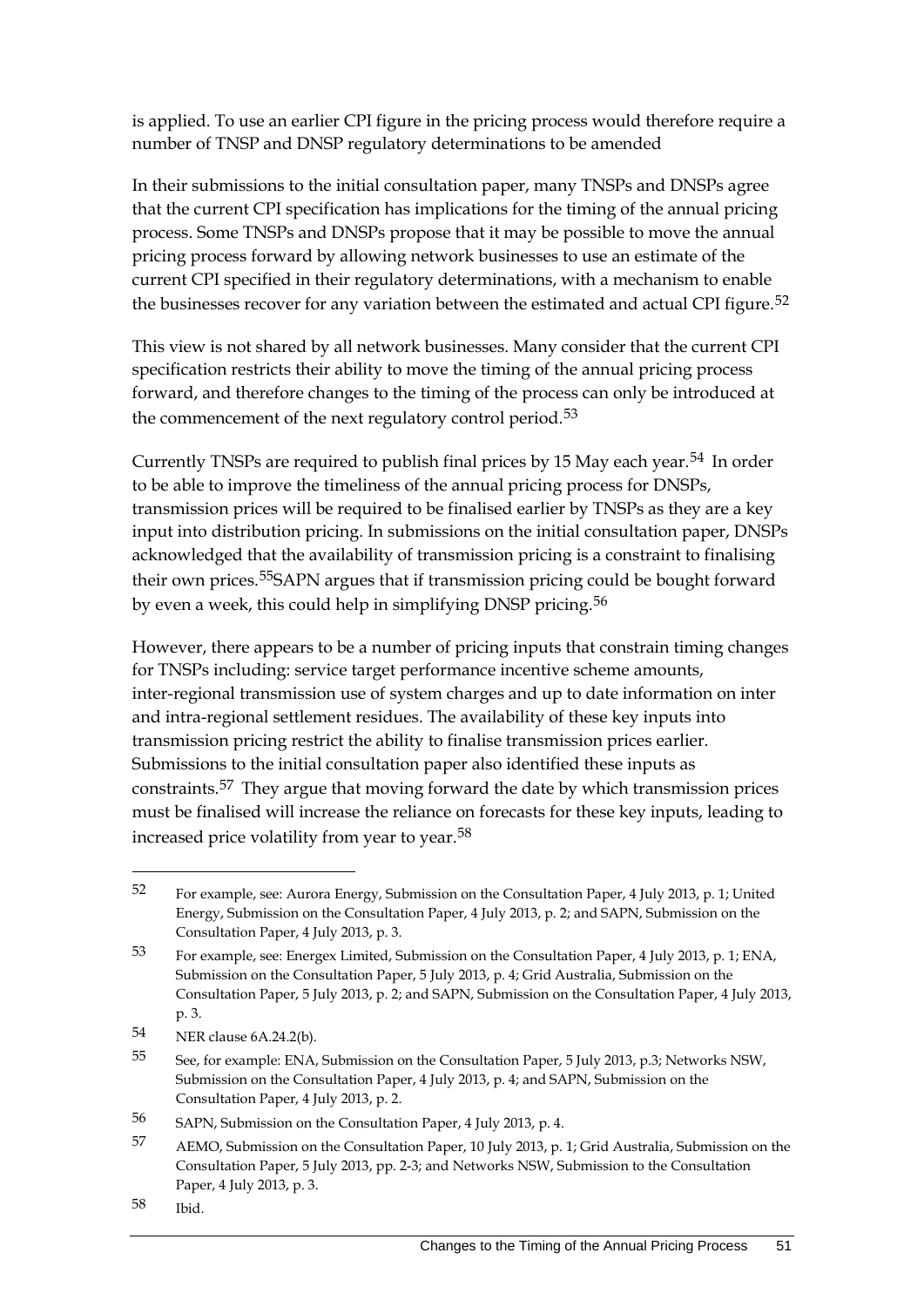is applied. To use an earlier CPI figure in the pricing process would therefore require a number of TNSP and DNSP regulatory determinations to be amended

In their submissions to the initial consultation paper, many TNSPs and DNSPs agree that the current CPI specification has implications for the timing of the annual pricing process. Some TNSPs and DNSPs propose that it may be possible to move the annual pricing process forward by allowing network businesses to use an estimate of the current CPI specified in their regulatory determinations, with a mechanism to enable the businesses recover for any variation between the estimated and actual CPI figure.[52]

This view is not shared by all network businesses. Many consider that the current CPI specification restricts their ability to move the timing of the annual pricing process forward, and therefore changes to the timing of the process can only be introduced at the commencement of the next regulatory control period.[53]

Currently TNSPs are required to publish final prices by 15 May each year.[54] In order to be able to improve the timeliness of the annual pricing process for DNSPs, transmission prices will be required to be finalised earlier by TNSPs as they are a key input into distribution pricing. In submissions on the initial consultation paper, DNSPs acknowledged that the availability of transmission pricing is a constraint to finalising their own prices.[55]SAPN argues that if transmission pricing could be bought forward by even a week, this could help in simplifying DNSP pricing.[56]

However, there appears to be a number of pricing inputs that constrain timing changes for TNSPs including: service target performance incentive scheme amounts, inter-regional transmission use of system charges and up to date information on inter and intra-regional settlement residues. The availability of these key inputs into transmission pricing restrict the ability to finalise transmission prices earlier. Submissions to the initial consultation paper also identified these inputs as constraints.[57] They argue that moving forward the date by which transmission prices must be finalised will increase the reliance on forecasts for these key inputs, leading to increased price volatility from year to year.[58]

---

52 For example, see: Aurora Energy, Submission on the Consultation Paper, 4 July 2013, p. 1; United Energy, Submission on the Consultation Paper, 4 July 2013, p. 2; and SAPN, Submission on the Consultation Paper, 4 July 2013, p. 3.

53 For example, see: Energex Limited, Submission on the Consultation Paper, 4 July 2013, p. 1; ENA, Submission on the Consultation Paper, 5 July 2013, p. 4; Grid Australia, Submission on the Consultation Paper, 5 July 2013, p. 2; and SAPN, Submission on the Consultation Paper, 4 July 2013, p. 3.

54 NER clause 6A.24.2(b).

55 See, for example: ENA, Submission on the Consultation Paper, 5 July 2013, p.3; Networks NSW, Submission on the Consultation Paper, 4 July 2013, p. 4; and SAPN, Submission on the Consultation Paper, 4 July 2013, p. 2.

56 SAPN, Submission on the Consultation Paper, 4 July 2013, p. 4.

57 AEMO, Submission on the Consultation Paper, 10 July 2013, p. 1; Grid Australia, Submission on the Consultation Paper, 5 July 2013, pp. 2-3; and Networks NSW, Submission to the Consultation Paper, 4 July 2013, p. 3.

58 Ibid.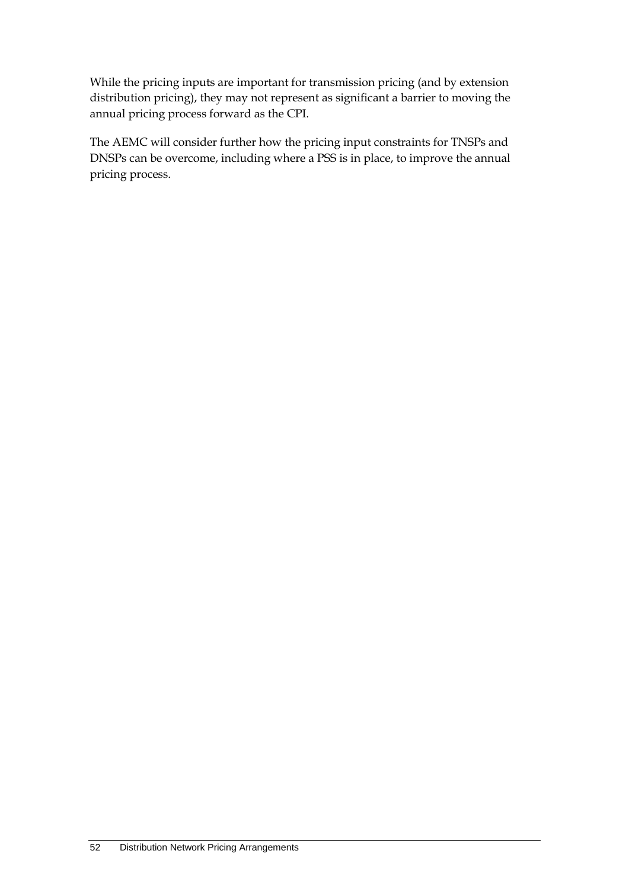While the pricing inputs are important for transmission pricing (and by extension distribution pricing), they may not represent as significant a barrier to moving the annual pricing process forward as the CPI.

The AEMC will consider further how the pricing input constraints for TNSPs and DNSPs can be overcome, including where a PSS is in place, to improve the annual pricing process.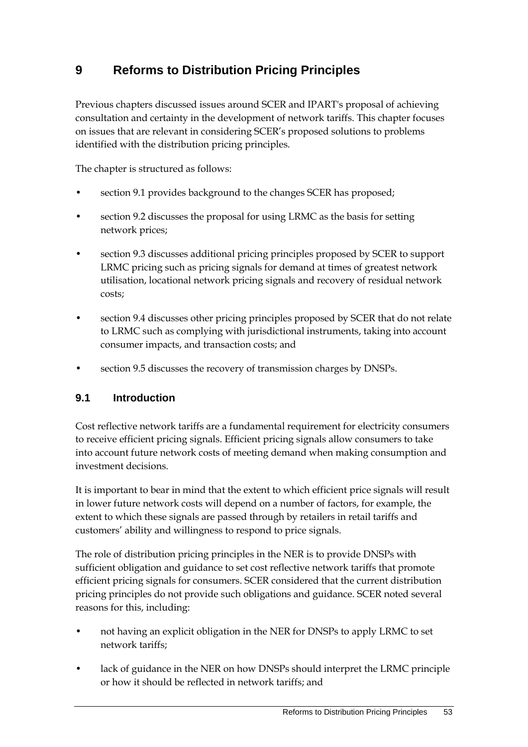# 9 Reforms to Distribution Pricing Principles

Previous chapters discussed issues around SCER and IPART's proposal of achieving consultation and certainty in the development of network tariffs. This chapter focuses on issues that are relevant in considering SCER's proposed solutions to problems identified with the distribution pricing principles.

The chapter is structured as follows:

- section 9.1 provides background to the changes SCER has proposed;
- section 9.2 discusses the proposal for using LRMC as the basis for setting network prices;
- section 9.3 discusses additional pricing principles proposed by SCER to support LRMC pricing such as pricing signals for demand at times of greatest network utilisation, locational network pricing signals and recovery of residual network costs;
- section 9.4 discusses other pricing principles proposed by SCER that do not relate to LRMC such as complying with jurisdictional instruments, taking into account consumer impacts, and transaction costs; and
- section 9.5 discusses the recovery of transmission charges by DNSPs.

## 9.1 Introduction

Cost reflective network tariffs are a fundamental requirement for electricity consumers to receive efficient pricing signals. Efficient pricing signals allow consumers to take into account future network costs of meeting demand when making consumption and investment decisions.

It is important to bear in mind that the extent to which efficient price signals will result in lower future network costs will depend on a number of factors, for example, the extent to which these signals are passed through by retailers in retail tariffs and customers' ability and willingness to respond to price signals.

The role of distribution pricing principles in the NER is to provide DNSPs with sufficient obligation and guidance to set cost reflective network tariffs that promote efficient pricing signals for consumers. SCER considered that the current distribution pricing principles do not provide such obligations and guidance. SCER noted several reasons for this, including:

- not having an explicit obligation in the NER for DNSPs to apply LRMC to set network tariffs;
- lack of guidance in the NER on how DNSPs should interpret the LRMC principle or how it should be reflected in network tariffs; and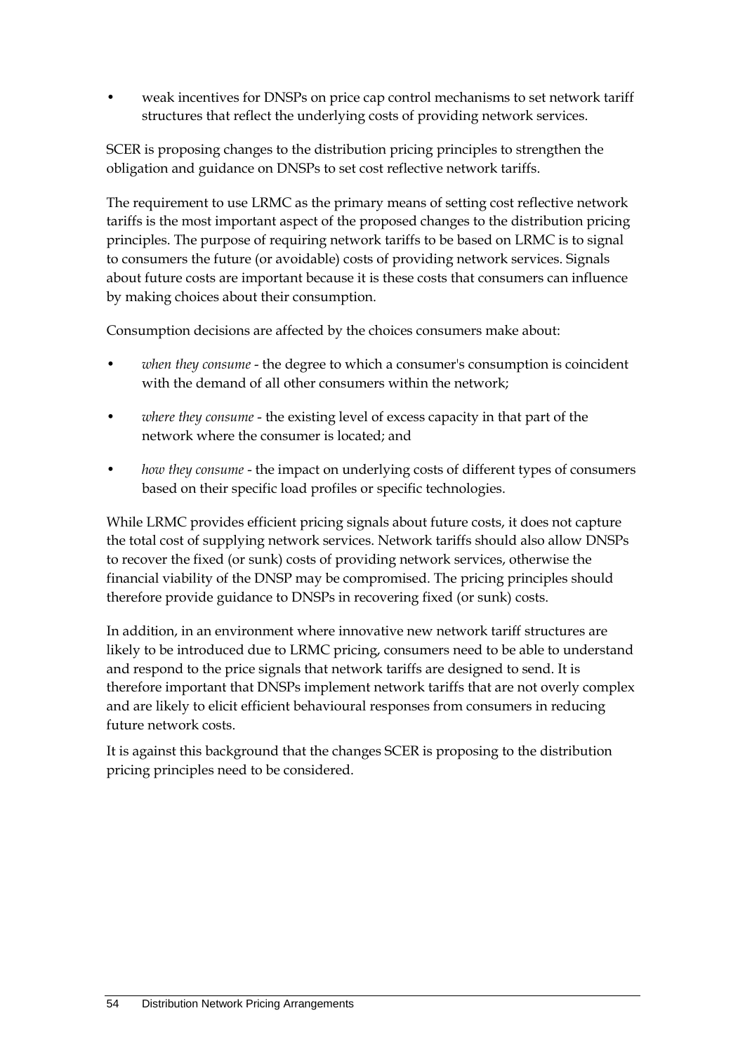- weak incentives for DNSPs on price cap control mechanisms to set network tariff structures that reflect the underlying costs of providing network services.

SCER is proposing changes to the distribution pricing principles to strengthen the obligation and guidance on DNSPs to set cost reflective network tariffs.

The requirement to use LRMC as the primary means of setting cost reflective network tariffs is the most important aspect of the proposed changes to the distribution pricing principles. The purpose of requiring network tariffs to be based on LRMC is to signal to consumers the future (or avoidable) costs of providing network services. Signals about future costs are important because it is these costs that consumers can influence by making choices about their consumption.

Consumption decisions are affected by the choices consumers make about:

- *when they consume* - the degree to which a consumer's consumption is coincident with the demand of all other consumers within the network;
- *where they consume* - the existing level of excess capacity in that part of the network where the consumer is located; and
- *how they consume* - the impact on underlying costs of different types of consumers based on their specific load profiles or specific technologies.

While LRMC provides efficient pricing signals about future costs, it does not capture the total cost of supplying network services. Network tariffs should also allow DNSPs to recover the fixed (or sunk) costs of providing network services, otherwise the financial viability of the DNSP may be compromised. The pricing principles should therefore provide guidance to DNSPs in recovering fixed (or sunk) costs.

In addition, in an environment where innovative new network tariff structures are likely to be introduced due to LRMC pricing, consumers need to be able to understand and respond to the price signals that network tariffs are designed to send. It is therefore important that DNSPs implement network tariffs that are not overly complex and are likely to elicit efficient behavioural responses from consumers in reducing future network costs.

It is against this background that the changes SCER is proposing to the distribution pricing principles need to be considered.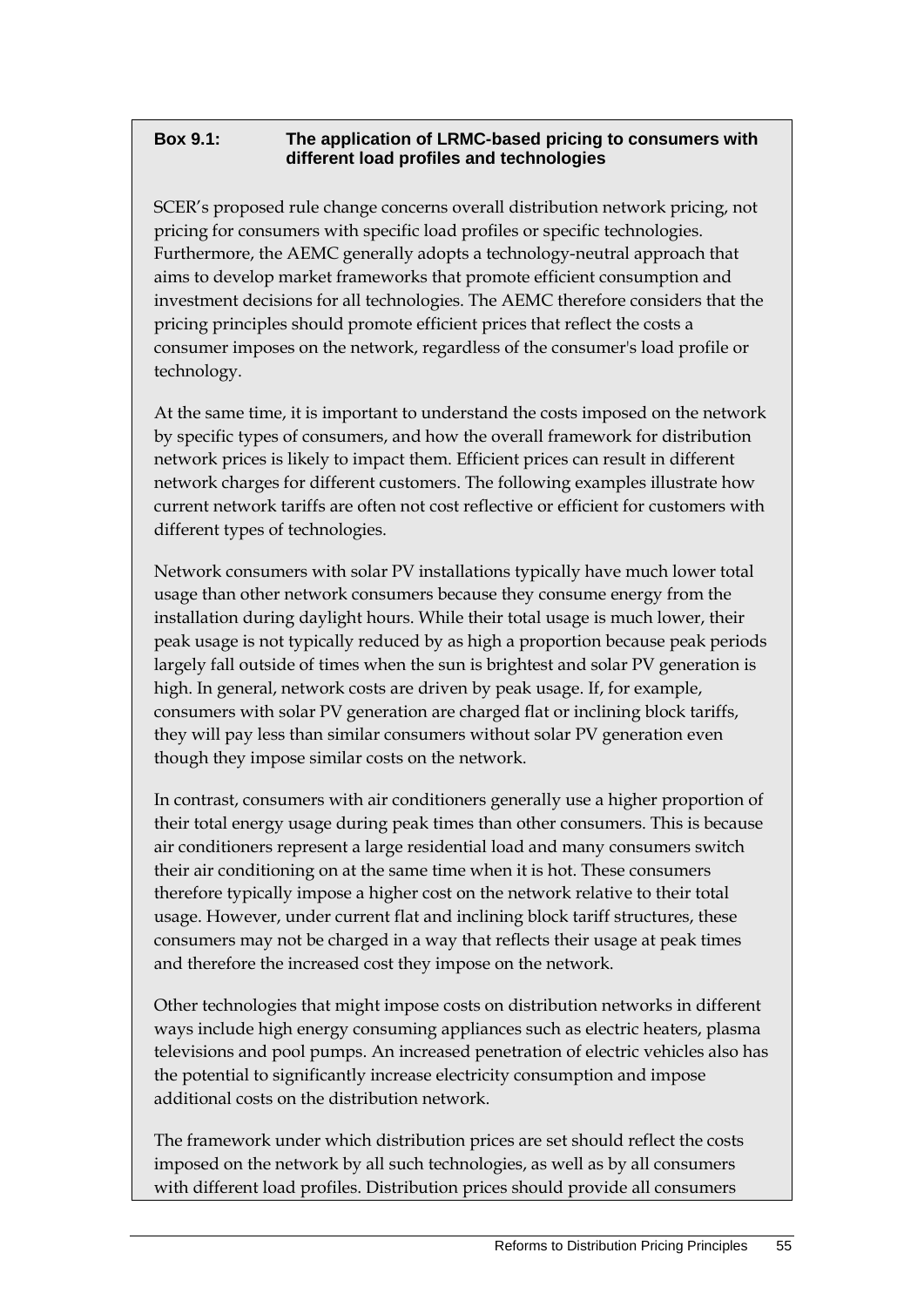**Box 9.1: The application of LRMC-based pricing to consumers with different load profiles and technologies**

SCER's proposed rule change concerns overall distribution network pricing, not pricing for consumers with specific load profiles or specific technologies. Furthermore, the AEMC generally adopts a technology-neutral approach that aims to develop market frameworks that promote efficient consumption and investment decisions for all technologies. The AEMC therefore considers that the pricing principles should promote efficient prices that reflect the costs a consumer imposes on the network, regardless of the consumer's load profile or technology.

At the same time, it is important to understand the costs imposed on the network by specific types of consumers, and how the overall framework for distribution network prices is likely to impact them. Efficient prices can result in different network charges for different customers. The following examples illustrate how current network tariffs are often not cost reflective or efficient for customers with different types of technologies.

Network consumers with solar PV installations typically have much lower total usage than other network consumers because they consume energy from the installation during daylight hours. While their total usage is much lower, their peak usage is not typically reduced by as high a proportion because peak periods largely fall outside of times when the sun is brightest and solar PV generation is high. In general, network costs are driven by peak usage. If, for example, consumers with solar PV generation are charged flat or inclining block tariffs, they will pay less than similar consumers without solar PV generation even though they impose similar costs on the network.

In contrast, consumers with air conditioners generally use a higher proportion of their total energy usage during peak times than other consumers. This is because air conditioners represent a large residential load and many consumers switch their air conditioning on at the same time when it is hot. These consumers therefore typically impose a higher cost on the network relative to their total usage. However, under current flat and inclining block tariff structures, these consumers may not be charged in a way that reflects their usage at peak times and therefore the increased cost they impose on the network.

Other technologies that might impose costs on distribution networks in different ways include high energy consuming appliances such as electric heaters, plasma televisions and pool pumps. An increased penetration of electric vehicles also has the potential to significantly increase electricity consumption and impose additional costs on the distribution network.

The framework under which distribution prices are set should reflect the costs imposed on the network by all such technologies, as well as by all consumers with different load profiles. Distribution prices should provide all consumers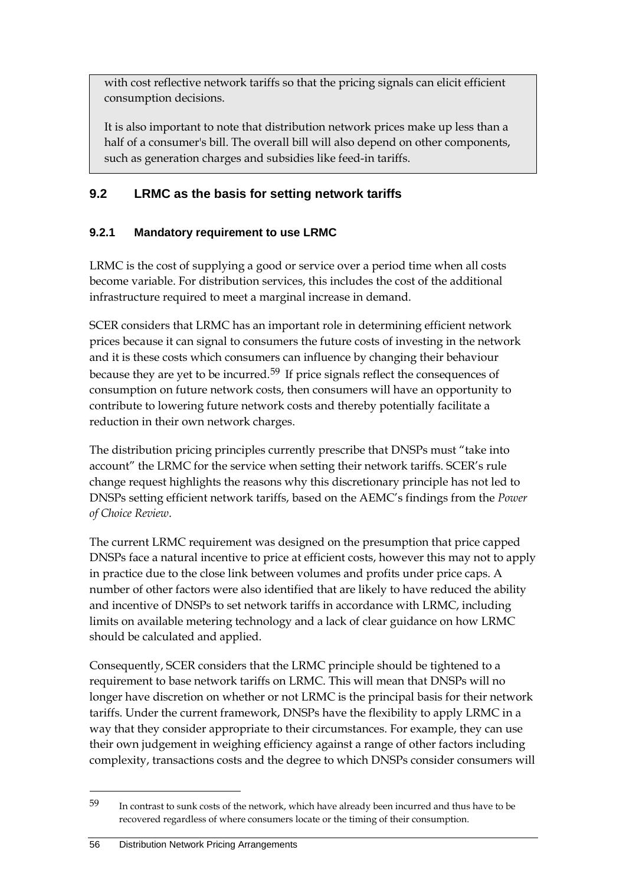with cost reflective network tariffs so that the pricing signals can elicit efficient consumption decisions.

It is also important to note that distribution network prices make up less than a half of a consumer's bill. The overall bill will also depend on other components, such as generation charges and subsidies like feed-in tariffs.

## 9.2 LRMC as the basis for setting network tariffs

### 9.2.1 Mandatory requirement to use LRMC

LRMC is the cost of supplying a good or service over a period time when all costs become variable. For distribution services, this includes the cost of the additional infrastructure required to meet a marginal increase in demand.

SCER considers that LRMC has an important role in determining efficient network prices because it can signal to consumers the future costs of investing in the network and it is these costs which consumers can influence by changing their behaviour because they are yet to be incurred.[59] If price signals reflect the consequences of consumption on future network costs, then consumers will have an opportunity to contribute to lowering future network costs and thereby potentially facilitate a reduction in their own network charges.

The distribution pricing principles currently prescribe that DNSPs must "take into account" the LRMC for the service when setting their network tariffs. SCER's rule change request highlights the reasons why this discretionary principle has not led to DNSPs setting efficient network tariffs, based on the AEMC's findings from the *Power of Choice Review*.

The current LRMC requirement was designed on the presumption that price capped DNSPs face a natural incentive to price at efficient costs, however this may not to apply in practice due to the close link between volumes and profits under price caps. A number of other factors were also identified that are likely to have reduced the ability and incentive of DNSPs to set network tariffs in accordance with LRMC, including limits on available metering technology and a lack of clear guidance on how LRMC should be calculated and applied.

Consequently, SCER considers that the LRMC principle should be tightened to a requirement to base network tariffs on LRMC. This will mean that DNSPs will no longer have discretion on whether or not LRMC is the principal basis for their network tariffs. Under the current framework, DNSPs have the flexibility to apply LRMC in a way that they consider appropriate to their circumstances. For example, they can use their own judgement in weighing efficiency against a range of other factors including complexity, transactions costs and the degree to which DNSPs consider consumers will

---

59 In contrast to sunk costs of the network, which have already been incurred and thus have to be recovered regardless of where consumers locate or the timing of their consumption.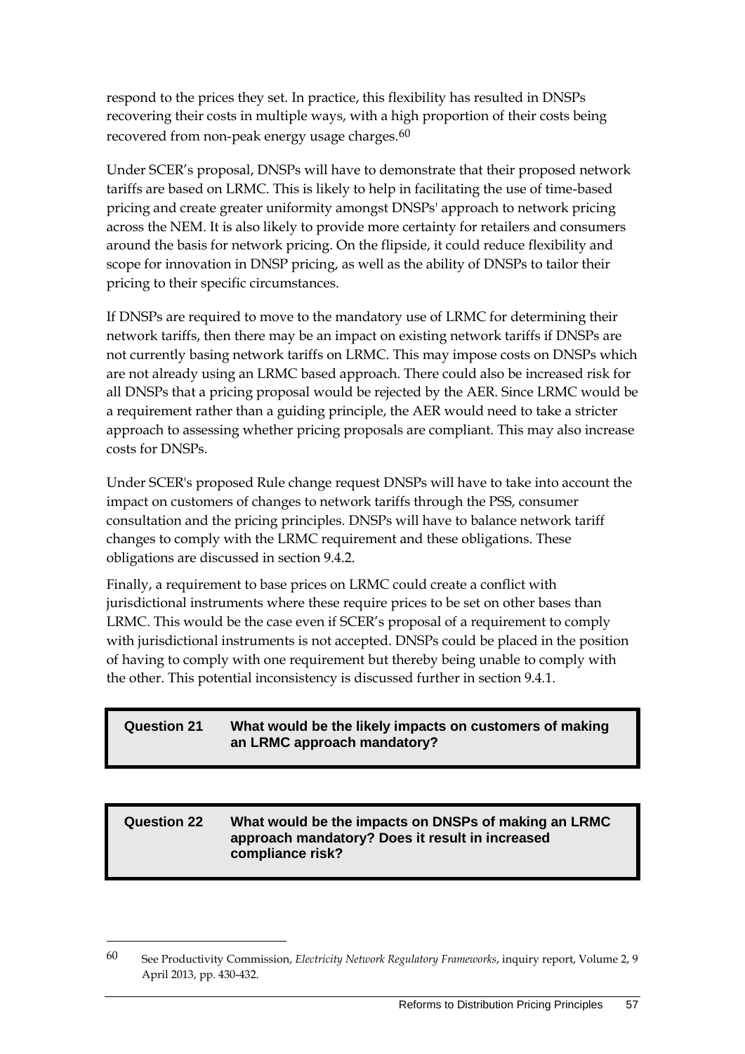respond to the prices they set. In practice, this flexibility has resulted in DNSPs recovering their costs in multiple ways, with a high proportion of their costs being recovered from non-peak energy usage charges.[60]

Under SCER's proposal, DNSPs will have to demonstrate that their proposed network tariffs are based on LRMC. This is likely to help in facilitating the use of time-based pricing and create greater uniformity amongst DNSPs' approach to network pricing across the NEM. It is also likely to provide more certainty for retailers and consumers around the basis for network pricing. On the flipside, it could reduce flexibility and scope for innovation in DNSP pricing, as well as the ability of DNSPs to tailor their pricing to their specific circumstances.

If DNSPs are required to move to the mandatory use of LRMC for determining their network tariffs, then there may be an impact on existing network tariffs if DNSPs are not currently basing network tariffs on LRMC. This may impose costs on DNSPs which are not already using an LRMC based approach. There could also be increased risk for all DNSPs that a pricing proposal would be rejected by the AER. Since LRMC would be a requirement rather than a guiding principle, the AER would need to take a stricter approach to assessing whether pricing proposals are compliant. This may also increase costs for DNSPs.

Under SCER's proposed Rule change request DNSPs will have to take into account the impact on customers of changes to network tariffs through the PSS, consumer consultation and the pricing principles. DNSPs will have to balance network tariff changes to comply with the LRMC requirement and these obligations. These obligations are discussed in section 9.4.2.

Finally, a requirement to base prices on LRMC could create a conflict with jurisdictional instruments where these require prices to be set on other bases than LRMC. This would be the case even if SCER's proposal of a requirement to comply with jurisdictional instruments is not accepted. DNSPs could be placed in the position of having to comply with one requirement but thereby being unable to comply with the other. This potential inconsistency is discussed further in section 9.4.1.

| **Question 21** | **What would be the likely impacts on customers of making an LRMC approach mandatory?** |
| --- | --- |

| **Question 22** | **What would be the impacts on DNSPs of making an LRMC approach mandatory? Does it result in increased compliance risk?** |
| --- | --- |

---

60 See Productivity Commission, *Electricity Network Regulatory Frameworks*, inquiry report, Volume 2, 9 April 2013, pp. 430-432.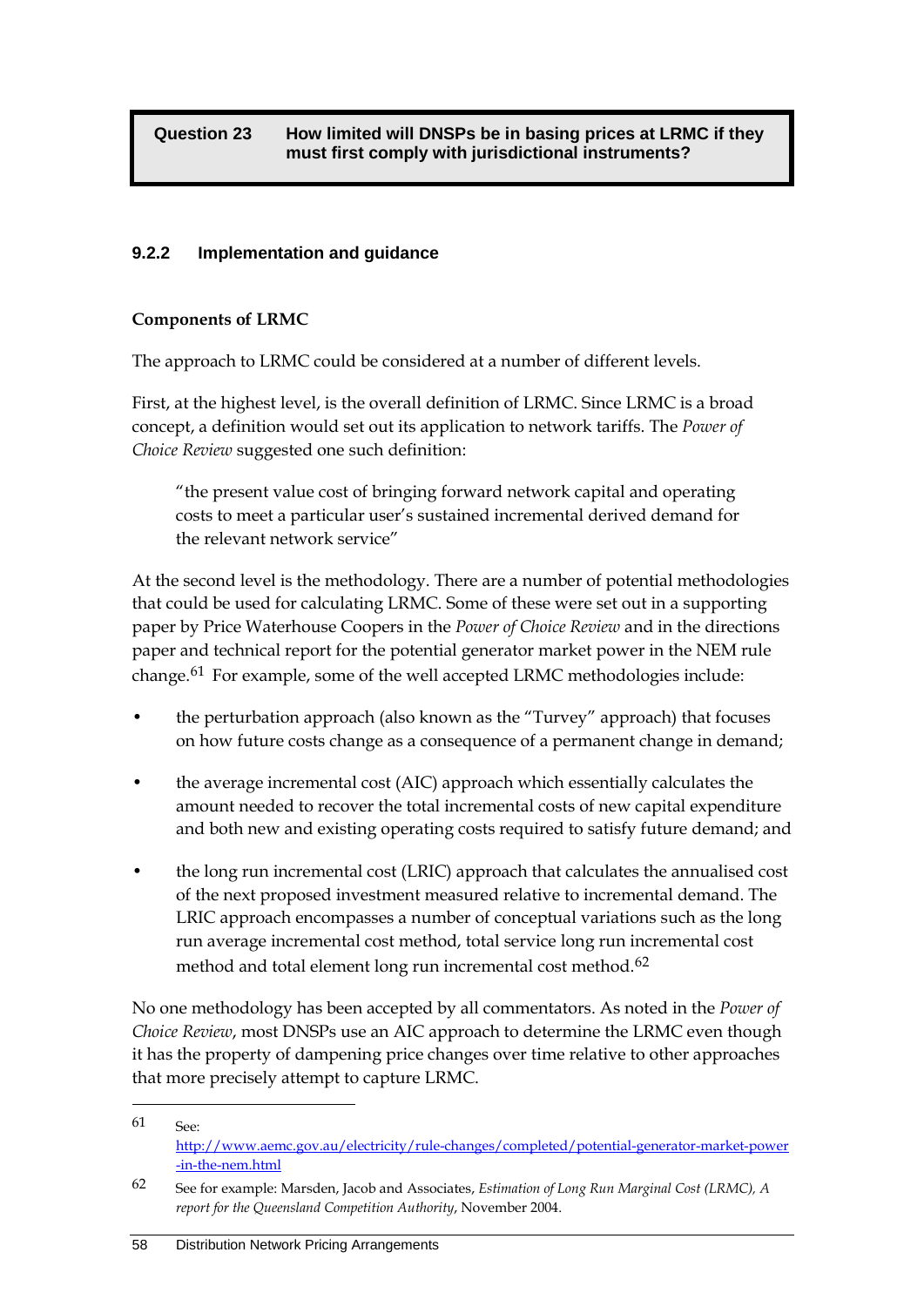| Question 23 | How limited will DNSPs be in basing prices at LRMC if they must first comply with jurisdictional instruments? |
| --- | --- |

### 9.2.2 Implementation and guidance

**Components of LRMC**

The approach to LRMC could be considered at a number of different levels.

First, at the highest level, is the overall definition of LRMC. Since LRMC is a broad concept, a definition would set out its application to network tariffs. The *Power of Choice Review* suggested one such definition:

> "the present value cost of bringing forward network capital and operating costs to meet a particular user's sustained incremental derived demand for the relevant network service"

At the second level is the methodology. There are a number of potential methodologies that could be used for calculating LRMC. Some of these were set out in a supporting paper by Price Waterhouse Coopers in the *Power of Choice Review* and in the directions paper and technical report for the potential generator market power in the NEM rule change.[61] For example, some of the well accepted LRMC methodologies include:

- the perturbation approach (also known as the "Turvey" approach) that focuses on how future costs change as a consequence of a permanent change in demand;
- the average incremental cost (AIC) approach which essentially calculates the amount needed to recover the total incremental costs of new capital expenditure and both new and existing operating costs required to satisfy future demand; and
- the long run incremental cost (LRIC) approach that calculates the annualised cost of the next proposed investment measured relative to incremental demand. The LRIC approach encompasses a number of conceptual variations such as the long run average incremental cost method, total service long run incremental cost method and total element long run incremental cost method.[62]

No one methodology has been accepted by all commentators. As noted in the *Power of Choice Review*, most DNSPs use an AIC approach to determine the LRMC even though it has the property of dampening price changes over time relative to other approaches that more precisely attempt to capture LRMC.

---

[61] See: http://www.aemc.gov.au/electricity/rule-changes/completed/potential-generator-market-power-in-the-nem.html

[62] See for example: Marsden, Jacob and Associates, *Estimation of Long Run Marginal Cost (LRMC), A report for the Queensland Competition Authority*, November 2004.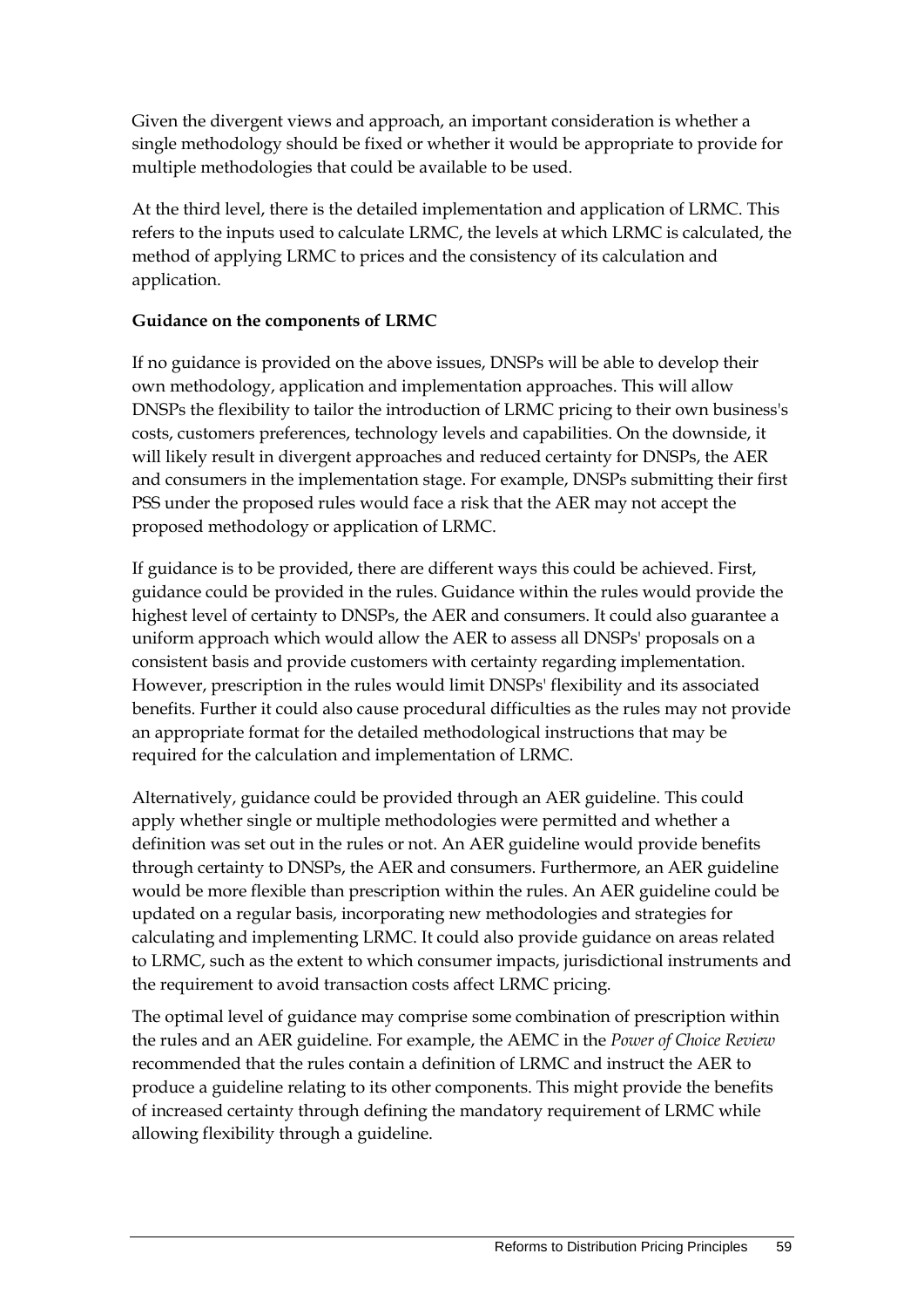Given the divergent views and approach, an important consideration is whether a single methodology should be fixed or whether it would be appropriate to provide for multiple methodologies that could be available to be used.

At the third level, there is the detailed implementation and application of LRMC. This refers to the inputs used to calculate LRMC, the levels at which LRMC is calculated, the method of applying LRMC to prices and the consistency of its calculation and application.

**Guidance on the components of LRMC**

If no guidance is provided on the above issues, DNSPs will be able to develop their own methodology, application and implementation approaches. This will allow DNSPs the flexibility to tailor the introduction of LRMC pricing to their own business's costs, customers preferences, technology levels and capabilities. On the downside, it will likely result in divergent approaches and reduced certainty for DNSPs, the AER and consumers in the implementation stage. For example, DNSPs submitting their first PSS under the proposed rules would face a risk that the AER may not accept the proposed methodology or application of LRMC.

If guidance is to be provided, there are different ways this could be achieved. First, guidance could be provided in the rules. Guidance within the rules would provide the highest level of certainty to DNSPs, the AER and consumers. It could also guarantee a uniform approach which would allow the AER to assess all DNSPs' proposals on a consistent basis and provide customers with certainty regarding implementation. However, prescription in the rules would limit DNSPs' flexibility and its associated benefits. Further it could also cause procedural difficulties as the rules may not provide an appropriate format for the detailed methodological instructions that may be required for the calculation and implementation of LRMC.

Alternatively, guidance could be provided through an AER guideline. This could apply whether single or multiple methodologies were permitted and whether a definition was set out in the rules or not. An AER guideline would provide benefits through certainty to DNSPs, the AER and consumers. Furthermore, an AER guideline would be more flexible than prescription within the rules. An AER guideline could be updated on a regular basis, incorporating new methodologies and strategies for calculating and implementing LRMC. It could also provide guidance on areas related to LRMC, such as the extent to which consumer impacts, jurisdictional instruments and the requirement to avoid transaction costs affect LRMC pricing.

The optimal level of guidance may comprise some combination of prescription within the rules and an AER guideline. For example, the AEMC in the *Power of Choice Review* recommended that the rules contain a definition of LRMC and instruct the AER to produce a guideline relating to its other components. This might provide the benefits of increased certainty through defining the mandatory requirement of LRMC while allowing flexibility through a guideline.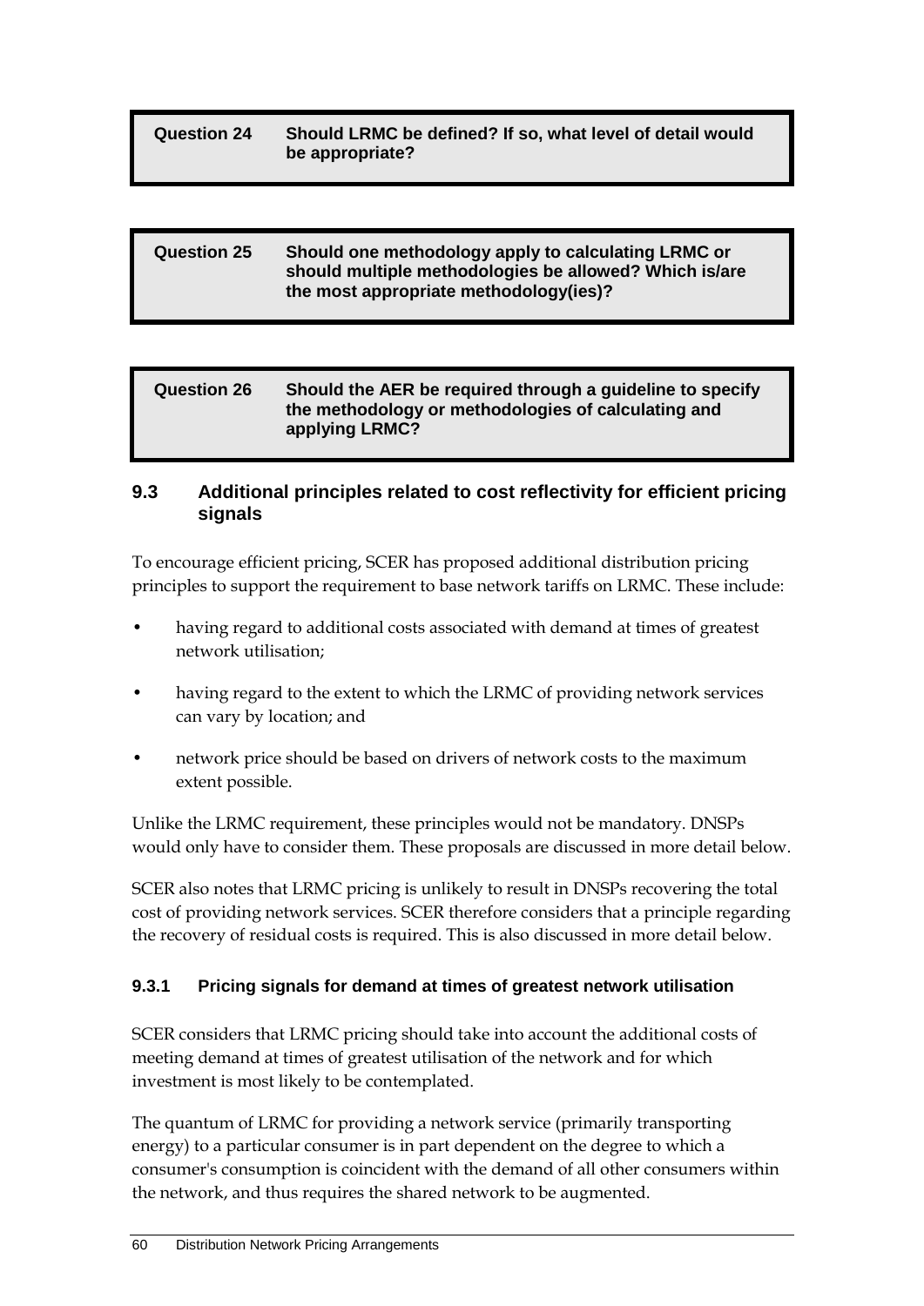| Question 24 | Should LRMC be defined? If so, what level of detail would be appropriate? |
| --- | --- |

| Question 25 | Should one methodology apply to calculating LRMC or should multiple methodologies be allowed? Which is/are the most appropriate methodology(ies)? |
| --- | --- |

| Question 26 | Should the AER be required through a guideline to specify the methodology or methodologies of calculating and applying LRMC? |
| --- | --- |

### 9.3 Additional principles related to cost reflectivity for efficient pricing signals

To encourage efficient pricing, SCER has proposed additional distribution pricing principles to support the requirement to base network tariffs on LRMC. These include:

- having regard to additional costs associated with demand at times of greatest network utilisation;
- having regard to the extent to which the LRMC of providing network services can vary by location; and
- network price should be based on drivers of network costs to the maximum extent possible.

Unlike the LRMC requirement, these principles would not be mandatory. DNSPs would only have to consider them. These proposals are discussed in more detail below.

SCER also notes that LRMC pricing is unlikely to result in DNSPs recovering the total cost of providing network services. SCER therefore considers that a principle regarding the recovery of residual costs is required. This is also discussed in more detail below.

#### 9.3.1 Pricing signals for demand at times of greatest network utilisation

SCER considers that LRMC pricing should take into account the additional costs of meeting demand at times of greatest utilisation of the network and for which investment is most likely to be contemplated.

The quantum of LRMC for providing a network service (primarily transporting energy) to a particular consumer is in part dependent on the degree to which a consumer's consumption is coincident with the demand of all other consumers within the network, and thus requires the shared network to be augmented.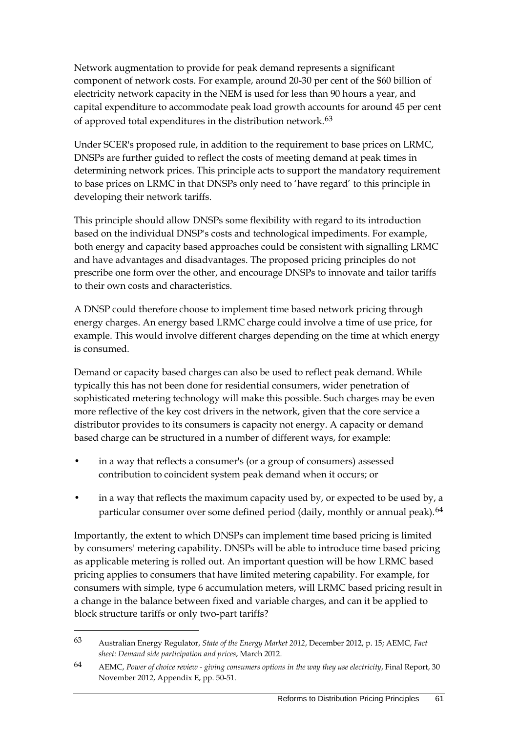Network augmentation to provide for peak demand represents a significant component of network costs. For example, around 20-30 per cent of the $60 billion of electricity network capacity in the NEM is used for less than 90 hours a year, and capital expenditure to accommodate peak load growth accounts for around 45 per cent of approved total expenditures in the distribution network.[63]

Under SCER's proposed rule, in addition to the requirement to base prices on LRMC, DNSPs are further guided to reflect the costs of meeting demand at peak times in determining network prices. This principle acts to support the mandatory requirement to base prices on LRMC in that DNSPs only need to 'have regard' to this principle in developing their network tariffs.

This principle should allow DNSPs some flexibility with regard to its introduction based on the individual DNSP's costs and technological impediments. For example, both energy and capacity based approaches could be consistent with signalling LRMC and have advantages and disadvantages. The proposed pricing principles do not prescribe one form over the other, and encourage DNSPs to innovate and tailor tariffs to their own costs and characteristics.

A DNSP could therefore choose to implement time based network pricing through energy charges. An energy based LRMC charge could involve a time of use price, for example. This would involve different charges depending on the time at which energy is consumed.

Demand or capacity based charges can also be used to reflect peak demand. While typically this has not been done for residential consumers, wider penetration of sophisticated metering technology will make this possible. Such charges may be even more reflective of the key cost drivers in the network, given that the core service a distributor provides to its consumers is capacity not energy. A capacity or demand based charge can be structured in a number of different ways, for example:

- in a way that reflects a consumer's (or a group of consumers) assessed contribution to coincident system peak demand when it occurs; or
- in a way that reflects the maximum capacity used by, or expected to be used by, a particular consumer over some defined period (daily, monthly or annual peak).[64]

Importantly, the extent to which DNSPs can implement time based pricing is limited by consumers' metering capability. DNSPs will be able to introduce time based pricing as applicable metering is rolled out. An important question will be how LRMC based pricing applies to consumers that have limited metering capability. For example, for consumers with simple, type 6 accumulation meters, will LRMC based pricing result in a change in the balance between fixed and variable charges, and can it be applied to block structure tariffs or only two-part tariffs?

---

[63] Australian Energy Regulator, *State of the Energy Market 2012*, December 2012, p. 15; AEMC, *Fact sheet: Demand side participation and prices*, March 2012.

[64] AEMC, *Power of choice review - giving consumers options in the way they use electricity*, Final Report, 30 November 2012, Appendix E, pp. 50-51.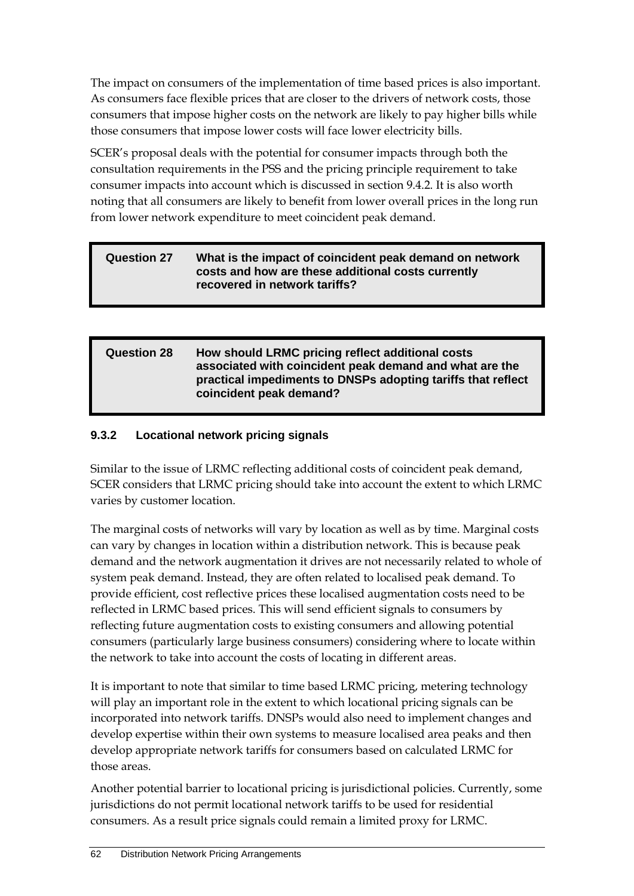The impact on consumers of the implementation of time based prices is also important. As consumers face flexible prices that are closer to the drivers of network costs, those consumers that impose higher costs on the network are likely to pay higher bills while those consumers that impose lower costs will face lower electricity bills.

SCER's proposal deals with the potential for consumer impacts through both the consultation requirements in the PSS and the pricing principle requirement to take consumer impacts into account which is discussed in section 9.4.2. It is also worth noting that all consumers are likely to benefit from lower overall prices in the long run from lower network expenditure to meet coincident peak demand.

> **Question 27** **What is the impact of coincident peak demand on network costs and how are these additional costs currently recovered in network tariffs?**

> **Question 28** **How should LRMC pricing reflect additional costs associated with coincident peak demand and what are the practical impediments to DNSPs adopting tariffs that reflect coincident peak demand?**

### 9.3.2 Locational network pricing signals

Similar to the issue of LRMC reflecting additional costs of coincident peak demand, SCER considers that LRMC pricing should take into account the extent to which LRMC varies by customer location.

The marginal costs of networks will vary by location as well as by time. Marginal costs can vary by changes in location within a distribution network. This is because peak demand and the network augmentation it drives are not necessarily related to whole of system peak demand. Instead, they are often related to localised peak demand. To provide efficient, cost reflective prices these localised augmentation costs need to be reflected in LRMC based prices. This will send efficient signals to consumers by reflecting future augmentation costs to existing consumers and allowing potential consumers (particularly large business consumers) considering where to locate within the network to take into account the costs of locating in different areas.

It is important to note that similar to time based LRMC pricing, metering technology will play an important role in the extent to which locational pricing signals can be incorporated into network tariffs. DNSPs would also need to implement changes and develop expertise within their own systems to measure localised area peaks and then develop appropriate network tariffs for consumers based on calculated LRMC for those areas.

Another potential barrier to locational pricing is jurisdictional policies. Currently, some jurisdictions do not permit locational network tariffs to be used for residential consumers. As a result price signals could remain a limited proxy for LRMC.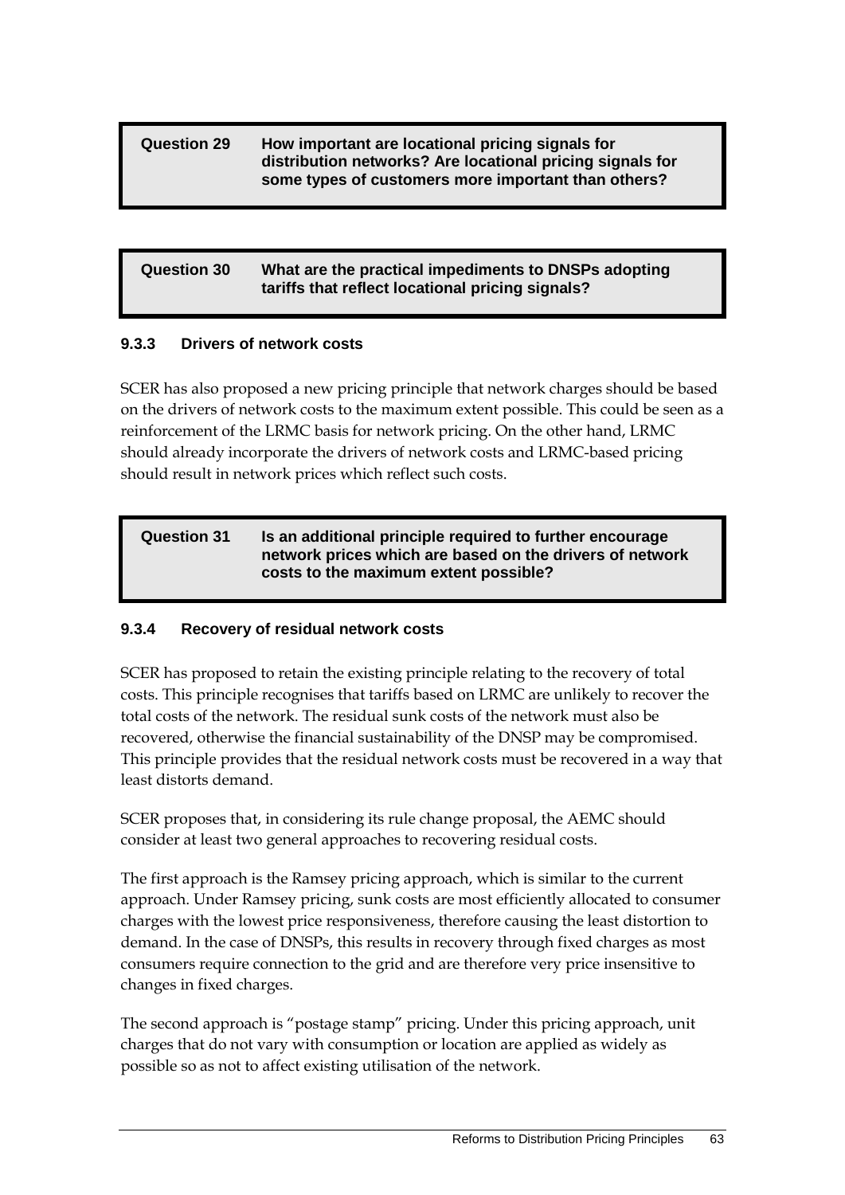> **Question 29** How important are locational pricing signals for distribution networks? Are locational pricing signals for some types of customers more important than others?

> **Question 30** What are the practical impediments to DNSPs adopting tariffs that reflect locational pricing signals?

### 9.3.3 Drivers of network costs

SCER has also proposed a new pricing principle that network charges should be based on the drivers of network costs to the maximum extent possible. This could be seen as a reinforcement of the LRMC basis for network pricing. On the other hand, LRMC should already incorporate the drivers of network costs and LRMC-based pricing should result in network prices which reflect such costs.

> **Question 31** Is an additional principle required to further encourage network prices which are based on the drivers of network costs to the maximum extent possible?

### 9.3.4 Recovery of residual network costs

SCER has proposed to retain the existing principle relating to the recovery of total costs. This principle recognises that tariffs based on LRMC are unlikely to recover the total costs of the network. The residual sunk costs of the network must also be recovered, otherwise the financial sustainability of the DNSP may be compromised. This principle provides that the residual network costs must be recovered in a way that least distorts demand.

SCER proposes that, in considering its rule change proposal, the AEMC should consider at least two general approaches to recovering residual costs.

The first approach is the Ramsey pricing approach, which is similar to the current approach. Under Ramsey pricing, sunk costs are most efficiently allocated to consumer charges with the lowest price responsiveness, therefore causing the least distortion to demand. In the case of DNSPs, this results in recovery through fixed charges as most consumers require connection to the grid and are therefore very price insensitive to changes in fixed charges.

The second approach is "postage stamp" pricing. Under this pricing approach, unit charges that do not vary with consumption or location are applied as widely as possible so as not to affect existing utilisation of the network.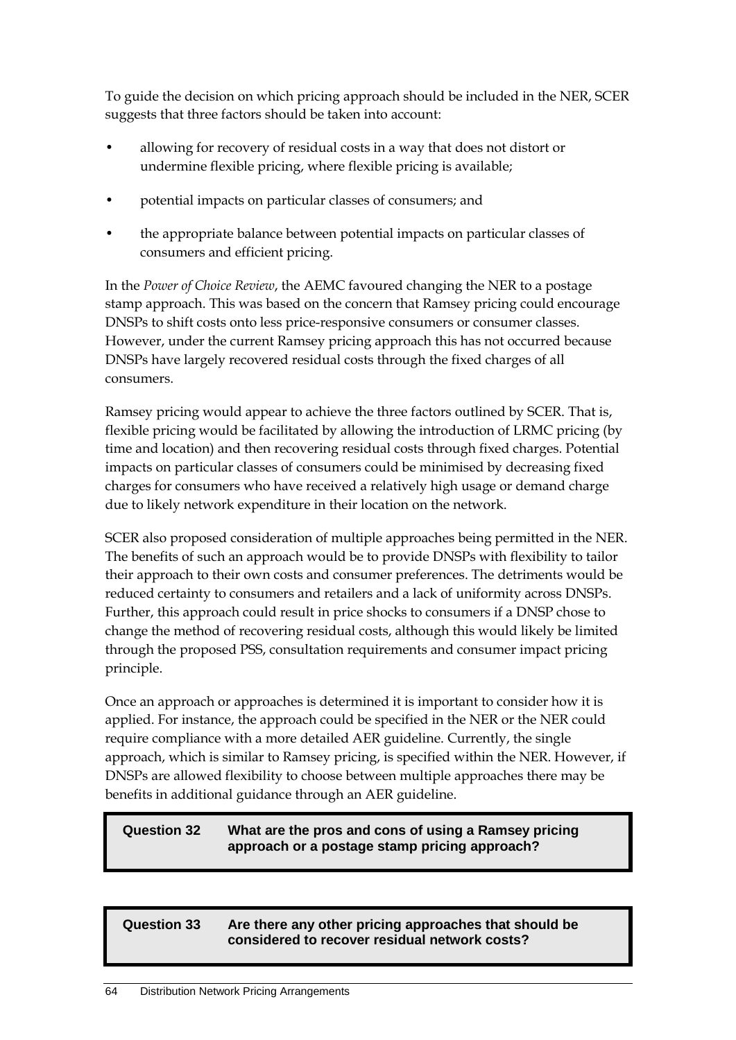To guide the decision on which pricing approach should be included in the NER, SCER suggests that three factors should be taken into account:

- allowing for recovery of residual costs in a way that does not distort or undermine flexible pricing, where flexible pricing is available;
- potential impacts on particular classes of consumers; and
- the appropriate balance between potential impacts on particular classes of consumers and efficient pricing.

In the *Power of Choice Review*, the AEMC favoured changing the NER to a postage stamp approach. This was based on the concern that Ramsey pricing could encourage DNSPs to shift costs onto less price-responsive consumers or consumer classes. However, under the current Ramsey pricing approach this has not occurred because DNSPs have largely recovered residual costs through the fixed charges of all consumers.

Ramsey pricing would appear to achieve the three factors outlined by SCER. That is, flexible pricing would be facilitated by allowing the introduction of LRMC pricing (by time and location) and then recovering residual costs through fixed charges. Potential impacts on particular classes of consumers could be minimised by decreasing fixed charges for consumers who have received a relatively high usage or demand charge due to likely network expenditure in their location on the network.

SCER also proposed consideration of multiple approaches being permitted in the NER. The benefits of such an approach would be to provide DNSPs with flexibility to tailor their approach to their own costs and consumer preferences. The detriments would be reduced certainty to consumers and retailers and a lack of uniformity across DNSPs. Further, this approach could result in price shocks to consumers if a DNSP chose to change the method of recovering residual costs, although this would likely be limited through the proposed PSS, consultation requirements and consumer impact pricing principle.

Once an approach or approaches is determined it is important to consider how it is applied. For instance, the approach could be specified in the NER or the NER could require compliance with a more detailed AER guideline. Currently, the single approach, which is similar to Ramsey pricing, is specified within the NER. However, if DNSPs are allowed flexibility to choose between multiple approaches there may be benefits in additional guidance through an AER guideline.

| **Question 32** | **What are the pros and cons of using a Ramsey pricing approach or a postage stamp pricing approach?** |
|---|---|

| **Question 33** | **Are there any other pricing approaches that should be considered to recover residual network costs?** |
|---|---|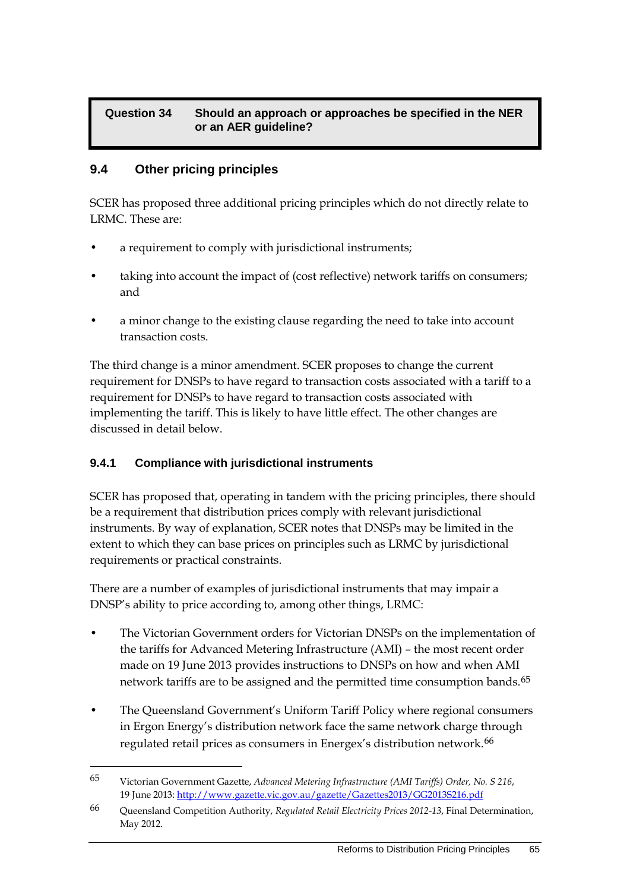> **Question 34** Should an approach or approaches be specified in the NER or an AER guideline?

## 9.4 Other pricing principles

SCER has proposed three additional pricing principles which do not directly relate to LRMC. These are:

- a requirement to comply with jurisdictional instruments;
- taking into account the impact of (cost reflective) network tariffs on consumers; and
- a minor change to the existing clause regarding the need to take into account transaction costs.

The third change is a minor amendment. SCER proposes to change the current requirement for DNSPs to have regard to transaction costs associated with a tariff to a requirement for DNSPs to have regard to transaction costs associated with implementing the tariff. This is likely to have little effect. The other changes are discussed in detail below.

### 9.4.1 Compliance with jurisdictional instruments

SCER has proposed that, operating in tandem with the pricing principles, there should be a requirement that distribution prices comply with relevant jurisdictional instruments. By way of explanation, SCER notes that DNSPs may be limited in the extent to which they can base prices on principles such as LRMC by jurisdictional requirements or practical constraints.

There are a number of examples of jurisdictional instruments that may impair a DNSP's ability to price according to, among other things, LRMC:

- The Victorian Government orders for Victorian DNSPs on the implementation of the tariffs for Advanced Metering Infrastructure (AMI) – the most recent order made on 19 June 2013 provides instructions to DNSPs on how and when AMI network tariffs are to be assigned and the permitted time consumption bands.[65]
- The Queensland Government's Uniform Tariff Policy where regional consumers in Ergon Energy's distribution network face the same network charge through regulated retail prices as consumers in Energex's distribution network.[66]

---

65 Victorian Government Gazette, *Advanced Metering Infrastructure (AMI Tariffs) Order, No. S 216*, 19 June 2013: http://www.gazette.vic.gov.au/gazette/Gazettes2013/GG2013S216.pdf

66 Queensland Competition Authority, *Regulated Retail Electricity Prices 2012-13*, Final Determination, May 2012.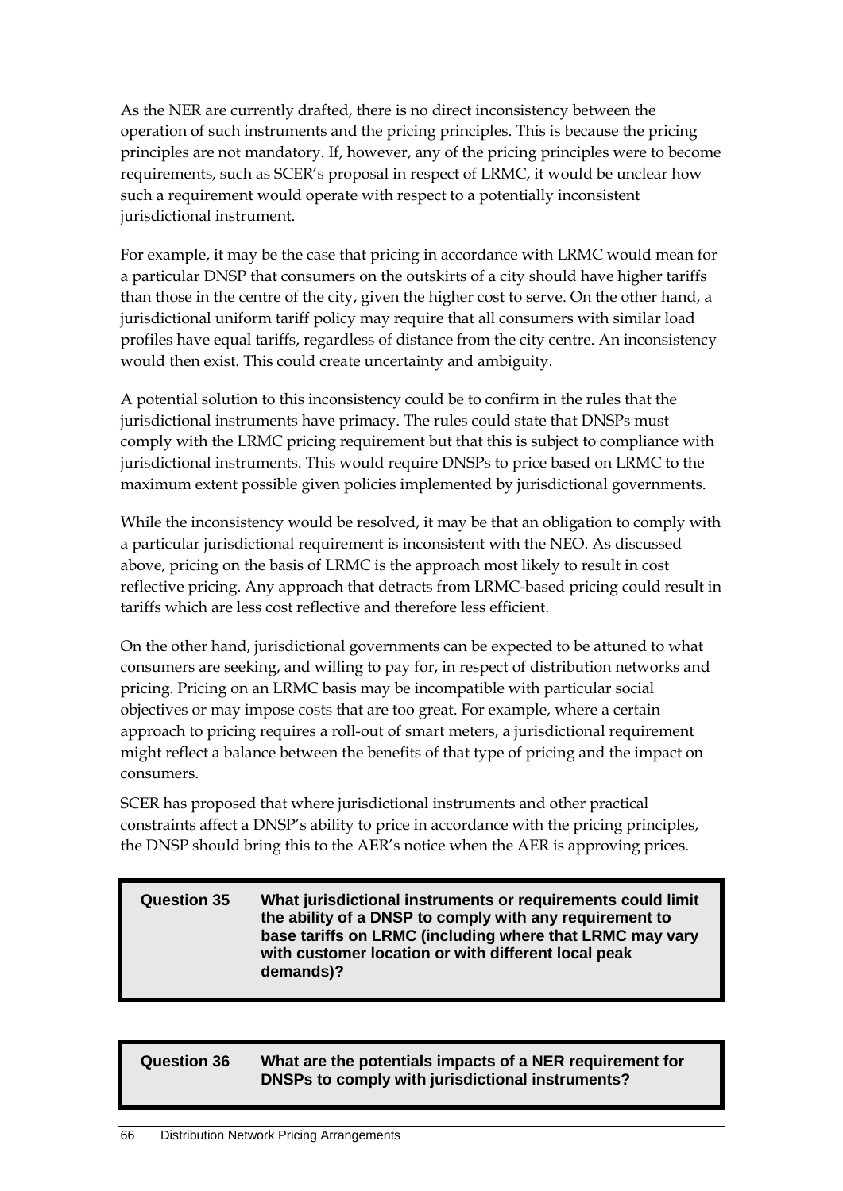As the NER are currently drafted, there is no direct inconsistency between the operation of such instruments and the pricing principles. This is because the pricing principles are not mandatory. If, however, any of the pricing principles were to become requirements, such as SCER's proposal in respect of LRMC, it would be unclear how such a requirement would operate with respect to a potentially inconsistent jurisdictional instrument.

For example, it may be the case that pricing in accordance with LRMC would mean for a particular DNSP that consumers on the outskirts of a city should have higher tariffs than those in the centre of the city, given the higher cost to serve. On the other hand, a jurisdictional uniform tariff policy may require that all consumers with similar load profiles have equal tariffs, regardless of distance from the city centre. An inconsistency would then exist. This could create uncertainty and ambiguity.

A potential solution to this inconsistency could be to confirm in the rules that the jurisdictional instruments have primacy. The rules could state that DNSPs must comply with the LRMC pricing requirement but that this is subject to compliance with jurisdictional instruments. This would require DNSPs to price based on LRMC to the maximum extent possible given policies implemented by jurisdictional governments.

While the inconsistency would be resolved, it may be that an obligation to comply with a particular jurisdictional requirement is inconsistent with the NEO. As discussed above, pricing on the basis of LRMC is the approach most likely to result in cost reflective pricing. Any approach that detracts from LRMC-based pricing could result in tariffs which are less cost reflective and therefore less efficient.

On the other hand, jurisdictional governments can be expected to be attuned to what consumers are seeking, and willing to pay for, in respect of distribution networks and pricing. Pricing on an LRMC basis may be incompatible with particular social objectives or may impose costs that are too great. For example, where a certain approach to pricing requires a roll-out of smart meters, a jurisdictional requirement might reflect a balance between the benefits of that type of pricing and the impact on consumers.

SCER has proposed that where jurisdictional instruments and other practical constraints affect a DNSP's ability to price in accordance with the pricing principles, the DNSP should bring this to the AER's notice when the AER is approving prices.

**Question 35** **What jurisdictional instruments or requirements could limit the ability of a DNSP to comply with any requirement to base tariffs on LRMC (including where that LRMC may vary with customer location or with different local peak demands)?**

**Question 36** **What are the potentials impacts of a NER requirement for DNSPs to comply with jurisdictional instruments?**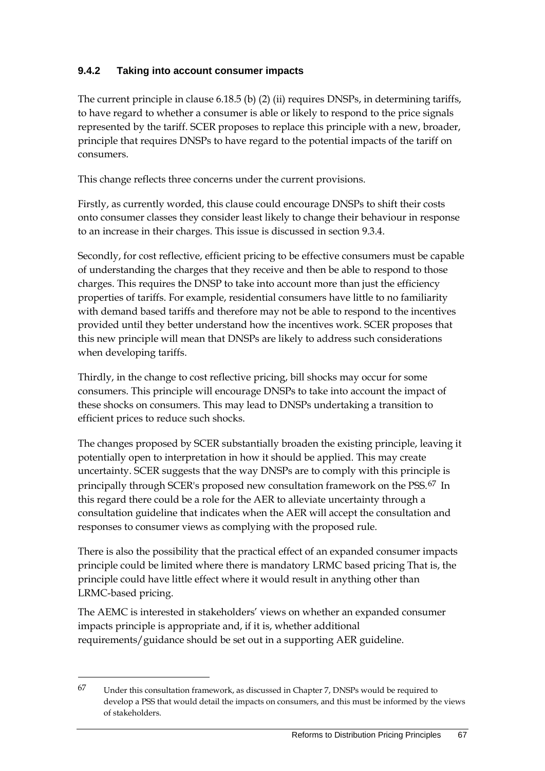### 9.4.2 Taking into account consumer impacts

The current principle in clause 6.18.5 (b) (2) (ii) requires DNSPs, in determining tariffs, to have regard to whether a consumer is able or likely to respond to the price signals represented by the tariff. SCER proposes to replace this principle with a new, broader, principle that requires DNSPs to have regard to the potential impacts of the tariff on consumers.

This change reflects three concerns under the current provisions.

Firstly, as currently worded, this clause could encourage DNSPs to shift their costs onto consumer classes they consider least likely to change their behaviour in response to an increase in their charges. This issue is discussed in section 9.3.4.

Secondly, for cost reflective, efficient pricing to be effective consumers must be capable of understanding the charges that they receive and then be able to respond to those charges. This requires the DNSP to take into account more than just the efficiency properties of tariffs. For example, residential consumers have little to no familiarity with demand based tariffs and therefore may not be able to respond to the incentives provided until they better understand how the incentives work. SCER proposes that this new principle will mean that DNSPs are likely to address such considerations when developing tariffs.

Thirdly, in the change to cost reflective pricing, bill shocks may occur for some consumers. This principle will encourage DNSPs to take into account the impact of these shocks on consumers. This may lead to DNSPs undertaking a transition to efficient prices to reduce such shocks.

The changes proposed by SCER substantially broaden the existing principle, leaving it potentially open to interpretation in how it should be applied. This may create uncertainty. SCER suggests that the way DNSPs are to comply with this principle is principally through SCER's proposed new consultation framework on the PSS.[67] In this regard there could be a role for the AER to alleviate uncertainty through a consultation guideline that indicates when the AER will accept the consultation and responses to consumer views as complying with the proposed rule.

There is also the possibility that the practical effect of an expanded consumer impacts principle could be limited where there is mandatory LRMC based pricing That is, the principle could have little effect where it would result in anything other than LRMC-based pricing.

The AEMC is interested in stakeholders' views on whether an expanded consumer impacts principle is appropriate and, if it is, whether additional requirements/guidance should be set out in a supporting AER guideline.

---

67 Under this consultation framework, as discussed in Chapter 7, DNSPs would be required to develop a PSS that would detail the impacts on consumers, and this must be informed by the views of stakeholders.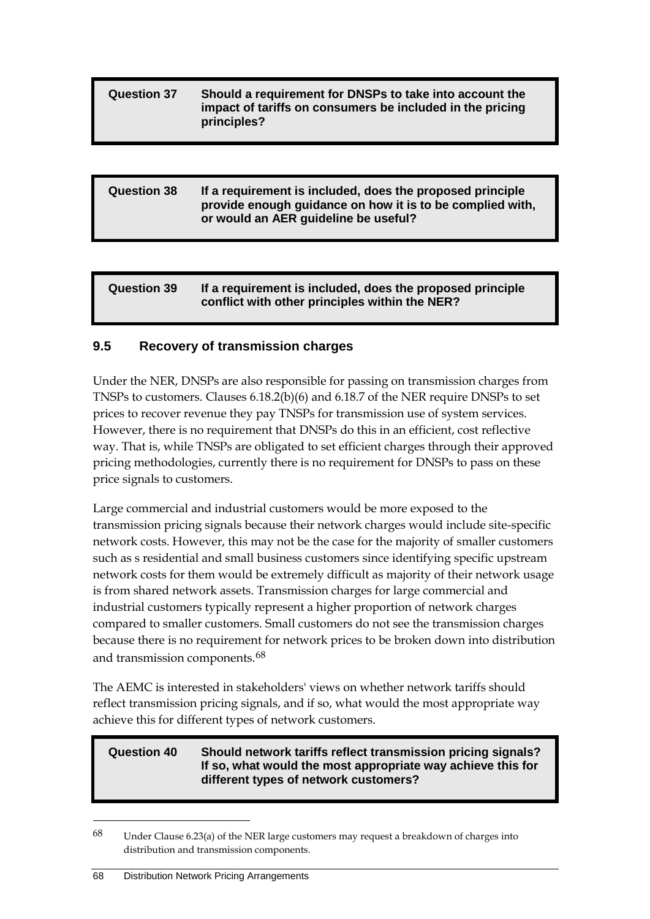**Question 37** **Should a requirement for DNSPs to take into account the impact of tariffs on consumers be included in the pricing principles?**

**Question 38** **If a requirement is included, does the proposed principle provide enough guidance on how it is to be complied with, or would an AER guideline be useful?**

**Question 39** **If a requirement is included, does the proposed principle conflict with other principles within the NER?**

## 9.5 Recovery of transmission charges

Under the NER, DNSPs are also responsible for passing on transmission charges from TNSPs to customers. Clauses 6.18.2(b)(6) and 6.18.7 of the NER require DNSPs to set prices to recover revenue they pay TNSPs for transmission use of system services. However, there is no requirement that DNSPs do this in an efficient, cost reflective way. That is, while TNSPs are obligated to set efficient charges through their approved pricing methodologies, currently there is no requirement for DNSPs to pass on these price signals to customers.

Large commercial and industrial customers would be more exposed to the transmission pricing signals because their network charges would include site-specific network costs. However, this may not be the case for the majority of smaller customers such as s residential and small business customers since identifying specific upstream network costs for them would be extremely difficult as majority of their network usage is from shared network assets. Transmission charges for large commercial and industrial customers typically represent a higher proportion of network charges compared to smaller customers. Small customers do not see the transmission charges because there is no requirement for network prices to be broken down into distribution and transmission components.[68]

The AEMC is interested in stakeholders' views on whether network tariffs should reflect transmission pricing signals, and if so, what would the most appropriate way achieve this for different types of network customers.

**Question 40** **Should network tariffs reflect transmission pricing signals? If so, what would the most appropriate way achieve this for different types of network customers?**

---

[68] Under Clause 6.23(a) of the NER large customers may request a breakdown of charges into distribution and transmission components.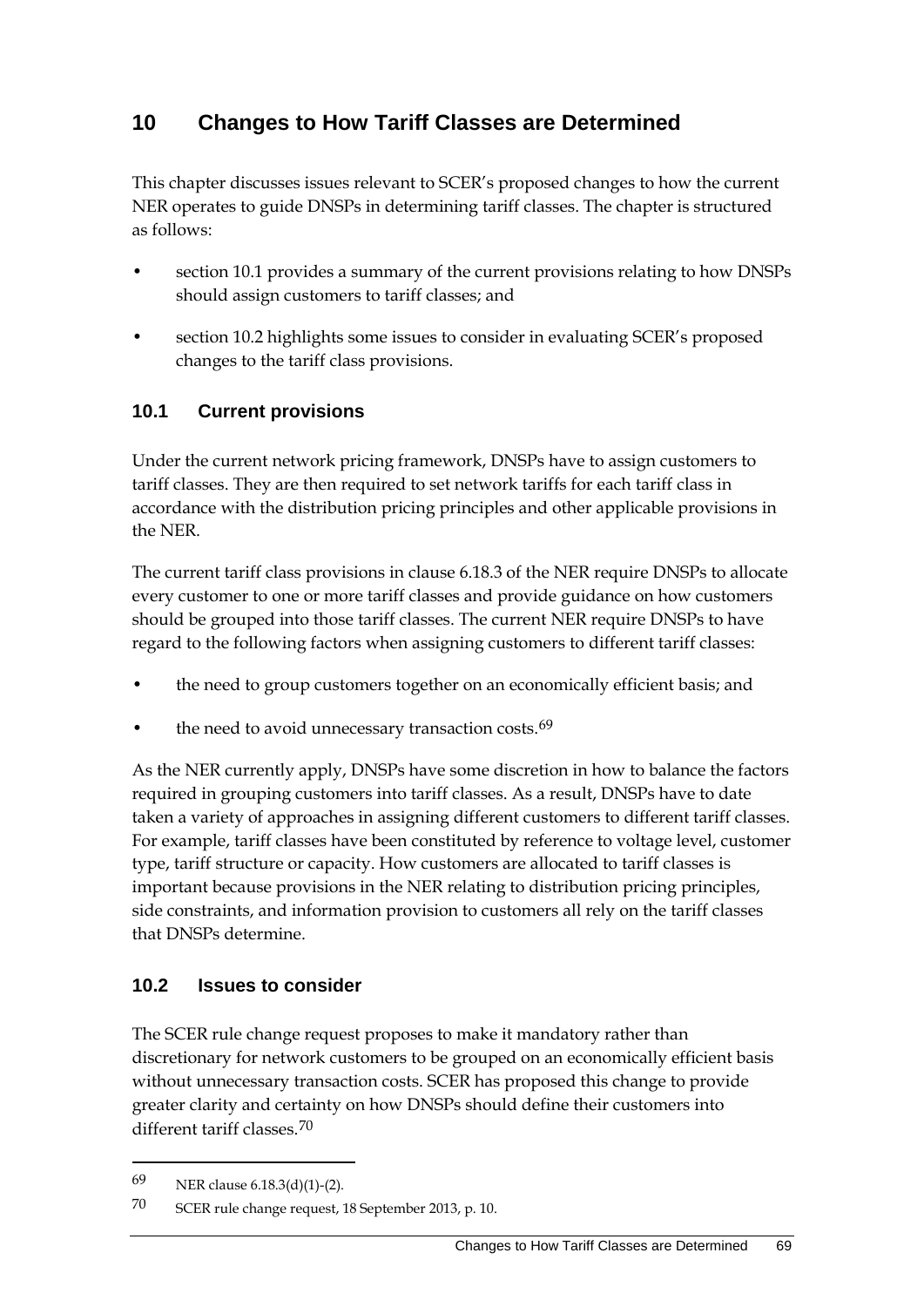# 10 Changes to How Tariff Classes are Determined

This chapter discusses issues relevant to SCER's proposed changes to how the current NER operates to guide DNSPs in determining tariff classes. The chapter is structured as follows:

- section 10.1 provides a summary of the current provisions relating to how DNSPs should assign customers to tariff classes; and
- section 10.2 highlights some issues to consider in evaluating SCER's proposed changes to the tariff class provisions.

## 10.1 Current provisions

Under the current network pricing framework, DNSPs have to assign customers to tariff classes. They are then required to set network tariffs for each tariff class in accordance with the distribution pricing principles and other applicable provisions in the NER.

The current tariff class provisions in clause 6.18.3 of the NER require DNSPs to allocate every customer to one or more tariff classes and provide guidance on how customers should be grouped into those tariff classes. The current NER require DNSPs to have regard to the following factors when assigning customers to different tariff classes:

- the need to group customers together on an economically efficient basis; and
- the need to avoid unnecessary transaction costs.[69]

As the NER currently apply, DNSPs have some discretion in how to balance the factors required in grouping customers into tariff classes. As a result, DNSPs have to date taken a variety of approaches in assigning different customers to different tariff classes. For example, tariff classes have been constituted by reference to voltage level, customer type, tariff structure or capacity. How customers are allocated to tariff classes is important because provisions in the NER relating to distribution pricing principles, side constraints, and information provision to customers all rely on the tariff classes that DNSPs determine.

## 10.2 Issues to consider

The SCER rule change request proposes to make it mandatory rather than discretionary for network customers to be grouped on an economically efficient basis without unnecessary transaction costs. SCER has proposed this change to provide greater clarity and certainty on how DNSPs should define their customers into different tariff classes.[70]

---

69 NER clause 6.18.3(d)(1)-(2).

70 SCER rule change request, 18 September 2013, p. 10.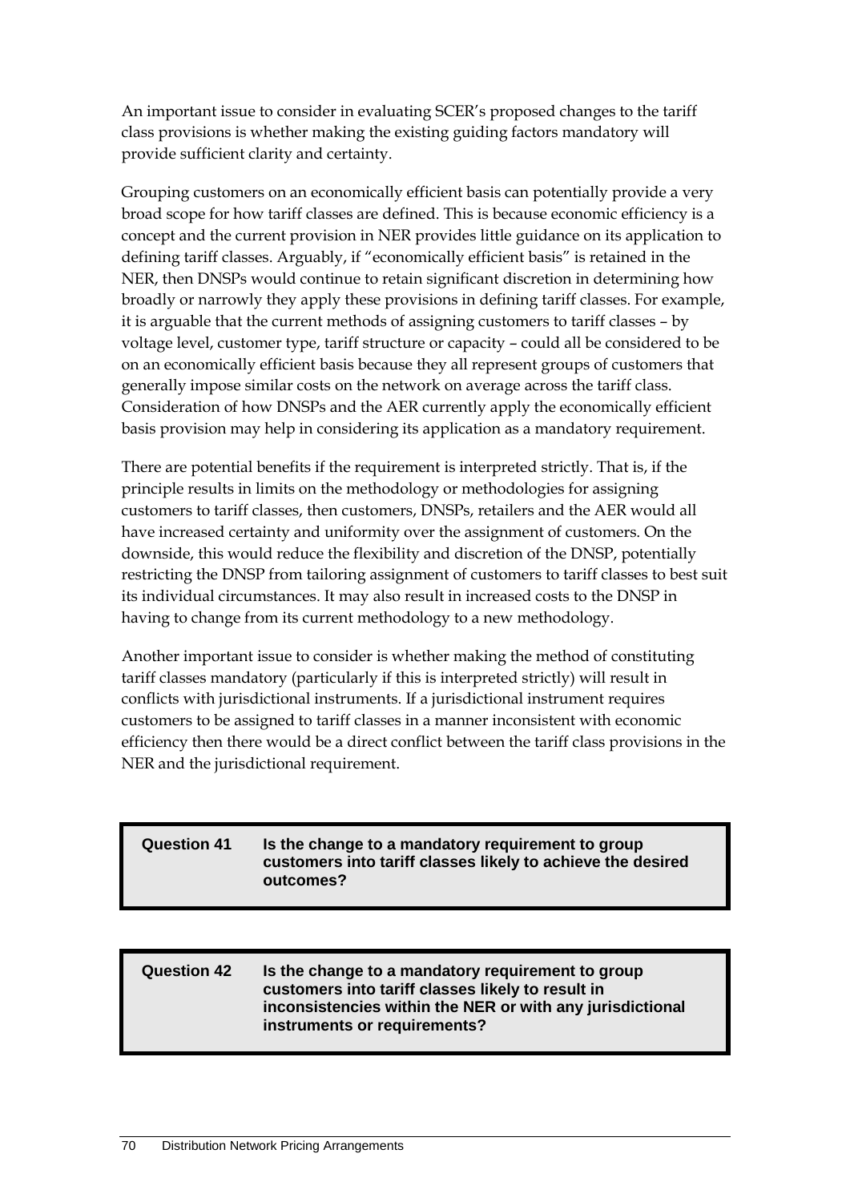An important issue to consider in evaluating SCER's proposed changes to the tariff class provisions is whether making the existing guiding factors mandatory will provide sufficient clarity and certainty.

Grouping customers on an economically efficient basis can potentially provide a very broad scope for how tariff classes are defined. This is because economic efficiency is a concept and the current provision in NER provides little guidance on its application to defining tariff classes. Arguably, if "economically efficient basis" is retained in the NER, then DNSPs would continue to retain significant discretion in determining how broadly or narrowly they apply these provisions in defining tariff classes. For example, it is arguable that the current methods of assigning customers to tariff classes – by voltage level, customer type, tariff structure or capacity – could all be considered to be on an economically efficient basis because they all represent groups of customers that generally impose similar costs on the network on average across the tariff class. Consideration of how DNSPs and the AER currently apply the economically efficient basis provision may help in considering its application as a mandatory requirement.

There are potential benefits if the requirement is interpreted strictly. That is, if the principle results in limits on the methodology or methodologies for assigning customers to tariff classes, then customers, DNSPs, retailers and the AER would all have increased certainty and uniformity over the assignment of customers. On the downside, this would reduce the flexibility and discretion of the DNSP, potentially restricting the DNSP from tailoring assignment of customers to tariff classes to best suit its individual circumstances. It may also result in increased costs to the DNSP in having to change from its current methodology to a new methodology.

Another important issue to consider is whether making the method of constituting tariff classes mandatory (particularly if this is interpreted strictly) will result in conflicts with jurisdictional instruments. If a jurisdictional instrument requires customers to be assigned to tariff classes in a manner inconsistent with economic efficiency then there would be a direct conflict between the tariff class provisions in the NER and the jurisdictional requirement.

**Question 41** **Is the change to a mandatory requirement to group customers into tariff classes likely to achieve the desired outcomes?**

**Question 42** **Is the change to a mandatory requirement to group customers into tariff classes likely to result in inconsistencies within the NER or with any jurisdictional instruments or requirements?**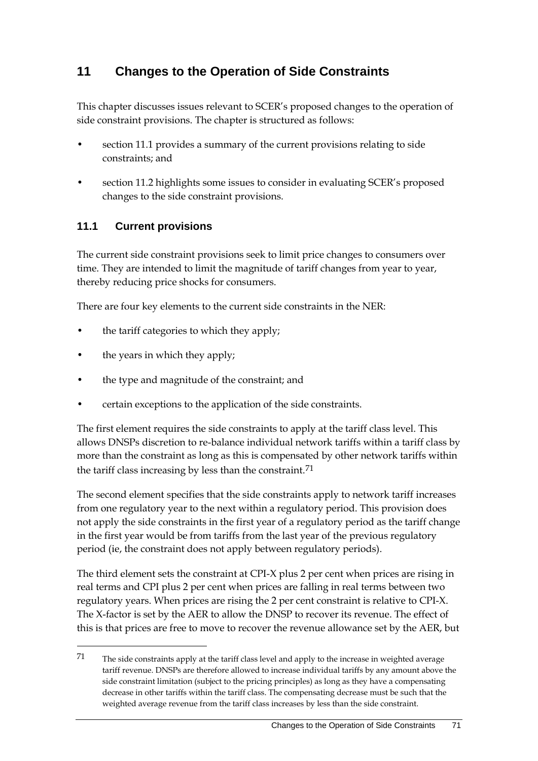# 11 Changes to the Operation of Side Constraints

This chapter discusses issues relevant to SCER's proposed changes to the operation of side constraint provisions. The chapter is structured as follows:

- section 11.1 provides a summary of the current provisions relating to side constraints; and
- section 11.2 highlights some issues to consider in evaluating SCER's proposed changes to the side constraint provisions.

## 11.1 Current provisions

The current side constraint provisions seek to limit price changes to consumers over time. They are intended to limit the magnitude of tariff changes from year to year, thereby reducing price shocks for consumers.

There are four key elements to the current side constraints in the NER:

- the tariff categories to which they apply;
- the years in which they apply;
- the type and magnitude of the constraint; and
- certain exceptions to the application of the side constraints.

The first element requires the side constraints to apply at the tariff class level. This allows DNSPs discretion to re-balance individual network tariffs within a tariff class by more than the constraint as long as this is compensated by other network tariffs within the tariff class increasing by less than the constraint.[71]

The second element specifies that the side constraints apply to network tariff increases from one regulatory year to the next within a regulatory period. This provision does not apply the side constraints in the first year of a regulatory period as the tariff change in the first year would be from tariffs from the last year of the previous regulatory period (ie, the constraint does not apply between regulatory periods).

The third element sets the constraint at CPI-X plus 2 per cent when prices are rising in real terms and CPI plus 2 per cent when prices are falling in real terms between two regulatory years. When prices are rising the 2 per cent constraint is relative to CPI-X. The X-factor is set by the AER to allow the DNSP to recover its revenue. The effect of this is that prices are free to move to recover the revenue allowance set by the AER, but

---

[71] The side constraints apply at the tariff class level and apply to the increase in weighted average tariff revenue. DNSPs are therefore allowed to increase individual tariffs by any amount above the side constraint limitation (subject to the pricing principles) as long as they have a compensating decrease in other tariffs within the tariff class. The compensating decrease must be such that the weighted average revenue from the tariff class increases by less than the side constraint.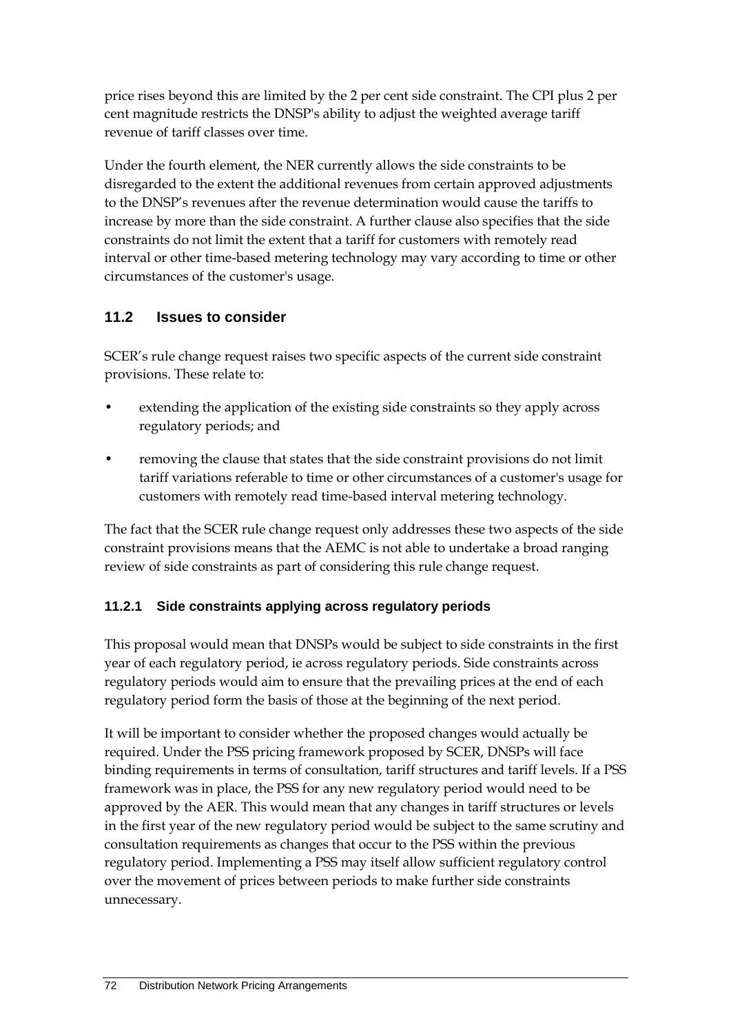price rises beyond this are limited by the 2 per cent side constraint. The CPI plus 2 per cent magnitude restricts the DNSP's ability to adjust the weighted average tariff revenue of tariff classes over time.

Under the fourth element, the NER currently allows the side constraints to be disregarded to the extent the additional revenues from certain approved adjustments to the DNSP's revenues after the revenue determination would cause the tariffs to increase by more than the side constraint. A further clause also specifies that the side constraints do not limit the extent that a tariff for customers with remotely read interval or other time-based metering technology may vary according to time or other circumstances of the customer's usage.

## 11.2 Issues to consider

SCER's rule change request raises two specific aspects of the current side constraint provisions. These relate to:

- extending the application of the existing side constraints so they apply across regulatory periods; and
- removing the clause that states that the side constraint provisions do not limit tariff variations referable to time or other circumstances of a customer's usage for customers with remotely read time-based interval metering technology.

The fact that the SCER rule change request only addresses these two aspects of the side constraint provisions means that the AEMC is not able to undertake a broad ranging review of side constraints as part of considering this rule change request.

### 11.2.1 Side constraints applying across regulatory periods

This proposal would mean that DNSPs would be subject to side constraints in the first year of each regulatory period, ie across regulatory periods. Side constraints across regulatory periods would aim to ensure that the prevailing prices at the end of each regulatory period form the basis of those at the beginning of the next period.

It will be important to consider whether the proposed changes would actually be required. Under the PSS pricing framework proposed by SCER, DNSPs will face binding requirements in terms of consultation, tariff structures and tariff levels. If a PSS framework was in place, the PSS for any new regulatory period would need to be approved by the AER. This would mean that any changes in tariff structures or levels in the first year of the new regulatory period would be subject to the same scrutiny and consultation requirements as changes that occur to the PSS within the previous regulatory period. Implementing a PSS may itself allow sufficient regulatory control over the movement of prices between periods to make further side constraints unnecessary.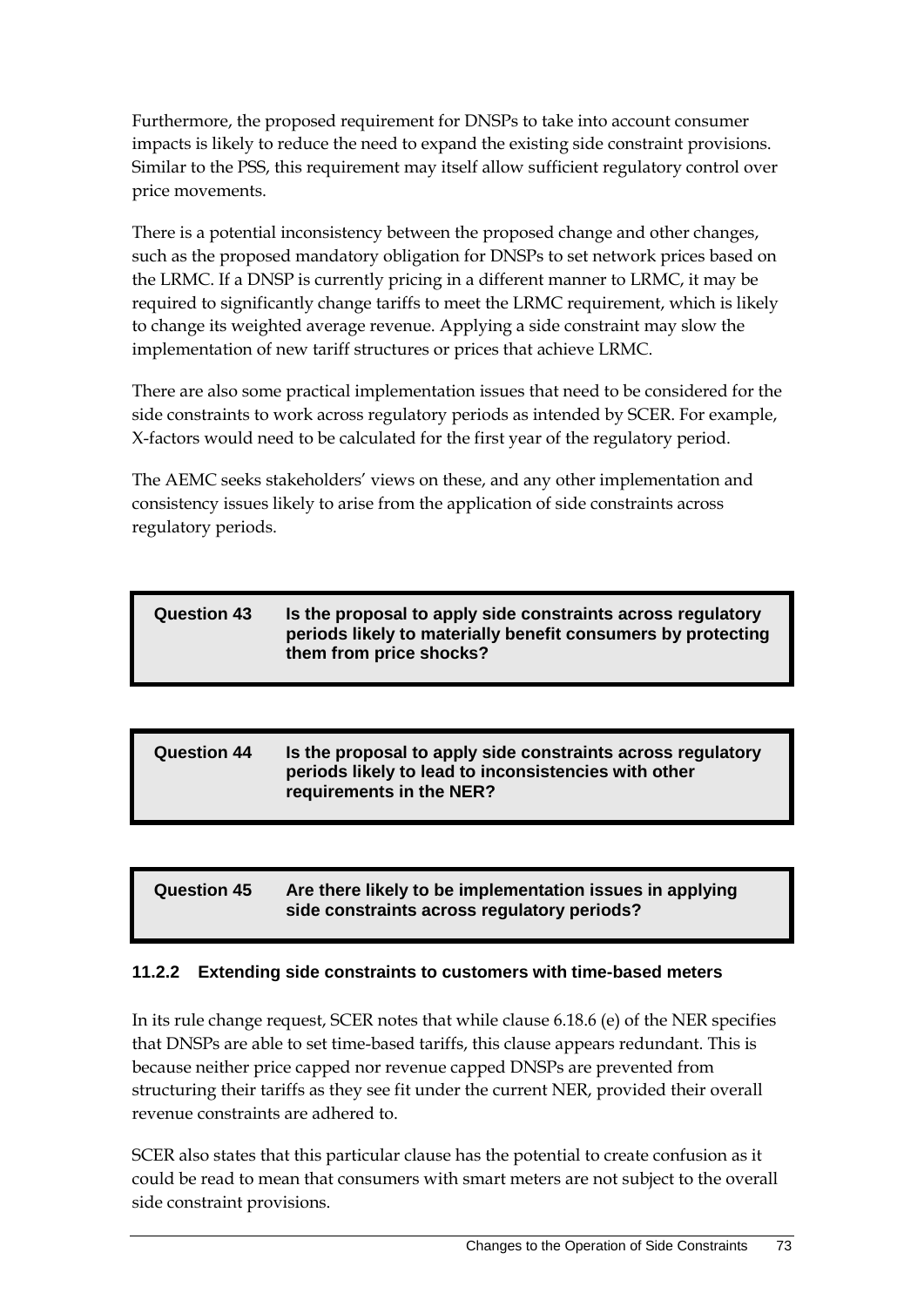Furthermore, the proposed requirement for DNSPs to take into account consumer impacts is likely to reduce the need to expand the existing side constraint provisions. Similar to the PSS, this requirement may itself allow sufficient regulatory control over price movements.

There is a potential inconsistency between the proposed change and other changes, such as the proposed mandatory obligation for DNSPs to set network prices based on the LRMC. If a DNSP is currently pricing in a different manner to LRMC, it may be required to significantly change tariffs to meet the LRMC requirement, which is likely to change its weighted average revenue. Applying a side constraint may slow the implementation of new tariff structures or prices that achieve LRMC.

There are also some practical implementation issues that need to be considered for the side constraints to work across regulatory periods as intended by SCER. For example, X-factors would need to be calculated for the first year of the regulatory period.

The AEMC seeks stakeholders' views on these, and any other implementation and consistency issues likely to arise from the application of side constraints across regulatory periods.

| | |
|---|---|
| **Question 43** | **Is the proposal to apply side constraints across regulatory periods likely to materially benefit consumers by protecting them from price shocks?** |

| | |
|---|---|
| **Question 44** | **Is the proposal to apply side constraints across regulatory periods likely to lead to inconsistencies with other requirements in the NER?** |

| | |
|---|---|
| **Question 45** | **Are there likely to be implementation issues in applying side constraints across regulatory periods?** |

#### 11.2.2 Extending side constraints to customers with time-based meters

In its rule change request, SCER notes that while clause 6.18.6 (e) of the NER specifies that DNSPs are able to set time-based tariffs, this clause appears redundant. This is because neither price capped nor revenue capped DNSPs are prevented from structuring their tariffs as they see fit under the current NER, provided their overall revenue constraints are adhered to.

SCER also states that this particular clause has the potential to create confusion as it could be read to mean that consumers with smart meters are not subject to the overall side constraint provisions.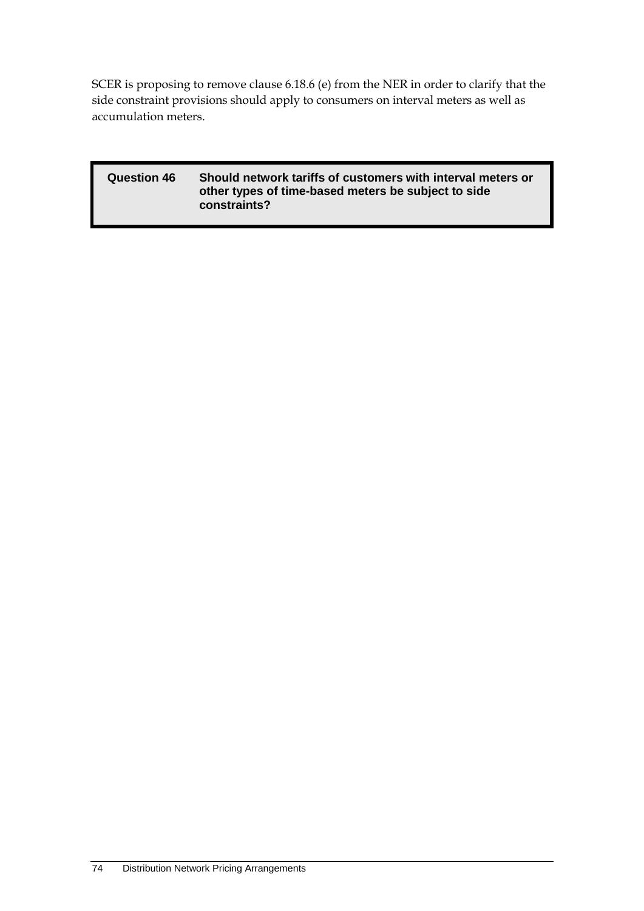SCER is proposing to remove clause 6.18.6 (e) from the NER in order to clarify that the side constraint provisions should apply to consumers on interval meters as well as accumulation meters.

| **Question 46** | **Should network tariffs of customers with interval meters or other types of time-based meters be subject to side constraints?** |
| --- | --- |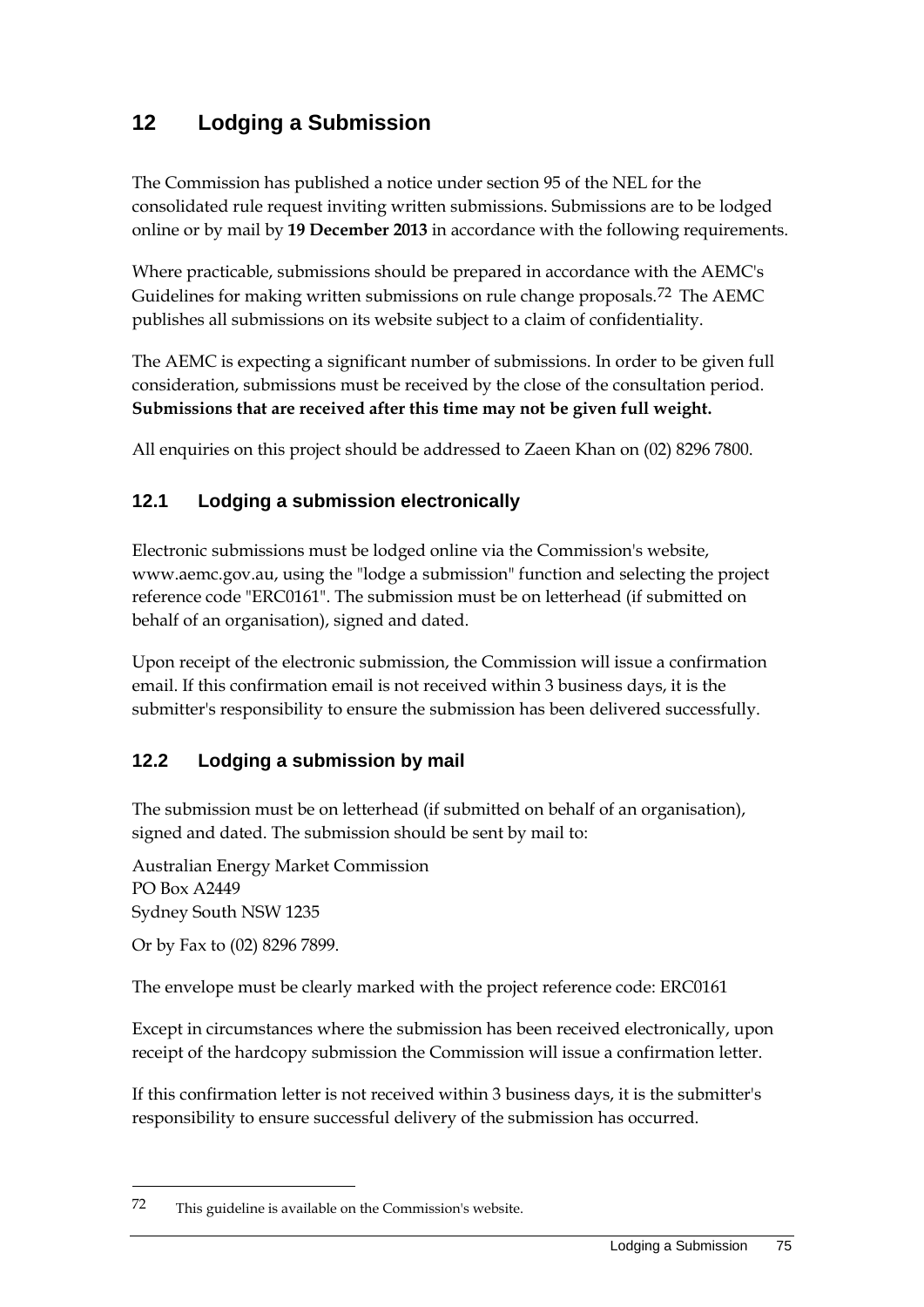# 12 Lodging a Submission

The Commission has published a notice under section 95 of the NEL for the consolidated rule request inviting written submissions. Submissions are to be lodged online or by mail by **19 December 2013** in accordance with the following requirements.

Where practicable, submissions should be prepared in accordance with the AEMC's Guidelines for making written submissions on rule change proposals.[72] The AEMC publishes all submissions on its website subject to a claim of confidentiality.

The AEMC is expecting a significant number of submissions. In order to be given full consideration, submissions must be received by the close of the consultation period. **Submissions that are received after this time may not be given full weight.**

All enquiries on this project should be addressed to Zaeen Khan on (02) 8296 7800.

## 12.1 Lodging a submission electronically

Electronic submissions must be lodged online via the Commission's website, www.aemc.gov.au, using the "lodge a submission" function and selecting the project reference code "ERC0161". The submission must be on letterhead (if submitted on behalf of an organisation), signed and dated.

Upon receipt of the electronic submission, the Commission will issue a confirmation email. If this confirmation email is not received within 3 business days, it is the submitter's responsibility to ensure the submission has been delivered successfully.

## 12.2 Lodging a submission by mail

The submission must be on letterhead (if submitted on behalf of an organisation), signed and dated. The submission should be sent by mail to:

Australian Energy Market Commission
PO Box A2449
Sydney South NSW 1235

Or by Fax to (02) 8296 7899.

The envelope must be clearly marked with the project reference code: ERC0161

Except in circumstances where the submission has been received electronically, upon receipt of the hardcopy submission the Commission will issue a confirmation letter.

If this confirmation letter is not received within 3 business days, it is the submitter's responsibility to ensure successful delivery of the submission has occurred.

---

72 This guideline is available on the Commission's website.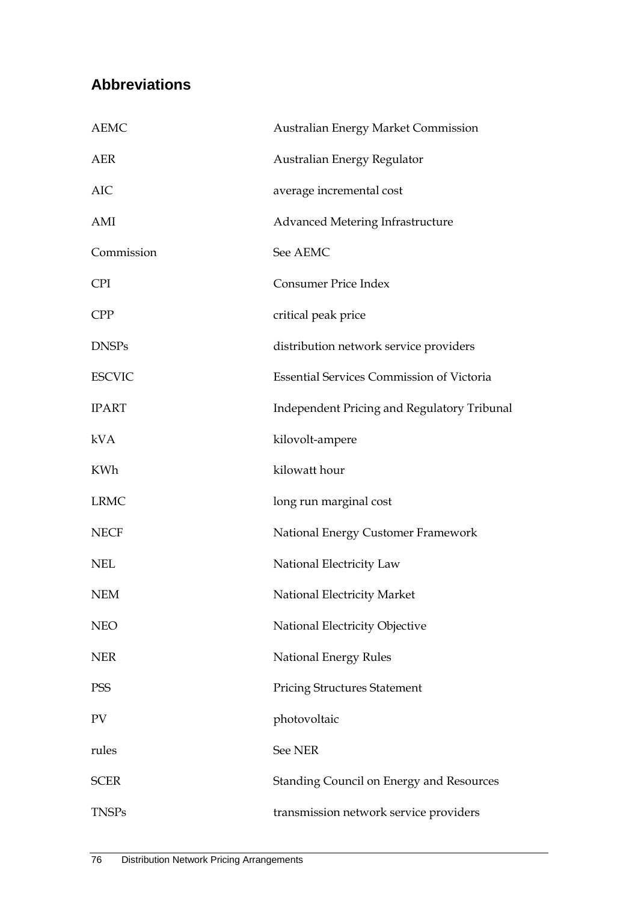## Abbreviations

| | |
|---|---|
| AEMC | Australian Energy Market Commission |
| AER | Australian Energy Regulator |
| AIC | average incremental cost |
| AMI | Advanced Metering Infrastructure |
| Commission | See AEMC |
| CPI | Consumer Price Index |
| CPP | critical peak price |
| DNSPs | distribution network service providers |
| ESCVIC | Essential Services Commission of Victoria |
| IPART | Independent Pricing and Regulatory Tribunal |
| kVA | kilovolt-ampere |
| KWh | kilowatt hour |
| LRMC | long run marginal cost |
| NECF | National Energy Customer Framework |
| NEL | National Electricity Law |
| NEM | National Electricity Market |
| NEO | National Electricity Objective |
| NER | National Energy Rules |
| PSS | Pricing Structures Statement |
| PV | photovoltaic |
| rules | See NER |
| SCER | Standing Council on Energy and Resources |
| TNSPs | transmission network service providers |